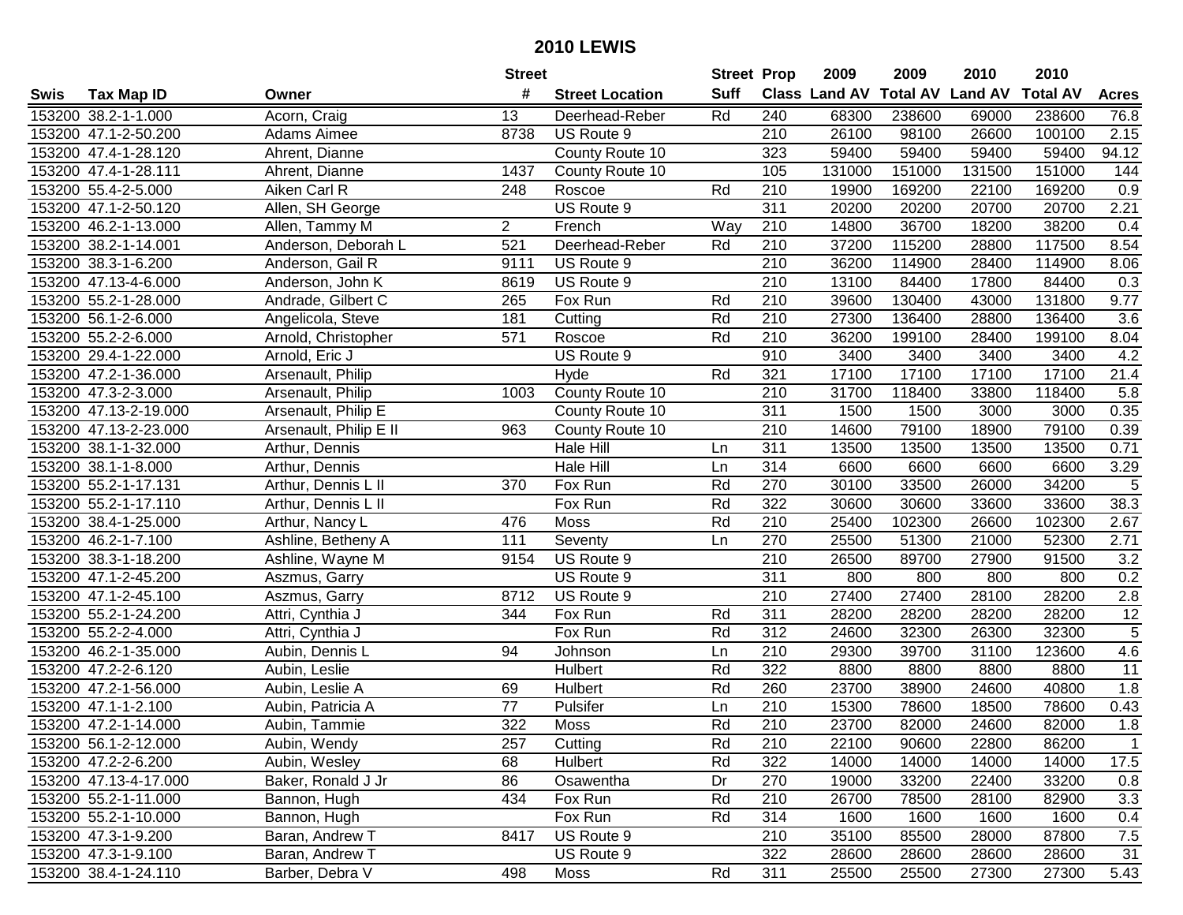# 2010 LEWIS

| Swis | Tax Map ID | Owner | Street # | Street Location | Street Suff | Prop Class | 2009 Land AV | 2009 Total AV | 2010 Land AV | 2010 Total AV | Acres |
|---|---|---|---|---|---|---|---|---|---|---|---|
| 153200 | 38.2-1-1.000 | Acorn, Craig | 13 | Deerhead-Reber | Rd | 240 | 68300 | 238600 | 69000 | 238600 | 76.8 |
| 153200 | 47.1-2-50.200 | Adams Aimee | 8738 | US Route 9 | | 210 | 26100 | 98100 | 26600 | 100100 | 2.15 |
| 153200 | 47.4-1-28.120 | Ahrent, Dianne | | County Route 10 | | 323 | 59400 | 59400 | 59400 | 59400 | 94.12 |
| 153200 | 47.4-1-28.111 | Ahrent, Dianne | 1437 | County Route 10 | | 105 | 131000 | 151000 | 131500 | 151000 | 144 |
| 153200 | 55.4-2-5.000 | Aiken Carl R | 248 | Roscoe | Rd | 210 | 19900 | 169200 | 22100 | 169200 | 0.9 |
| 153200 | 47.1-2-50.120 | Allen, SH George | | US Route 9 | | 311 | 20200 | 20200 | 20700 | 20700 | 2.21 |
| 153200 | 46.2-1-13.000 | Allen, Tammy M | 2 | French | Way | 210 | 14800 | 36700 | 18200 | 38200 | 0.4 |
| 153200 | 38.2-1-14.001 | Anderson, Deborah L | 521 | Deerhead-Reber | Rd | 210 | 37200 | 115200 | 28800 | 117500 | 8.54 |
| 153200 | 38.3-1-6.200 | Anderson, Gail R | 9111 | US Route 9 | | 210 | 36200 | 114900 | 28400 | 114900 | 8.06 |
| 153200 | 47.13-4-6.000 | Anderson, John K | 8619 | US Route 9 | | 210 | 13100 | 84400 | 17800 | 84400 | 0.3 |
| 153200 | 55.2-1-28.000 | Andrade, Gilbert C | 265 | Fox Run | Rd | 210 | 39600 | 130400 | 43000 | 131800 | 9.77 |
| 153200 | 56.1-2-6.000 | Angelicola, Steve | 181 | Cutting | Rd | 210 | 27300 | 136400 | 28800 | 136400 | 3.6 |
| 153200 | 55.2-2-6.000 | Arnold, Christopher | 571 | Roscoe | Rd | 210 | 36200 | 199100 | 28400 | 199100 | 8.04 |
| 153200 | 29.4-1-22.000 | Arnold, Eric J | | US Route 9 | | 910 | 3400 | 3400 | 3400 | 3400 | 4.2 |
| 153200 | 47.2-1-36.000 | Arsenault, Philip | | Hyde | Rd | 321 | 17100 | 17100 | 17100 | 17100 | 21.4 |
| 153200 | 47.3-2-3.000 | Arsenault, Philip | 1003 | County Route 10 | | 210 | 31700 | 118400 | 33800 | 118400 | 5.8 |
| 153200 | 47.13-2-19.000 | Arsenault, Philip E | | County Route 10 | | 311 | 1500 | 1500 | 3000 | 3000 | 0.35 |
| 153200 | 47.13-2-23.000 | Arsenault, Philip E II | 963 | County Route 10 | | 210 | 14600 | 79100 | 18900 | 79100 | 0.39 |
| 153200 | 38.1-1-32.000 | Arthur, Dennis | | Hale Hill | Ln | 311 | 13500 | 13500 | 13500 | 13500 | 0.71 |
| 153200 | 38.1-1-8.000 | Arthur, Dennis | | Hale Hill | Ln | 314 | 6600 | 6600 | 6600 | 6600 | 3.29 |
| 153200 | 55.2-1-17.131 | Arthur, Dennis L II | 370 | Fox Run | Rd | 270 | 30100 | 33500 | 26000 | 34200 | 5 |
| 153200 | 55.2-1-17.110 | Arthur, Dennis L II | | Fox Run | Rd | 322 | 30600 | 30600 | 33600 | 33600 | 38.3 |
| 153200 | 38.4-1-25.000 | Arthur, Nancy L | 476 | Moss | Rd | 210 | 25400 | 102300 | 26600 | 102300 | 2.67 |
| 153200 | 46.2-1-7.100 | Ashline, Betheny A | 111 | Seventy | Ln | 270 | 25500 | 51300 | 21000 | 52300 | 2.71 |
| 153200 | 38.3-1-18.200 | Ashline, Wayne M | 9154 | US Route 9 | | 210 | 26500 | 89700 | 27900 | 91500 | 3.2 |
| 153200 | 47.1-2-45.200 | Aszmus, Garry | | US Route 9 | | 311 | 800 | 800 | 800 | 800 | 0.2 |
| 153200 | 47.1-2-45.100 | Aszmus, Garry | 8712 | US Route 9 | | 210 | 27400 | 27400 | 28100 | 28200 | 2.8 |
| 153200 | 55.2-1-24.200 | Attri, Cynthia J | 344 | Fox Run | Rd | 311 | 28200 | 28200 | 28200 | 28200 | 12 |
| 153200 | 55.2-2-4.000 | Attri, Cynthia J | | Fox Run | Rd | 312 | 24600 | 32300 | 26300 | 32300 | 5 |
| 153200 | 46.2-1-35.000 | Aubin, Dennis L | 94 | Johnson | Ln | 210 | 29300 | 39700 | 31100 | 123600 | 4.6 |
| 153200 | 47.2-2-6.120 | Aubin, Leslie | | Hulbert | Rd | 322 | 8800 | 8800 | 8800 | 8800 | 11 |
| 153200 | 47.2-1-56.000 | Aubin, Leslie A | 69 | Hulbert | Rd | 260 | 23700 | 38900 | 24600 | 40800 | 1.8 |
| 153200 | 47.1-1-2.100 | Aubin, Patricia A | 77 | Pulsifer | Ln | 210 | 15300 | 78600 | 18500 | 78600 | 0.43 |
| 153200 | 47.2-1-14.000 | Aubin, Tammie | 322 | Moss | Rd | 210 | 23700 | 82000 | 24600 | 82000 | 1.8 |
| 153200 | 56.1-2-12.000 | Aubin, Wendy | 257 | Cutting | Rd | 210 | 22100 | 90600 | 22800 | 86200 | 1 |
| 153200 | 47.2-2-6.200 | Aubin, Wesley | 68 | Hulbert | Rd | 322 | 14000 | 14000 | 14000 | 14000 | 17.5 |
| 153200 | 47.13-4-17.000 | Baker, Ronald J Jr | 86 | Osawentha | Dr | 270 | 19000 | 33200 | 22400 | 33200 | 0.8 |
| 153200 | 55.2-1-11.000 | Bannon, Hugh | 434 | Fox Run | Rd | 210 | 26700 | 78500 | 28100 | 82900 | 3.3 |
| 153200 | 55.2-1-10.000 | Bannon, Hugh | | Fox Run | Rd | 314 | 1600 | 1600 | 1600 | 1600 | 0.4 |
| 153200 | 47.3-1-9.200 | Baran, Andrew T | 8417 | US Route 9 | | 210 | 35100 | 85500 | 28000 | 87800 | 7.5 |
| 153200 | 47.3-1-9.100 | Baran, Andrew T | | US Route 9 | | 322 | 28600 | 28600 | 28600 | 28600 | 31 |
| 153200 | 38.4-1-24.110 | Barber, Debra V | 498 | Moss | Rd | 311 | 25500 | 25500 | 27300 | 27300 | 5.43 |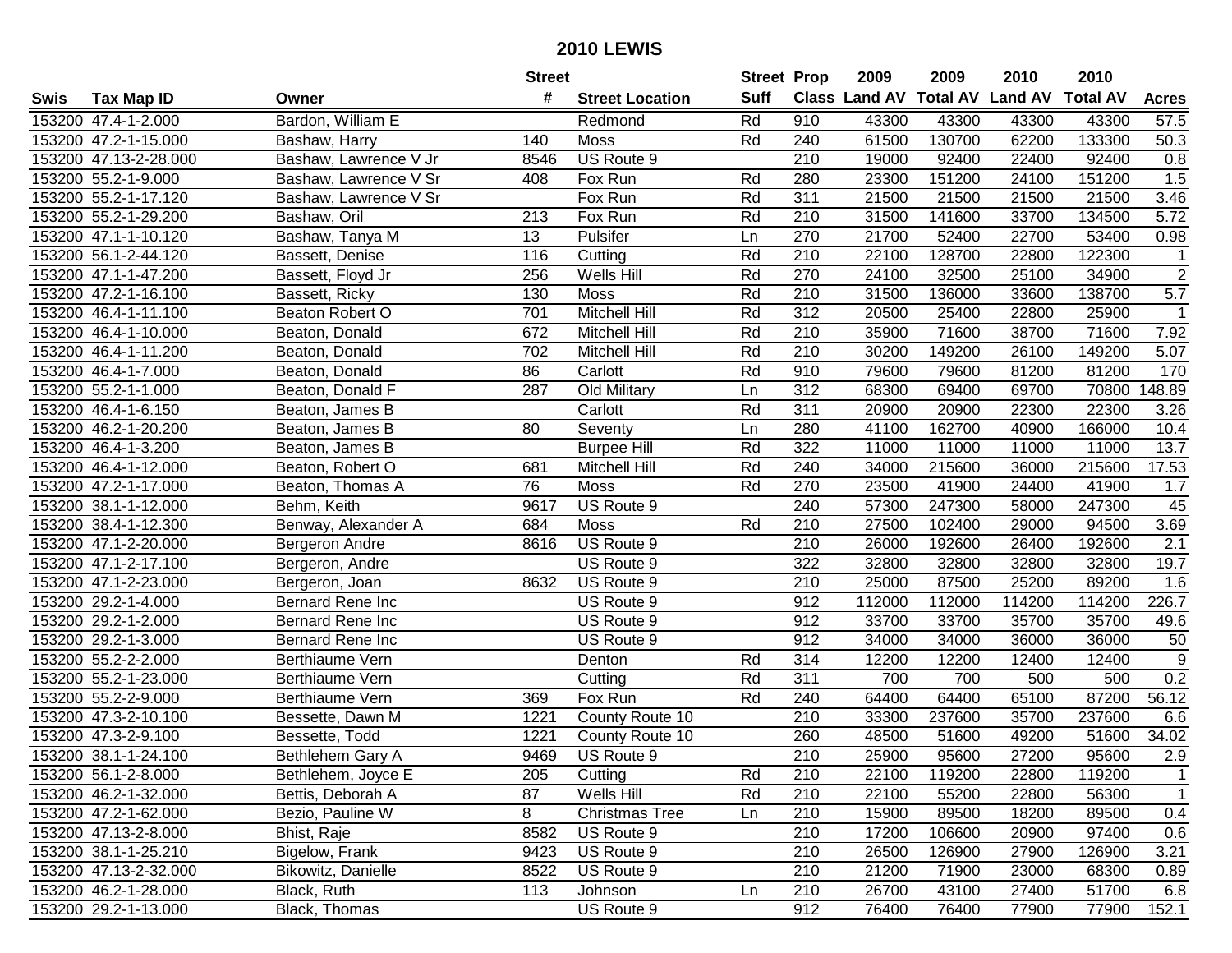# 2010 LEWIS

| Swis | Tax Map ID | Owner | Street # | Street Location | Street Suff | Prop Class | 2009 Land AV | 2009 Total AV | 2010 Land AV | 2010 Total AV | Acres |
|---|---|---|---|---|---|---|---|---|---|---|---|
| 153200 | 47.4-1-2.000 | Bardon, William E | | Redmond | Rd | 910 | 43300 | 43300 | 43300 | 43300 | 57.5 |
| 153200 | 47.2-1-15.000 | Bashaw, Harry | 140 | Moss | Rd | 240 | 61500 | 130700 | 62200 | 133300 | 50.3 |
| 153200 | 47.13-2-28.000 | Bashaw, Lawrence V Jr | 8546 | US Route 9 | | 210 | 19000 | 92400 | 22400 | 92400 | 0.8 |
| 153200 | 55.2-1-9.000 | Bashaw, Lawrence V Sr | 408 | Fox Run | Rd | 280 | 23300 | 151200 | 24100 | 151200 | 1.5 |
| 153200 | 55.2-1-17.120 | Bashaw, Lawrence V Sr | | Fox Run | Rd | 311 | 21500 | 21500 | 21500 | 21500 | 3.46 |
| 153200 | 55.2-1-29.200 | Bashaw, Oril | 213 | Fox Run | Rd | 210 | 31500 | 141600 | 33700 | 134500 | 5.72 |
| 153200 | 47.1-1-10.120 | Bashaw, Tanya M | 13 | Pulsifer | Ln | 270 | 21700 | 52400 | 22700 | 53400 | 0.98 |
| 153200 | 56.1-2-44.120 | Bassett, Denise | 116 | Cutting | Rd | 210 | 22100 | 128700 | 22800 | 122300 | 1 |
| 153200 | 47.1-1-47.200 | Bassett, Floyd Jr | 256 | Wells Hill | Rd | 270 | 24100 | 32500 | 25100 | 34900 | 2 |
| 153200 | 47.2-1-16.100 | Bassett, Ricky | 130 | Moss | Rd | 210 | 31500 | 136000 | 33600 | 138700 | 5.7 |
| 153200 | 46.4-1-11.100 | Beaton Robert O | 701 | Mitchell Hill | Rd | 312 | 20500 | 25400 | 22800 | 25900 | 1 |
| 153200 | 46.4-1-10.000 | Beaton, Donald | 672 | Mitchell Hill | Rd | 210 | 35900 | 71600 | 38700 | 71600 | 7.92 |
| 153200 | 46.4-1-11.200 | Beaton, Donald | 702 | Mitchell Hill | Rd | 210 | 30200 | 149200 | 26100 | 149200 | 5.07 |
| 153200 | 46.4-1-7.000 | Beaton, Donald | 86 | Carlott | Rd | 910 | 79600 | 79600 | 81200 | 81200 | 170 |
| 153200 | 55.2-1-1.000 | Beaton, Donald F | 287 | Old Military | Ln | 312 | 68300 | 69400 | 69700 | 70800 | 148.89 |
| 153200 | 46.4-1-6.150 | Beaton, James B | | Carlott | Rd | 311 | 20900 | 20900 | 22300 | 22300 | 3.26 |
| 153200 | 46.2-1-20.200 | Beaton, James B | 80 | Seventy | Ln | 280 | 41100 | 162700 | 40900 | 166000 | 10.4 |
| 153200 | 46.4-1-3.200 | Beaton, James B | | Burpee Hill | Rd | 322 | 11000 | 11000 | 11000 | 11000 | 13.7 |
| 153200 | 46.4-1-12.000 | Beaton, Robert O | 681 | Mitchell Hill | Rd | 240 | 34000 | 215600 | 36000 | 215600 | 17.53 |
| 153200 | 47.2-1-17.000 | Beaton, Thomas A | 76 | Moss | Rd | 270 | 23500 | 41900 | 24400 | 41900 | 1.7 |
| 153200 | 38.1-1-12.000 | Behm, Keith | 9617 | US Route 9 | | 240 | 57300 | 247300 | 58000 | 247300 | 45 |
| 153200 | 38.4-1-12.300 | Benway, Alexander A | 684 | Moss | Rd | 210 | 27500 | 102400 | 29000 | 94500 | 3.69 |
| 153200 | 47.1-2-20.000 | Bergeron Andre | 8616 | US Route 9 | | 210 | 26000 | 192600 | 26400 | 192600 | 2.1 |
| 153200 | 47.1-2-17.100 | Bergeron, Andre | | US Route 9 | | 322 | 32800 | 32800 | 32800 | 32800 | 19.7 |
| 153200 | 47.1-2-23.000 | Bergeron, Joan | 8632 | US Route 9 | | 210 | 25000 | 87500 | 25200 | 89200 | 1.6 |
| 153200 | 29.2-1-4.000 | Bernard Rene Inc | | US Route 9 | | 912 | 112000 | 112000 | 114200 | 114200 | 226.7 |
| 153200 | 29.2-1-2.000 | Bernard Rene Inc | | US Route 9 | | 912 | 33700 | 33700 | 35700 | 35700 | 49.6 |
| 153200 | 29.2-1-3.000 | Bernard Rene Inc | | US Route 9 | | 912 | 34000 | 34000 | 36000 | 36000 | 50 |
| 153200 | 55.2-2-2.000 | Berthiaume Vern | | Denton | Rd | 314 | 12200 | 12200 | 12400 | 12400 | 9 |
| 153200 | 55.2-1-23.000 | Berthiaume Vern | | Cutting | Rd | 311 | 700 | 700 | 500 | 500 | 0.2 |
| 153200 | 55.2-2-9.000 | Berthiaume Vern | 369 | Fox Run | Rd | 240 | 64400 | 64400 | 65100 | 87200 | 56.12 |
| 153200 | 47.3-2-10.100 | Bessette, Dawn M | 1221 | County Route 10 | | 210 | 33300 | 237600 | 35700 | 237600 | 6.6 |
| 153200 | 47.3-2-9.100 | Bessette, Todd | 1221 | County Route 10 | | 260 | 48500 | 51600 | 49200 | 51600 | 34.02 |
| 153200 | 38.1-1-24.100 | Bethlehem Gary A | 9469 | US Route 9 | | 210 | 25900 | 95600 | 27200 | 95600 | 2.9 |
| 153200 | 56.1-2-8.000 | Bethlehem, Joyce E | 205 | Cutting | Rd | 210 | 22100 | 119200 | 22800 | 119200 | 1 |
| 153200 | 46.2-1-32.000 | Bettis, Deborah A | 87 | Wells Hill | Rd | 210 | 22100 | 55200 | 22800 | 56300 | 1 |
| 153200 | 47.2-1-62.000 | Bezio, Pauline W | 8 | Christmas Tree | Ln | 210 | 15900 | 89500 | 18200 | 89500 | 0.4 |
| 153200 | 47.13-2-8.000 | Bhist, Raje | 8582 | US Route 9 | | 210 | 17200 | 106600 | 20900 | 97400 | 0.6 |
| 153200 | 38.1-1-25.210 | Bigelow, Frank | 9423 | US Route 9 | | 210 | 26500 | 126900 | 27900 | 126900 | 3.21 |
| 153200 | 47.13-2-32.000 | Bikowitz, Danielle | 8522 | US Route 9 | | 210 | 21200 | 71900 | 23000 | 68300 | 0.89 |
| 153200 | 46.2-1-28.000 | Black, Ruth | 113 | Johnson | Ln | 210 | 26700 | 43100 | 27400 | 51700 | 6.8 |
| 153200 | 29.2-1-13.000 | Black, Thomas | | US Route 9 | | 912 | 76400 | 76400 | 77900 | 77900 | 152.1 |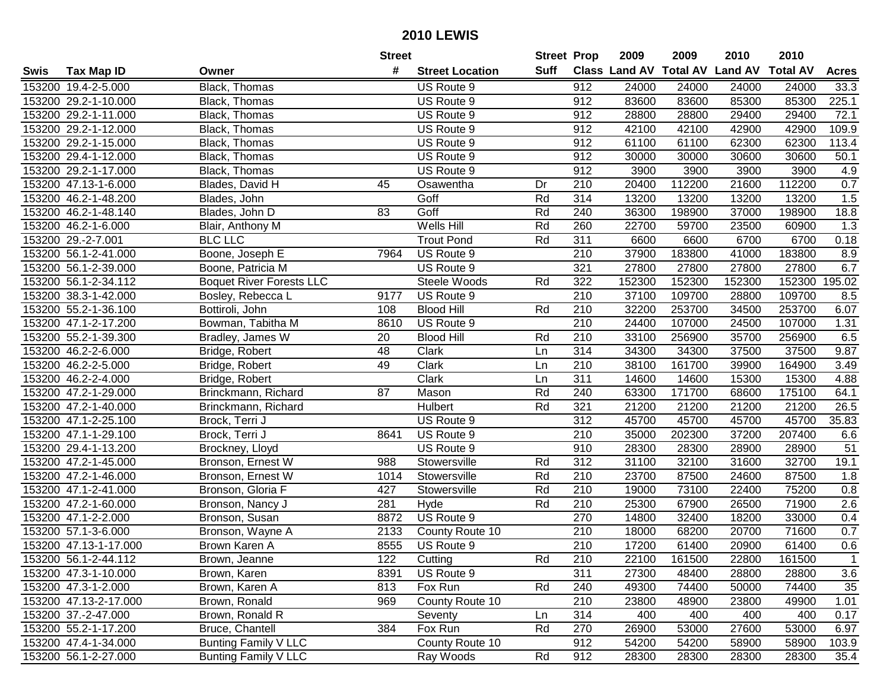# 2010 LEWIS

| Swis | Tax Map ID | Owner | Street # | Street Location | Street Suff | Prop Class | 2009 Land AV | 2009 Total AV | 2010 Land AV | 2010 Total AV | Acres |
|---|---|---|---|---|---|---|---|---|---|---|---|
| 153200 | 19.4-2-5.000 | Black, Thomas | | US Route 9 | | 912 | 24000 | 24000 | 24000 | 24000 | 33.3 |
| 153200 | 29.2-1-10.000 | Black, Thomas | | US Route 9 | | 912 | 83600 | 83600 | 85300 | 85300 | 225.1 |
| 153200 | 29.2-1-11.000 | Black, Thomas | | US Route 9 | | 912 | 28800 | 28800 | 29400 | 29400 | 72.1 |
| 153200 | 29.2-1-12.000 | Black, Thomas | | US Route 9 | | 912 | 42100 | 42100 | 42900 | 42900 | 109.9 |
| 153200 | 29.2-1-15.000 | Black, Thomas | | US Route 9 | | 912 | 61100 | 61100 | 62300 | 62300 | 113.4 |
| 153200 | 29.4-1-12.000 | Black, Thomas | | US Route 9 | | 912 | 30000 | 30000 | 30600 | 30600 | 50.1 |
| 153200 | 29.2-1-17.000 | Black, Thomas | | US Route 9 | | 912 | 3900 | 3900 | 3900 | 3900 | 4.9 |
| 153200 | 47.13-1-6.000 | Blades, David H | 45 | Osawentha | Dr | 210 | 20400 | 112200 | 21600 | 112200 | 0.7 |
| 153200 | 46.2-1-48.200 | Blades, John | | Goff | Rd | 314 | 13200 | 13200 | 13200 | 13200 | 1.5 |
| 153200 | 46.2-1-48.140 | Blades, John D | 83 | Goff | Rd | 240 | 36300 | 198900 | 37000 | 198900 | 18.8 |
| 153200 | 46.2-1-6.000 | Blair, Anthony M | | Wells Hill | Rd | 260 | 22700 | 59700 | 23500 | 60900 | 1.3 |
| 153200 | 29.-2-7.001 | BLC LLC | | Trout Pond | Rd | 311 | 6600 | 6600 | 6700 | 6700 | 0.18 |
| 153200 | 56.1-2-41.000 | Boone, Joseph E | 7964 | US Route 9 | | 210 | 37900 | 183800 | 41000 | 183800 | 8.9 |
| 153200 | 56.1-2-39.000 | Boone, Patricia M | | US Route 9 | | 321 | 27800 | 27800 | 27800 | 27800 | 6.7 |
| 153200 | 56.1-2-34.112 | Boquet River Forests LLC | | Steele Woods | Rd | 322 | 152300 | 152300 | 152300 | 152300 | 195.02 |
| 153200 | 38.3-1-42.000 | Bosley, Rebecca L | 9177 | US Route 9 | | 210 | 37100 | 109700 | 28800 | 109700 | 8.5 |
| 153200 | 55.2-1-36.100 | Bottiroli, John | 108 | Blood Hill | Rd | 210 | 32200 | 253700 | 34500 | 253700 | 6.07 |
| 153200 | 47.1-2-17.200 | Bowman, Tabitha M | 8610 | US Route 9 | | 210 | 24400 | 107000 | 24500 | 107000 | 1.31 |
| 153200 | 55.2-1-39.300 | Bradley, James W | 20 | Blood Hill | Rd | 210 | 33100 | 256900 | 35700 | 256900 | 6.5 |
| 153200 | 46.2-2-6.000 | Bridge, Robert | 48 | Clark | Ln | 314 | 34300 | 34300 | 37500 | 37500 | 9.87 |
| 153200 | 46.2-2-5.000 | Bridge, Robert | 49 | Clark | Ln | 210 | 38100 | 161700 | 39900 | 164900 | 3.49 |
| 153200 | 46.2-2-4.000 | Bridge, Robert | | Clark | Ln | 311 | 14600 | 14600 | 15300 | 15300 | 4.88 |
| 153200 | 47.2-1-29.000 | Brinckmann, Richard | 87 | Mason | Rd | 240 | 63300 | 171700 | 68600 | 175100 | 64.1 |
| 153200 | 47.2-1-40.000 | Brinckmann, Richard | | Hulbert | Rd | 321 | 21200 | 21200 | 21200 | 21200 | 26.5 |
| 153200 | 47.1-2-25.100 | Brock, Terri J | | US Route 9 | | 312 | 45700 | 45700 | 45700 | 45700 | 35.83 |
| 153200 | 47.1-1-29.100 | Brock, Terri J | 8641 | US Route 9 | | 210 | 35000 | 202300 | 37200 | 207400 | 6.6 |
| 153200 | 29.4-1-13.200 | Brockney, Lloyd | | US Route 9 | | 910 | 28300 | 28300 | 28900 | 28900 | 51 |
| 153200 | 47.2-1-45.000 | Bronson, Ernest W | 988 | Stowersville | Rd | 312 | 31100 | 32100 | 31600 | 32700 | 19.1 |
| 153200 | 47.2-1-46.000 | Bronson, Ernest W | 1014 | Stowersville | Rd | 210 | 23700 | 87500 | 24600 | 87500 | 1.8 |
| 153200 | 47.1-2-41.000 | Bronson, Gloria F | 427 | Stowersville | Rd | 210 | 19000 | 73100 | 22400 | 75200 | 0.8 |
| 153200 | 47.2-1-60.000 | Bronson, Nancy J | 281 | Hyde | Rd | 210 | 25300 | 67900 | 26500 | 71900 | 2.6 |
| 153200 | 47.1-2-2.000 | Bronson, Susan | 8872 | US Route 9 | | 270 | 14800 | 32400 | 18200 | 33000 | 0.4 |
| 153200 | 57.1-3-6.000 | Bronson, Wayne A | 2133 | County Route 10 | | 210 | 18000 | 68200 | 20700 | 71600 | 0.7 |
| 153200 | 47.13-1-17.000 | Brown Karen A | 8555 | US Route 9 | | 210 | 17200 | 61400 | 20900 | 61400 | 0.6 |
| 153200 | 56.1-2-44.112 | Brown, Jeanne | 122 | Cutting | Rd | 210 | 22100 | 161500 | 22800 | 161500 | 1 |
| 153200 | 47.3-1-10.000 | Brown, Karen | 8391 | US Route 9 | | 311 | 27300 | 48400 | 28800 | 28800 | 3.6 |
| 153200 | 47.3-1-2.000 | Brown, Karen A | 813 | Fox Run | Rd | 240 | 49300 | 74400 | 50000 | 74400 | 35 |
| 153200 | 47.13-2-17.000 | Brown, Ronald | 969 | County Route 10 | | 210 | 23800 | 48900 | 23800 | 49900 | 1.01 |
| 153200 | 37.-2-47.000 | Brown, Ronald R | | Seventy | Ln | 314 | 400 | 400 | 400 | 400 | 0.17 |
| 153200 | 55.2-1-17.200 | Bruce, Chantell | 384 | Fox Run | Rd | 270 | 26900 | 53000 | 27600 | 53000 | 6.97 |
| 153200 | 47.4-1-34.000 | Bunting Family V LLC | | County Route 10 | | 912 | 54200 | 54200 | 58900 | 58900 | 103.9 |
| 153200 | 56.1-2-27.000 | Bunting Family V LLC | | Ray Woods | Rd | 912 | 28300 | 28300 | 28300 | 28300 | 35.4 |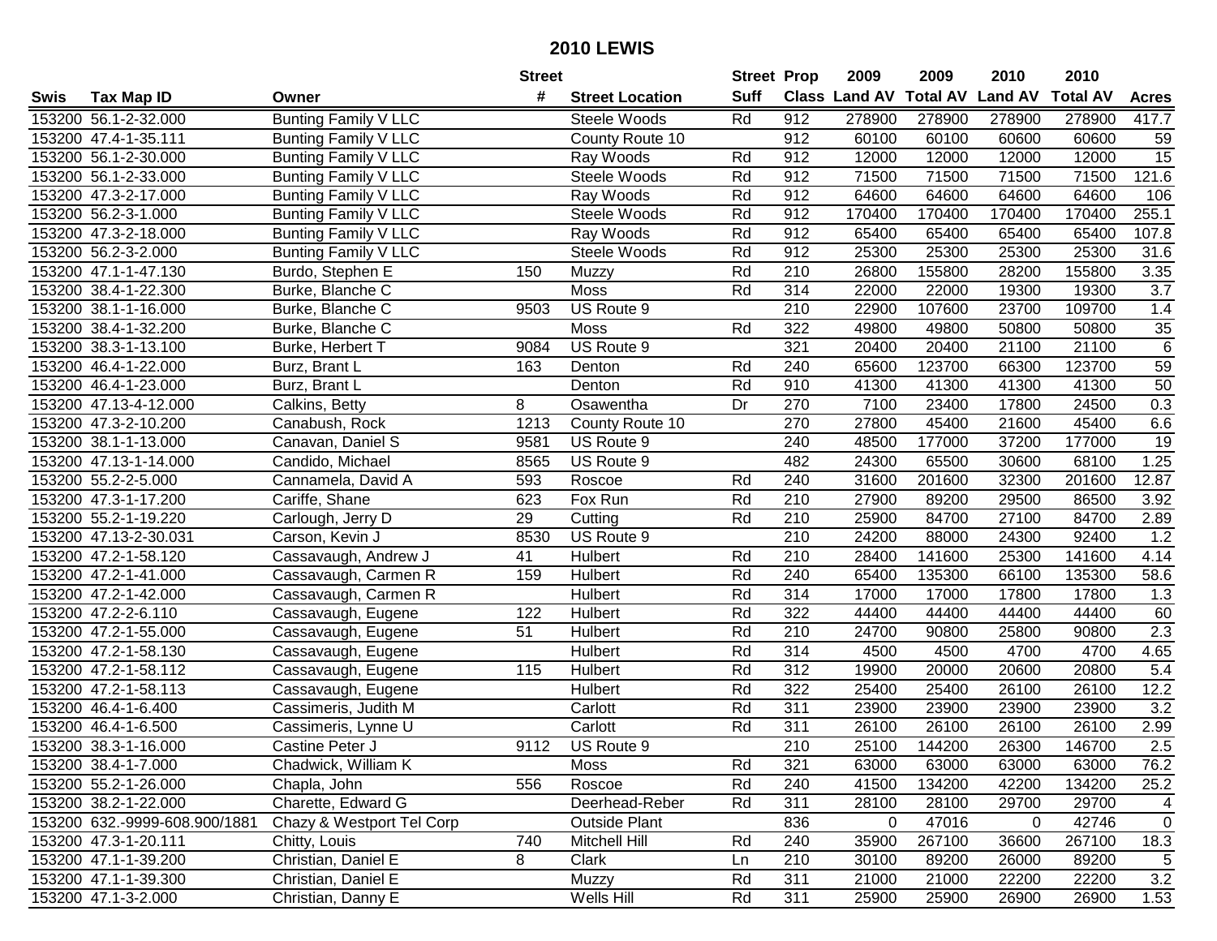# 2010 LEWIS

| Swis | Tax Map ID | Owner | Street # | Street Location | Street Suff | Prop Class | 2009 Land AV | 2009 Total AV | 2010 Land AV | 2010 Total AV | Acres |
|---|---|---|---|---|---|---|---|---|---|---|---|
| 153200 | 56.1-2-32.000 | Bunting Family V LLC | | Steele Woods | Rd | 912 | 278900 | 278900 | 278900 | 278900 | 417.7 |
| 153200 | 47.4-1-35.111 | Bunting Family V LLC | | County Route 10 | | 912 | 60100 | 60100 | 60600 | 60600 | 59 |
| 153200 | 56.1-2-30.000 | Bunting Family V LLC | | Ray Woods | Rd | 912 | 12000 | 12000 | 12000 | 12000 | 15 |
| 153200 | 56.1-2-33.000 | Bunting Family V LLC | | Steele Woods | Rd | 912 | 71500 | 71500 | 71500 | 71500 | 121.6 |
| 153200 | 47.3-2-17.000 | Bunting Family V LLC | | Ray Woods | Rd | 912 | 64600 | 64600 | 64600 | 64600 | 106 |
| 153200 | 56.2-3-1.000 | Bunting Family V LLC | | Steele Woods | Rd | 912 | 170400 | 170400 | 170400 | 170400 | 255.1 |
| 153200 | 47.3-2-18.000 | Bunting Family V LLC | | Ray Woods | Rd | 912 | 65400 | 65400 | 65400 | 65400 | 107.8 |
| 153200 | 56.2-3-2.000 | Bunting Family V LLC | | Steele Woods | Rd | 912 | 25300 | 25300 | 25300 | 25300 | 31.6 |
| 153200 | 47.1-1-47.130 | Burdo, Stephen E | 150 | Muzzy | Rd | 210 | 26800 | 155800 | 28200 | 155800 | 3.35 |
| 153200 | 38.4-1-22.300 | Burke, Blanche C | | Moss | Rd | 314 | 22000 | 22000 | 19300 | 19300 | 3.7 |
| 153200 | 38.1-1-16.000 | Burke, Blanche C | 9503 | US Route 9 | | 210 | 22900 | 107600 | 23700 | 109700 | 1.4 |
| 153200 | 38.4-1-32.200 | Burke, Blanche C | | Moss | Rd | 322 | 49800 | 49800 | 50800 | 50800 | 35 |
| 153200 | 38.3-1-13.100 | Burke, Herbert T | 9084 | US Route 9 | | 321 | 20400 | 20400 | 21100 | 21100 | 6 |
| 153200 | 46.4-1-22.000 | Burz, Brant L | 163 | Denton | Rd | 240 | 65600 | 123700 | 66300 | 123700 | 59 |
| 153200 | 46.4-1-23.000 | Burz, Brant L | | Denton | Rd | 910 | 41300 | 41300 | 41300 | 41300 | 50 |
| 153200 | 47.13-4-12.000 | Calkins, Betty | 8 | Osawentha | Dr | 270 | 7100 | 23400 | 17800 | 24500 | 0.3 |
| 153200 | 47.3-2-10.200 | Canabush, Rock | 1213 | County Route 10 | | 270 | 27800 | 45400 | 21600 | 45400 | 6.6 |
| 153200 | 38.1-1-13.000 | Canavan, Daniel S | 9581 | US Route 9 | | 240 | 48500 | 177000 | 37200 | 177000 | 19 |
| 153200 | 47.13-1-14.000 | Candido, Michael | 8565 | US Route 9 | | 482 | 24300 | 65500 | 30600 | 68100 | 1.25 |
| 153200 | 55.2-2-5.000 | Cannamela, David A | 593 | Roscoe | Rd | 240 | 31600 | 201600 | 32300 | 201600 | 12.87 |
| 153200 | 47.3-1-17.200 | Cariffe, Shane | 623 | Fox Run | Rd | 210 | 27900 | 89200 | 29500 | 86500 | 3.92 |
| 153200 | 55.2-1-19.220 | Carlough, Jerry D | 29 | Cutting | Rd | 210 | 25900 | 84700 | 27100 | 84700 | 2.89 |
| 153200 | 47.13-2-30.031 | Carson, Kevin J | 8530 | US Route 9 | | 210 | 24200 | 88000 | 24300 | 92400 | 1.2 |
| 153200 | 47.2-1-58.120 | Cassavaugh, Andrew J | 41 | Hulbert | Rd | 210 | 28400 | 141600 | 25300 | 141600 | 4.14 |
| 153200 | 47.2-1-41.000 | Cassavaugh, Carmen R | 159 | Hulbert | Rd | 240 | 65400 | 135300 | 66100 | 135300 | 58.6 |
| 153200 | 47.2-1-42.000 | Cassavaugh, Carmen R | | Hulbert | Rd | 314 | 17000 | 17000 | 17800 | 17800 | 1.3 |
| 153200 | 47.2-2-6.110 | Cassavaugh, Eugene | 122 | Hulbert | Rd | 322 | 44400 | 44400 | 44400 | 44400 | 60 |
| 153200 | 47.2-1-55.000 | Cassavaugh, Eugene | 51 | Hulbert | Rd | 210 | 24700 | 90800 | 25800 | 90800 | 2.3 |
| 153200 | 47.2-1-58.130 | Cassavaugh, Eugene | | Hulbert | Rd | 314 | 4500 | 4500 | 4700 | 4700 | 4.65 |
| 153200 | 47.2-1-58.112 | Cassavaugh, Eugene | 115 | Hulbert | Rd | 312 | 19900 | 20000 | 20600 | 20800 | 5.4 |
| 153200 | 47.2-1-58.113 | Cassavaugh, Eugene | | Hulbert | Rd | 322 | 25400 | 25400 | 26100 | 26100 | 12.2 |
| 153200 | 46.4-1-6.400 | Cassimeris, Judith M | | Carlott | Rd | 311 | 23900 | 23900 | 23900 | 23900 | 3.2 |
| 153200 | 46.4-1-6.500 | Cassimeris, Lynne U | | Carlott | Rd | 311 | 26100 | 26100 | 26100 | 26100 | 2.99 |
| 153200 | 38.3-1-16.000 | Castine Peter J | 9112 | US Route 9 | | 210 | 25100 | 144200 | 26300 | 146700 | 2.5 |
| 153200 | 38.4-1-7.000 | Chadwick, William K | | Moss | Rd | 321 | 63000 | 63000 | 63000 | 63000 | 76.2 |
| 153200 | 55.2-1-26.000 | Chapla, John | 556 | Roscoe | Rd | 240 | 41500 | 134200 | 42200 | 134200 | 25.2 |
| 153200 | 38.2-1-22.000 | Charette, Edward G | | Deerhead-Reber | Rd | 311 | 28100 | 28100 | 29700 | 29700 | 4 |
| 153200 | 632.-9999-608.900/1881 | Chazy & Westport Tel Corp | | Outside Plant | | 836 | 0 | 47016 | 0 | 42746 | 0 |
| 153200 | 47.3-1-20.111 | Chitty, Louis | 740 | Mitchell Hill | Rd | 240 | 35900 | 267100 | 36600 | 267100 | 18.3 |
| 153200 | 47.1-1-39.200 | Christian, Daniel E | 8 | Clark | Ln | 210 | 30100 | 89200 | 26000 | 89200 | 5 |
| 153200 | 47.1-1-39.300 | Christian, Daniel E | | Muzzy | Rd | 311 | 21000 | 21000 | 22200 | 22200 | 3.2 |
| 153200 | 47.1-3-2.000 | Christian, Danny E | | Wells Hill | Rd | 311 | 25900 | 25900 | 26900 | 26900 | 1.53 |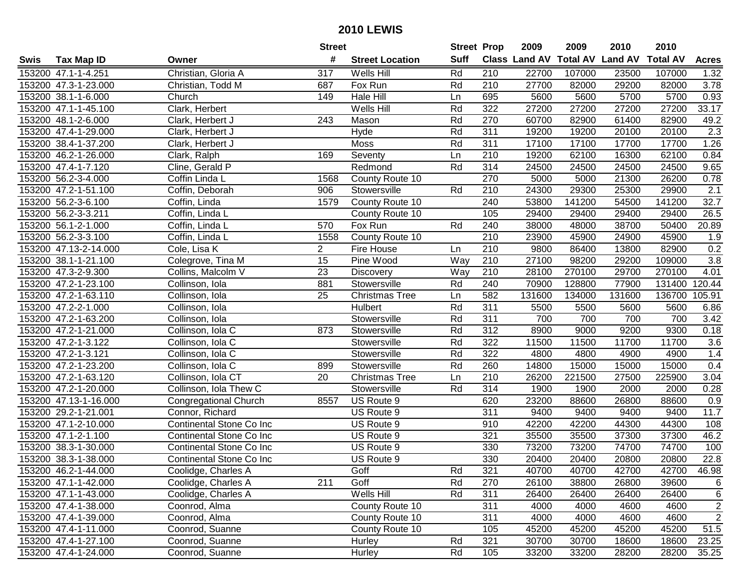# 2010 LEWIS

| Swis | Tax Map ID | Owner | Street # | Street Location | Street Suff | Prop Class | 2009 Land AV | 2009 Total AV | 2010 Land AV | 2010 Total AV | Acres |
|---|---|---|---|---|---|---|---|---|---|---|---|
| 153200 | 47.1-1-4.251 | Christian, Gloria A | 317 | Wells Hill | Rd | 210 | 22700 | 107000 | 23500 | 107000 | 1.32 |
| 153200 | 47.3-1-23.000 | Christian, Todd M | 687 | Fox Run | Rd | 210 | 27700 | 82000 | 29200 | 82000 | 3.78 |
| 153200 | 38.1-1-6.000 | Church | 149 | Hale Hill | Ln | 695 | 5600 | 5600 | 5700 | 5700 | 0.93 |
| 153200 | 47.1-1-45.100 | Clark, Herbert | | Wells Hill | Rd | 322 | 27200 | 27200 | 27200 | 27200 | 33.17 |
| 153200 | 48.1-2-6.000 | Clark, Herbert J | 243 | Mason | Rd | 270 | 60700 | 82900 | 61400 | 82900 | 49.2 |
| 153200 | 47.4-1-29.000 | Clark, Herbert J | | Hyde | Rd | 311 | 19200 | 19200 | 20100 | 20100 | 2.3 |
| 153200 | 38.4-1-37.200 | Clark, Herbert J | | Moss | Rd | 311 | 17100 | 17100 | 17700 | 17700 | 1.26 |
| 153200 | 46.2-1-26.000 | Clark, Ralph | 169 | Seventy | Ln | 210 | 19200 | 62100 | 16300 | 62100 | 0.84 |
| 153200 | 47.4-1-7.120 | Cline, Gerald P | | Redmond | Rd | 314 | 24500 | 24500 | 24500 | 24500 | 9.65 |
| 153200 | 56.2-3-4.000 | Coffin Linda L | 1568 | County Route 10 | | 270 | 5000 | 5000 | 21300 | 26200 | 0.78 |
| 153200 | 47.2-1-51.100 | Coffin, Deborah | 906 | Stowersville | Rd | 210 | 24300 | 29300 | 25300 | 29900 | 2.1 |
| 153200 | 56.2-3-6.100 | Coffin, Linda | 1579 | County Route 10 | | 240 | 53800 | 141200 | 54500 | 141200 | 32.7 |
| 153200 | 56.2-3-3.211 | Coffin, Linda L | | County Route 10 | | 105 | 29400 | 29400 | 29400 | 29400 | 26.5 |
| 153200 | 56.1-2-1.000 | Coffin, Linda L | 570 | Fox Run | Rd | 240 | 38000 | 48000 | 38700 | 50400 | 20.89 |
| 153200 | 56.2-3-3.100 | Coffin, Linda L | 1558 | County Route 10 | | 210 | 23900 | 45900 | 24900 | 45900 | 1.9 |
| 153200 | 47.13-2-14.000 | Cole, Lisa K | 2 | Fire House | Ln | 210 | 9800 | 86400 | 13800 | 82900 | 0.2 |
| 153200 | 38.1-1-21.100 | Colegrove, Tina M | 15 | Pine Wood | Way | 210 | 27100 | 98200 | 29200 | 109000 | 3.8 |
| 153200 | 47.3-2-9.300 | Collins, Malcolm V | 23 | Discovery | Way | 210 | 28100 | 270100 | 29700 | 270100 | 4.01 |
| 153200 | 47.2-1-23.100 | Collinson, Iola | 881 | Stowersville | Rd | 240 | 70900 | 128800 | 77900 | 131400 | 120.44 |
| 153200 | 47.2-1-63.110 | Collinson, Iola | 25 | Christmas Tree | Ln | 582 | 131600 | 134000 | 131600 | 136700 | 105.91 |
| 153200 | 47.2-2-1.000 | Collinson, Iola | | Hulbert | Rd | 311 | 5500 | 5500 | 5600 | 5600 | 6.86 |
| 153200 | 47.2-1-63.200 | Collinson, Iola | | Stowersville | Rd | 311 | 700 | 700 | 700 | 700 | 3.42 |
| 153200 | 47.2-1-21.000 | Collinson, Iola C | 873 | Stowersville | Rd | 312 | 8900 | 9000 | 9200 | 9300 | 0.18 |
| 153200 | 47.2-1-3.122 | Collinson, Iola C | | Stowersville | Rd | 322 | 11500 | 11500 | 11700 | 11700 | 3.6 |
| 153200 | 47.2-1-3.121 | Collinson, Iola C | | Stowersville | Rd | 322 | 4800 | 4800 | 4900 | 4900 | 1.4 |
| 153200 | 47.2-1-23.200 | Collinson, Iola C | 899 | Stowersville | Rd | 260 | 14800 | 15000 | 15000 | 15000 | 0.4 |
| 153200 | 47.2-1-63.120 | Collinson, Iola CT | 20 | Christmas Tree | Ln | 210 | 26200 | 221500 | 27500 | 225900 | 3.04 |
| 153200 | 47.2-1-20.000 | Collinson, Iola Thew C | | Stowersville | Rd | 314 | 1900 | 1900 | 2000 | 2000 | 0.28 |
| 153200 | 47.13-1-16.000 | Congregational Church | 8557 | US Route 9 | | 620 | 23200 | 88600 | 26800 | 88600 | 0.9 |
| 153200 | 29.2-1-21.001 | Connor, Richard | | US Route 9 | | 311 | 9400 | 9400 | 9400 | 9400 | 11.7 |
| 153200 | 47.1-2-10.000 | Continental Stone Co Inc | | US Route 9 | | 910 | 42200 | 42200 | 44300 | 44300 | 108 |
| 153200 | 47.1-2-1.100 | Continental Stone Co Inc | | US Route 9 | | 321 | 35500 | 35500 | 37300 | 37300 | 46.2 |
| 153200 | 38.3-1-30.000 | Continental Stone Co Inc | | US Route 9 | | 330 | 73200 | 73200 | 74700 | 74700 | 100 |
| 153200 | 38.3-1-38.000 | Continental Stone Co Inc | | US Route 9 | | 330 | 20400 | 20400 | 20800 | 20800 | 22.8 |
| 153200 | 46.2-1-44.000 | Coolidge, Charles A | | Goff | Rd | 321 | 40700 | 40700 | 42700 | 42700 | 46.98 |
| 153200 | 47.1-1-42.000 | Coolidge, Charles A | 211 | Goff | Rd | 270 | 26100 | 38800 | 26800 | 39600 | 6 |
| 153200 | 47.1-1-43.000 | Coolidge, Charles A | | Wells Hill | Rd | 311 | 26400 | 26400 | 26400 | 26400 | 6 |
| 153200 | 47.4-1-38.000 | Coonrod, Alma | | County Route 10 | | 311 | 4000 | 4000 | 4600 | 4600 | 2 |
| 153200 | 47.4-1-39.000 | Coonrod, Alma | | County Route 10 | | 311 | 4000 | 4000 | 4600 | 4600 | 2 |
| 153200 | 47.4-1-11.000 | Coonrod, Suanne | | County Route 10 | | 105 | 45200 | 45200 | 45200 | 45200 | 51.5 |
| 153200 | 47.4-1-27.100 | Coonrod, Suanne | | Hurley | Rd | 321 | 30700 | 30700 | 18600 | 18600 | 23.25 |
| 153200 | 47.4-1-24.000 | Coonrod, Suanne | | Hurley | Rd | 105 | 33200 | 33200 | 28200 | 28200 | 35.25 |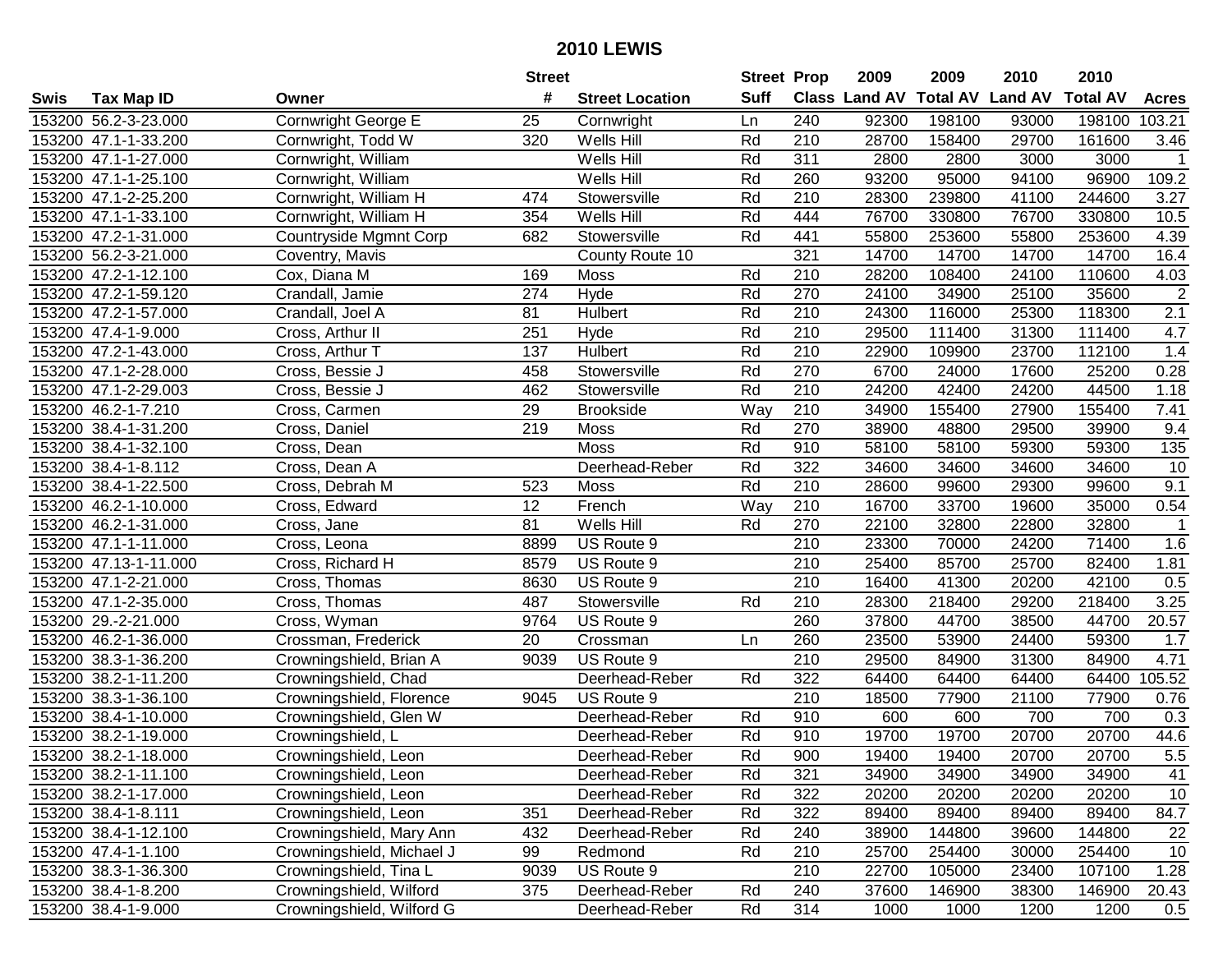# 2010 LEWIS

| Swis | Tax Map ID | Owner | Street # | Street Location | Street Suff | Prop Class | 2009 Land AV | 2009 Total AV | 2010 Land AV | 2010 Total AV | Acres |
|---|---|---|---|---|---|---|---|---|---|---|---|
| 153200 | 56.2-3-23.000 | Cornwright George E | 25 | Cornwright | Ln | 240 | 92300 | 198100 | 93000 | 198100 | 103.21 |
| 153200 | 47.1-1-33.200 | Cornwright, Todd W | 320 | Wells Hill | Rd | 210 | 28700 | 158400 | 29700 | 161600 | 3.46 |
| 153200 | 47.1-1-27.000 | Cornwright, William | | Wells Hill | Rd | 311 | 2800 | 2800 | 3000 | 3000 | 1 |
| 153200 | 47.1-1-25.100 | Cornwright, William | | Wells Hill | Rd | 260 | 93200 | 95000 | 94100 | 96900 | 109.2 |
| 153200 | 47.1-2-25.200 | Cornwright, William H | 474 | Stowersville | Rd | 210 | 28300 | 239800 | 41100 | 244600 | 3.27 |
| 153200 | 47.1-1-33.100 | Cornwright, William H | 354 | Wells Hill | Rd | 444 | 76700 | 330800 | 76700 | 330800 | 10.5 |
| 153200 | 47.2-1-31.000 | Countryside Mgmnt Corp | 682 | Stowersville | Rd | 441 | 55800 | 253600 | 55800 | 253600 | 4.39 |
| 153200 | 56.2-3-21.000 | Coventry, Mavis | | County Route 10 | | 321 | 14700 | 14700 | 14700 | 14700 | 16.4 |
| 153200 | 47.2-1-12.100 | Cox, Diana M | 169 | Moss | Rd | 210 | 28200 | 108400 | 24100 | 110600 | 4.03 |
| 153200 | 47.2-1-59.120 | Crandall, Jamie | 274 | Hyde | Rd | 270 | 24100 | 34900 | 25100 | 35600 | 2 |
| 153200 | 47.2-1-57.000 | Crandall, Joel A | 81 | Hulbert | Rd | 210 | 24300 | 116000 | 25300 | 118300 | 2.1 |
| 153200 | 47.4-1-9.000 | Cross, Arthur II | 251 | Hyde | Rd | 210 | 29500 | 111400 | 31300 | 111400 | 4.7 |
| 153200 | 47.2-1-43.000 | Cross, Arthur T | 137 | Hulbert | Rd | 210 | 22900 | 109900 | 23700 | 112100 | 1.4 |
| 153200 | 47.1-2-28.000 | Cross, Bessie J | 458 | Stowersville | Rd | 270 | 6700 | 24000 | 17600 | 25200 | 0.28 |
| 153200 | 47.1-2-29.003 | Cross, Bessie J | 462 | Stowersville | Rd | 210 | 24200 | 42400 | 24200 | 44500 | 1.18 |
| 153200 | 46.2-1-7.210 | Cross, Carmen | 29 | Brookside | Way | 210 | 34900 | 155400 | 27900 | 155400 | 7.41 |
| 153200 | 38.4-1-31.200 | Cross, Daniel | 219 | Moss | Rd | 270 | 38900 | 48800 | 29500 | 39900 | 9.4 |
| 153200 | 38.4-1-32.100 | Cross, Dean | | Moss | Rd | 910 | 58100 | 58100 | 59300 | 59300 | 135 |
| 153200 | 38.4-1-8.112 | Cross, Dean A | | Deerhead-Reber | Rd | 322 | 34600 | 34600 | 34600 | 34600 | 10 |
| 153200 | 38.4-1-22.500 | Cross, Debrah M | 523 | Moss | Rd | 210 | 28600 | 99600 | 29300 | 99600 | 9.1 |
| 153200 | 46.2-1-10.000 | Cross, Edward | 12 | French | Way | 210 | 16700 | 33700 | 19600 | 35000 | 0.54 |
| 153200 | 46.2-1-31.000 | Cross, Jane | 81 | Wells Hill | Rd | 270 | 22100 | 32800 | 22800 | 32800 | 1 |
| 153200 | 47.1-1-11.000 | Cross, Leona | 8899 | US Route 9 | | 210 | 23300 | 70000 | 24200 | 71400 | 1.6 |
| 153200 | 47.13-1-11.000 | Cross, Richard H | 8579 | US Route 9 | | 210 | 25400 | 85700 | 25700 | 82400 | 1.81 |
| 153200 | 47.1-2-21.000 | Cross, Thomas | 8630 | US Route 9 | | 210 | 16400 | 41300 | 20200 | 42100 | 0.5 |
| 153200 | 47.1-2-35.000 | Cross, Thomas | 487 | Stowersville | Rd | 210 | 28300 | 218400 | 29200 | 218400 | 3.25 |
| 153200 | 29.-2-21.000 | Cross, Wyman | 9764 | US Route 9 | | 260 | 37800 | 44700 | 38500 | 44700 | 20.57 |
| 153200 | 46.2-1-36.000 | Crossman, Frederick | 20 | Crossman | Ln | 260 | 23500 | 53900 | 24400 | 59300 | 1.7 |
| 153200 | 38.3-1-36.200 | Crowningshield, Brian A | 9039 | US Route 9 | | 210 | 29500 | 84900 | 31300 | 84900 | 4.71 |
| 153200 | 38.2-1-11.200 | Crowningshield, Chad | | Deerhead-Reber | Rd | 322 | 64400 | 64400 | 64400 | 64400 | 105.52 |
| 153200 | 38.3-1-36.100 | Crowningshield, Florence | 9045 | US Route 9 | | 210 | 18500 | 77900 | 21100 | 77900 | 0.76 |
| 153200 | 38.4-1-10.000 | Crowningshield, Glen W | | Deerhead-Reber | Rd | 910 | 600 | 600 | 700 | 700 | 0.3 |
| 153200 | 38.2-1-19.000 | Crowningshield, L | | Deerhead-Reber | Rd | 910 | 19700 | 19700 | 20700 | 20700 | 44.6 |
| 153200 | 38.2-1-18.000 | Crowningshield, Leon | | Deerhead-Reber | Rd | 900 | 19400 | 19400 | 20700 | 20700 | 5.5 |
| 153200 | 38.2-1-11.100 | Crowningshield, Leon | | Deerhead-Reber | Rd | 321 | 34900 | 34900 | 34900 | 34900 | 41 |
| 153200 | 38.2-1-17.000 | Crowningshield, Leon | | Deerhead-Reber | Rd | 322 | 20200 | 20200 | 20200 | 20200 | 10 |
| 153200 | 38.4-1-8.111 | Crowningshield, Leon | 351 | Deerhead-Reber | Rd | 322 | 89400 | 89400 | 89400 | 89400 | 84.7 |
| 153200 | 38.4-1-12.100 | Crowningshield, Mary Ann | 432 | Deerhead-Reber | Rd | 240 | 38900 | 144800 | 39600 | 144800 | 22 |
| 153200 | 47.4-1-1.100 | Crowningshield, Michael J | 99 | Redmond | Rd | 210 | 25700 | 254400 | 30000 | 254400 | 10 |
| 153200 | 38.3-1-36.300 | Crowningshield, Tina L | 9039 | US Route 9 | | 210 | 22700 | 105000 | 23400 | 107100 | 1.28 |
| 153200 | 38.4-1-8.200 | Crowningshield, Wilford | 375 | Deerhead-Reber | Rd | 240 | 37600 | 146900 | 38300 | 146900 | 20.43 |
| 153200 | 38.4-1-9.000 | Crowningshield, Wilford G | | Deerhead-Reber | Rd | 314 | 1000 | 1000 | 1200 | 1200 | 0.5 |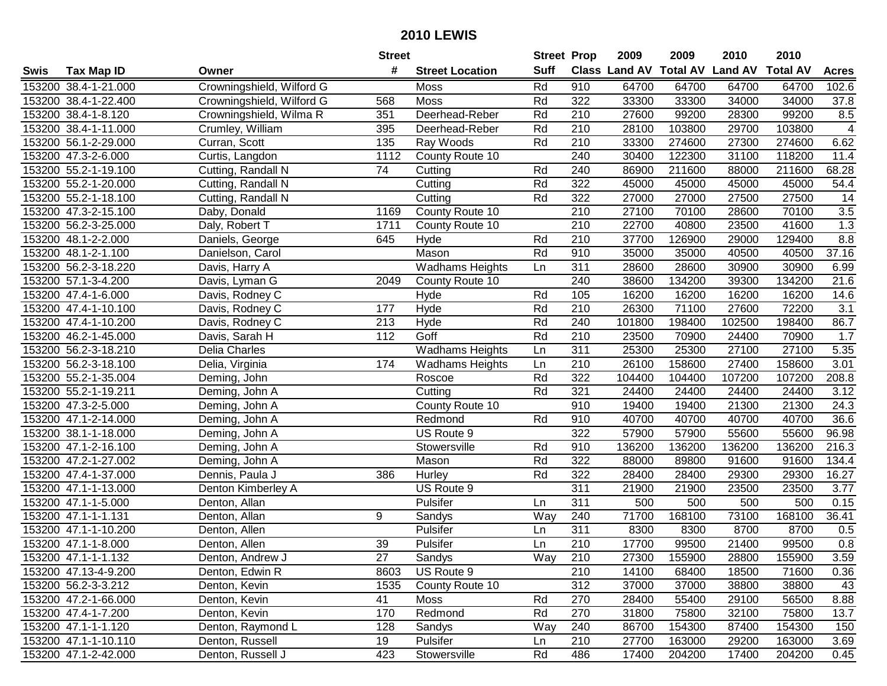# 2010 LEWIS

| Swis | Tax Map ID | Owner | Street # | Street Location | Street Suff | Prop Class | 2009 Land AV | 2009 Total AV | 2010 Land AV | 2010 Total AV | Acres |
|---|---|---|---|---|---|---|---|---|---|---|---|
| 153200 | 38.4-1-21.000 | Crowningshield, Wilford G | | Moss | Rd | 910 | 64700 | 64700 | 64700 | 64700 | 102.6 |
| 153200 | 38.4-1-22.400 | Crowningshield, Wilford G | 568 | Moss | Rd | 322 | 33300 | 33300 | 34000 | 34000 | 37.8 |
| 153200 | 38.4-1-8.120 | Crowningshield, Wilma R | 351 | Deerhead-Reber | Rd | 210 | 27600 | 99200 | 28300 | 99200 | 8.5 |
| 153200 | 38.4-1-11.000 | Crumley, William | 395 | Deerhead-Reber | Rd | 210 | 28100 | 103800 | 29700 | 103800 | 4 |
| 153200 | 56.1-2-29.000 | Curran, Scott | 135 | Ray Woods | Rd | 210 | 33300 | 274600 | 27300 | 274600 | 6.62 |
| 153200 | 47.3-2-6.000 | Curtis, Langdon | 1112 | County Route 10 | | 240 | 30400 | 122300 | 31100 | 118200 | 11.4 |
| 153200 | 55.2-1-19.100 | Cutting, Randall N | 74 | Cutting | Rd | 240 | 86900 | 211600 | 88000 | 211600 | 68.28 |
| 153200 | 55.2-1-20.000 | Cutting, Randall N | | Cutting | Rd | 322 | 45000 | 45000 | 45000 | 45000 | 54.4 |
| 153200 | 55.2-1-18.100 | Cutting, Randall N | | Cutting | Rd | 322 | 27000 | 27000 | 27500 | 27500 | 14 |
| 153200 | 47.3-2-15.100 | Daby, Donald | 1169 | County Route 10 | | 210 | 27100 | 70100 | 28600 | 70100 | 3.5 |
| 153200 | 56.2-3-25.000 | Daly, Robert T | 1711 | County Route 10 | | 210 | 22700 | 40800 | 23500 | 41600 | 1.3 |
| 153200 | 48.1-2-2.000 | Daniels, George | 645 | Hyde | Rd | 210 | 37700 | 126900 | 29000 | 129400 | 8.8 |
| 153200 | 48.1-2-1.100 | Danielson, Carol | | Mason | Rd | 910 | 35000 | 35000 | 40500 | 40500 | 37.16 |
| 153200 | 56.2-3-18.220 | Davis, Harry A | | Wadhams Heights | Ln | 311 | 28600 | 28600 | 30900 | 30900 | 6.99 |
| 153200 | 57.1-3-4.200 | Davis, Lyman G | 2049 | County Route 10 | | 240 | 38600 | 134200 | 39300 | 134200 | 21.6 |
| 153200 | 47.4-1-6.000 | Davis, Rodney C | | Hyde | Rd | 105 | 16200 | 16200 | 16200 | 16200 | 14.6 |
| 153200 | 47.4-1-10.100 | Davis, Rodney C | 177 | Hyde | Rd | 210 | 26300 | 71100 | 27600 | 72200 | 3.1 |
| 153200 | 47.4-1-10.200 | Davis, Rodney C | 213 | Hyde | Rd | 240 | 101800 | 198400 | 102500 | 198400 | 86.7 |
| 153200 | 46.2-1-45.000 | Davis, Sarah H | 112 | Goff | Rd | 210 | 23500 | 70900 | 24400 | 70900 | 1.7 |
| 153200 | 56.2-3-18.210 | Delia Charles | | Wadhams Heights | Ln | 311 | 25300 | 25300 | 27100 | 27100 | 5.35 |
| 153200 | 56.2-3-18.100 | Delia, Virginia | 174 | Wadhams Heights | Ln | 210 | 26100 | 158600 | 27400 | 158600 | 3.01 |
| 153200 | 55.2-1-35.004 | Deming, John | | Roscoe | Rd | 322 | 104400 | 104400 | 107200 | 107200 | 208.8 |
| 153200 | 55.2-1-19.211 | Deming, John A | | Cutting | Rd | 321 | 24400 | 24400 | 24400 | 24400 | 3.12 |
| 153200 | 47.3-2-5.000 | Deming, John A | | County Route 10 | | 910 | 19400 | 19400 | 21300 | 21300 | 24.3 |
| 153200 | 47.1-2-14.000 | Deming, John A | | Redmond | Rd | 910 | 40700 | 40700 | 40700 | 40700 | 36.6 |
| 153200 | 38.1-1-18.000 | Deming, John A | | US Route 9 | | 322 | 57900 | 57900 | 55600 | 55600 | 96.98 |
| 153200 | 47.1-2-16.100 | Deming, John A | | Stowersville | Rd | 910 | 136200 | 136200 | 136200 | 136200 | 216.3 |
| 153200 | 47.2-1-27.002 | Deming, John A | | Mason | Rd | 322 | 88000 | 89800 | 91600 | 91600 | 134.4 |
| 153200 | 47.4-1-37.000 | Dennis, Paula J | 386 | Hurley | Rd | 322 | 28400 | 28400 | 29300 | 29300 | 16.27 |
| 153200 | 47.1-1-13.000 | Denton Kimberley A | | US Route 9 | | 311 | 21900 | 21900 | 23500 | 23500 | 3.77 |
| 153200 | 47.1-1-5.000 | Denton, Allan | | Pulsifer | Ln | 311 | 500 | 500 | 500 | 500 | 0.15 |
| 153200 | 47.1-1-1.131 | Denton, Allan | 9 | Sandys | Way | 240 | 71700 | 168100 | 73100 | 168100 | 36.41 |
| 153200 | 47.1-1-10.200 | Denton, Allen | | Pulsifer | Ln | 311 | 8300 | 8300 | 8700 | 8700 | 0.5 |
| 153200 | 47.1-1-8.000 | Denton, Allen | 39 | Pulsifer | Ln | 210 | 17700 | 99500 | 21400 | 99500 | 0.8 |
| 153200 | 47.1-1-1.132 | Denton, Andrew J | 27 | Sandys | Way | 210 | 27300 | 155900 | 28800 | 155900 | 3.59 |
| 153200 | 47.13-4-9.200 | Denton, Edwin R | 8603 | US Route 9 | | 210 | 14100 | 68400 | 18500 | 71600 | 0.36 |
| 153200 | 56.2-3-3.212 | Denton, Kevin | 1535 | County Route 10 | | 312 | 37000 | 37000 | 38800 | 38800 | 43 |
| 153200 | 47.2-1-66.000 | Denton, Kevin | 41 | Moss | Rd | 270 | 28400 | 55400 | 29100 | 56500 | 8.88 |
| 153200 | 47.4-1-7.200 | Denton, Kevin | 170 | Redmond | Rd | 270 | 31800 | 75800 | 32100 | 75800 | 13.7 |
| 153200 | 47.1-1-1.120 | Denton, Raymond L | 128 | Sandys | Way | 240 | 86700 | 154300 | 87400 | 154300 | 150 |
| 153200 | 47.1-1-10.110 | Denton, Russell | 19 | Pulsifer | Ln | 210 | 27700 | 163000 | 29200 | 163000 | 3.69 |
| 153200 | 47.1-2-42.000 | Denton, Russell J | 423 | Stowersville | Rd | 486 | 17400 | 204200 | 17400 | 204200 | 0.45 |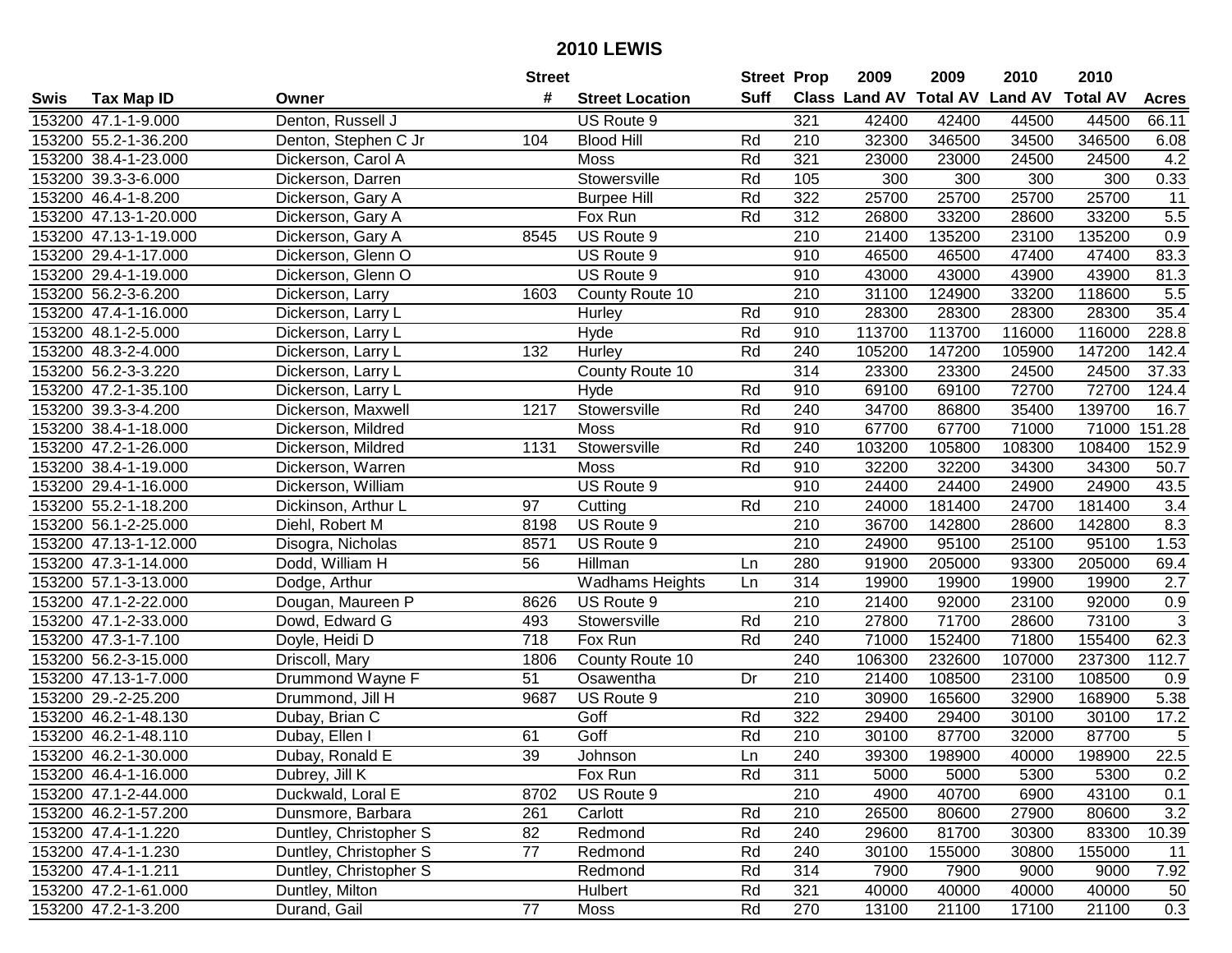# 2010 LEWIS

| Swis | Tax Map ID | Owner | Street # | Street Location | Street Suff | Prop Class | 2009 Land AV | 2009 Total AV | 2010 Land AV | 2010 Total AV | Acres |
|---|---|---|---|---|---|---|---|---|---|---|---|
| 153200 | 47.1-1-9.000 | Denton, Russell J | | US Route 9 | | 321 | 42400 | 42400 | 44500 | 44500 | 66.11 |
| 153200 | 55.2-1-36.200 | Denton, Stephen C Jr | 104 | Blood Hill | Rd | 210 | 32300 | 346500 | 34500 | 346500 | 6.08 |
| 153200 | 38.4-1-23.000 | Dickerson, Carol A | | Moss | Rd | 321 | 23000 | 23000 | 24500 | 24500 | 4.2 |
| 153200 | 39.3-3-6.000 | Dickerson, Darren | | Stowersville | Rd | 105 | 300 | 300 | 300 | 300 | 0.33 |
| 153200 | 46.4-1-8.200 | Dickerson, Gary A | | Burpee Hill | Rd | 322 | 25700 | 25700 | 25700 | 25700 | 11 |
| 153200 | 47.13-1-20.000 | Dickerson, Gary A | | Fox Run | Rd | 312 | 26800 | 33200 | 28600 | 33200 | 5.5 |
| 153200 | 47.13-1-19.000 | Dickerson, Gary A | 8545 | US Route 9 | | 210 | 21400 | 135200 | 23100 | 135200 | 0.9 |
| 153200 | 29.4-1-17.000 | Dickerson, Glenn O | | US Route 9 | | 910 | 46500 | 46500 | 47400 | 47400 | 83.3 |
| 153200 | 29.4-1-19.000 | Dickerson, Glenn O | | US Route 9 | | 910 | 43000 | 43000 | 43900 | 43900 | 81.3 |
| 153200 | 56.2-3-6.200 | Dickerson, Larry | 1603 | County Route 10 | | 210 | 31100 | 124900 | 33200 | 118600 | 5.5 |
| 153200 | 47.4-1-16.000 | Dickerson, Larry L | | Hurley | Rd | 910 | 28300 | 28300 | 28300 | 28300 | 35.4 |
| 153200 | 48.1-2-5.000 | Dickerson, Larry L | | Hyde | Rd | 910 | 113700 | 113700 | 116000 | 116000 | 228.8 |
| 153200 | 48.3-2-4.000 | Dickerson, Larry L | 132 | Hurley | Rd | 240 | 105200 | 147200 | 105900 | 147200 | 142.4 |
| 153200 | 56.2-3-3.220 | Dickerson, Larry L | | County Route 10 | | 314 | 23300 | 23300 | 24500 | 24500 | 37.33 |
| 153200 | 47.2-1-35.100 | Dickerson, Larry L | | Hyde | Rd | 910 | 69100 | 69100 | 72700 | 72700 | 124.4 |
| 153200 | 39.3-3-4.200 | Dickerson, Maxwell | 1217 | Stowersville | Rd | 240 | 34700 | 86800 | 35400 | 139700 | 16.7 |
| 153200 | 38.4-1-18.000 | Dickerson, Mildred | | Moss | Rd | 910 | 67700 | 67700 | 71000 | 71000 | 151.28 |
| 153200 | 47.2-1-26.000 | Dickerson, Mildred | 1131 | Stowersville | Rd | 240 | 103200 | 105800 | 108300 | 108400 | 152.9 |
| 153200 | 38.4-1-19.000 | Dickerson, Warren | | Moss | Rd | 910 | 32200 | 32200 | 34300 | 34300 | 50.7 |
| 153200 | 29.4-1-16.000 | Dickerson, William | | US Route 9 | | 910 | 24400 | 24400 | 24900 | 24900 | 43.5 |
| 153200 | 55.2-1-18.200 | Dickinson, Arthur L | 97 | Cutting | Rd | 210 | 24000 | 181400 | 24700 | 181400 | 3.4 |
| 153200 | 56.1-2-25.000 | Diehl, Robert M | 8198 | US Route 9 | | 210 | 36700 | 142800 | 28600 | 142800 | 8.3 |
| 153200 | 47.13-1-12.000 | Disogra, Nicholas | 8571 | US Route 9 | | 210 | 24900 | 95100 | 25100 | 95100 | 1.53 |
| 153200 | 47.3-1-14.000 | Dodd, William H | 56 | Hillman | Ln | 280 | 91900 | 205000 | 93300 | 205000 | 69.4 |
| 153200 | 57.1-3-13.000 | Dodge, Arthur | | Wadhams Heights | Ln | 314 | 19900 | 19900 | 19900 | 19900 | 2.7 |
| 153200 | 47.1-2-22.000 | Dougan, Maureen P | 8626 | US Route 9 | | 210 | 21400 | 92000 | 23100 | 92000 | 0.9 |
| 153200 | 47.1-2-33.000 | Dowd, Edward G | 493 | Stowersville | Rd | 210 | 27800 | 71700 | 28600 | 73100 | 3 |
| 153200 | 47.3-1-7.100 | Doyle, Heidi D | 718 | Fox Run | Rd | 240 | 71000 | 152400 | 71800 | 155400 | 62.3 |
| 153200 | 56.2-3-15.000 | Driscoll, Mary | 1806 | County Route 10 | | 240 | 106300 | 232600 | 107000 | 237300 | 112.7 |
| 153200 | 47.13-1-7.000 | Drummond Wayne F | 51 | Osawentha | Dr | 210 | 21400 | 108500 | 23100 | 108500 | 0.9 |
| 153200 | 29.-2-25.200 | Drummond, Jill H | 9687 | US Route 9 | | 210 | 30900 | 165600 | 32900 | 168900 | 5.38 |
| 153200 | 46.2-1-48.130 | Dubay, Brian C | | Goff | Rd | 322 | 29400 | 29400 | 30100 | 30100 | 17.2 |
| 153200 | 46.2-1-48.110 | Dubay, Ellen I | 61 | Goff | Rd | 210 | 30100 | 87700 | 32000 | 87700 | 5 |
| 153200 | 46.2-1-30.000 | Dubay, Ronald E | 39 | Johnson | Ln | 240 | 39300 | 198900 | 40000 | 198900 | 22.5 |
| 153200 | 46.4-1-16.000 | Dubrey, Jill K | | Fox Run | Rd | 311 | 5000 | 5000 | 5300 | 5300 | 0.2 |
| 153200 | 47.1-2-44.000 | Duckwald, Loral E | 8702 | US Route 9 | | 210 | 4900 | 40700 | 6900 | 43100 | 0.1 |
| 153200 | 46.2-1-57.200 | Dunsmore, Barbara | 261 | Carlott | Rd | 210 | 26500 | 80600 | 27900 | 80600 | 3.2 |
| 153200 | 47.4-1-1.220 | Duntley, Christopher S | 82 | Redmond | Rd | 240 | 29600 | 81700 | 30300 | 83300 | 10.39 |
| 153200 | 47.4-1-1.230 | Duntley, Christopher S | 77 | Redmond | Rd | 240 | 30100 | 155000 | 30800 | 155000 | 11 |
| 153200 | 47.4-1-1.211 | Duntley, Christopher S | | Redmond | Rd | 314 | 7900 | 7900 | 9000 | 9000 | 7.92 |
| 153200 | 47.2-1-61.000 | Duntley, Milton | | Hulbert | Rd | 321 | 40000 | 40000 | 40000 | 40000 | 50 |
| 153200 | 47.2-1-3.200 | Durand, Gail | 77 | Moss | Rd | 270 | 13100 | 21100 | 17100 | 21100 | 0.3 |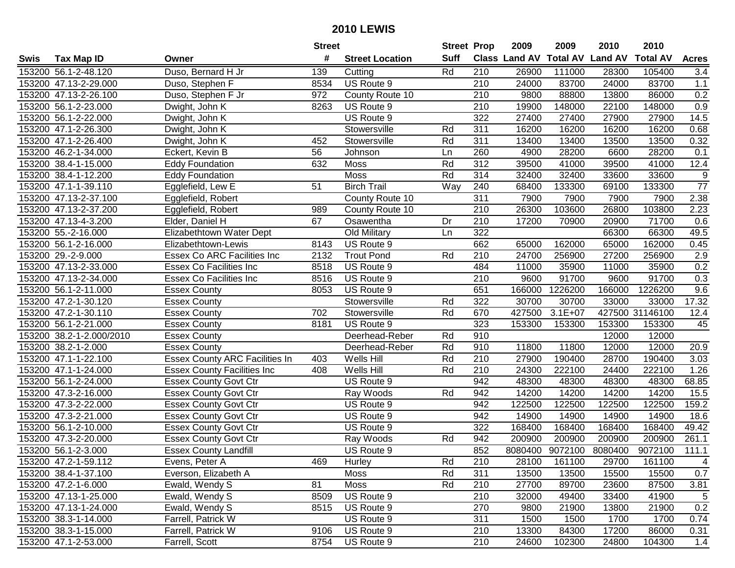# 2010 LEWIS

| Swis | Tax Map ID | Owner | Street # | Street Location | Street Suff | Prop Class | 2009 Land AV | 2009 Total AV | 2010 Land AV | 2010 Total AV | Acres |
|---|---|---|---|---|---|---|---|---|---|---|---|
| 153200 | 56.1-2-48.120 | Duso, Bernard H Jr | 139 | Cutting | Rd | 210 | 26900 | 111000 | 28300 | 105400 | 3.4 |
| 153200 | 47.13-2-29.000 | Duso, Stephen F | 8534 | US Route 9 | | 210 | 24000 | 83700 | 24000 | 83700 | 1.1 |
| 153200 | 47.13-2-26.100 | Duso, Stephen F Jr | 972 | County Route 10 | | 210 | 9800 | 88800 | 13800 | 86000 | 0.2 |
| 153200 | 56.1-2-23.000 | Dwight, John K | 8263 | US Route 9 | | 210 | 19900 | 148000 | 22100 | 148000 | 0.9 |
| 153200 | 56.1-2-22.000 | Dwight, John K | | US Route 9 | | 322 | 27400 | 27400 | 27900 | 27900 | 14.5 |
| 153200 | 47.1-2-26.300 | Dwight, John K | | Stowersville | Rd | 311 | 16200 | 16200 | 16200 | 16200 | 0.68 |
| 153200 | 47.1-2-26.400 | Dwight, John K | 452 | Stowersville | Rd | 311 | 13400 | 13400 | 13500 | 13500 | 0.32 |
| 153200 | 46.2-1-34.000 | Eckert, Kevin B | 56 | Johnson | Ln | 260 | 4900 | 28200 | 6600 | 28200 | 0.1 |
| 153200 | 38.4-1-15.000 | Eddy Foundation | 632 | Moss | Rd | 312 | 39500 | 41000 | 39500 | 41000 | 12.4 |
| 153200 | 38.4-1-12.200 | Eddy Foundation | | Moss | Rd | 314 | 32400 | 32400 | 33600 | 33600 | 9 |
| 153200 | 47.1-1-39.110 | Egglefield, Lew E | 51 | Birch Trail | Way | 240 | 68400 | 133300 | 69100 | 133300 | 77 |
| 153200 | 47.13-2-37.100 | Egglefield, Robert | | County Route 10 | | 311 | 7900 | 7900 | 7900 | 7900 | 2.38 |
| 153200 | 47.13-2-37.200 | Egglefield, Robert | 989 | County Route 10 | | 210 | 26300 | 103600 | 26800 | 103800 | 2.23 |
| 153200 | 47.13-4-3.200 | Elder, Daniel H | 67 | Osawentha | Dr | 210 | 17200 | 70900 | 20900 | 71700 | 0.6 |
| 153200 | 55.-2-16.000 | Elizabethtown Water Dept | | Old Military | Ln | 322 | | | 66300 | 66300 | 49.5 |
| 153200 | 56.1-2-16.000 | Elizabethtown-Lewis | 8143 | US Route 9 | | 662 | 65000 | 162000 | 65000 | 162000 | 0.45 |
| 153200 | 29.-2-9.000 | Essex Co ARC Facilities Inc | 2132 | Trout Pond | Rd | 210 | 24700 | 256900 | 27200 | 256900 | 2.9 |
| 153200 | 47.13-2-33.000 | Essex Co Facilities Inc | 8518 | US Route 9 | | 484 | 11000 | 35900 | 11000 | 35900 | 0.2 |
| 153200 | 47.13-2-34.000 | Essex Co Facilities Inc | 8516 | US Route 9 | | 210 | 9600 | 91700 | 9600 | 91700 | 0.3 |
| 153200 | 56.1-2-11.000 | Essex County | 8053 | US Route 9 | | 651 | 166000 | 1226200 | 166000 | 1226200 | 9.6 |
| 153200 | 47.2-1-30.120 | Essex County | | Stowersville | Rd | 322 | 30700 | 30700 | 33000 | 33000 | 17.32 |
| 153200 | 47.2-1-30.110 | Essex County | 702 | Stowersville | Rd | 670 | 427500 | 3.1E+07 | 427500 | 31146100 | 12.4 |
| 153200 | 56.1-2-21.000 | Essex County | 8181 | US Route 9 | | 323 | 153300 | 153300 | 153300 | 153300 | 45 |
| 153200 | 38.2-1-2.000/2010 | Essex County | | Deerhead-Reber | Rd | 910 | | | 12000 | 12000 | |
| 153200 | 38.2-1-2.000 | Essex County | | Deerhead-Reber | Rd | 910 | 11800 | 11800 | 12000 | 12000 | 20.9 |
| 153200 | 47.1-1-22.100 | Essex County ARC Facilities In | 403 | Wells Hill | Rd | 210 | 27900 | 190400 | 28700 | 190400 | 3.03 |
| 153200 | 47.1-1-24.000 | Essex County Facilities Inc | 408 | Wells Hill | Rd | 210 | 24300 | 222100 | 24400 | 222100 | 1.26 |
| 153200 | 56.1-2-24.000 | Essex County Govt Ctr | | US Route 9 | | 942 | 48300 | 48300 | 48300 | 48300 | 68.85 |
| 153200 | 47.3-2-16.000 | Essex County Govt Ctr | | Ray Woods | Rd | 942 | 14200 | 14200 | 14200 | 14200 | 15.5 |
| 153200 | 47.3-2-22.000 | Essex County Govt Ctr | | US Route 9 | | 942 | 122500 | 122500 | 122500 | 122500 | 159.2 |
| 153200 | 47.3-2-21.000 | Essex County Govt Ctr | | US Route 9 | | 942 | 14900 | 14900 | 14900 | 14900 | 18.6 |
| 153200 | 56.1-2-10.000 | Essex County Govt Ctr | | US Route 9 | | 322 | 168400 | 168400 | 168400 | 168400 | 49.42 |
| 153200 | 47.3-2-20.000 | Essex County Govt Ctr | | Ray Woods | Rd | 942 | 200900 | 200900 | 200900 | 200900 | 261.1 |
| 153200 | 56.1-2-3.000 | Essex County Landfill | | US Route 9 | | 852 | 8080400 | 9072100 | 8080400 | 9072100 | 111.1 |
| 153200 | 47.2-1-59.112 | Evens, Peter A | 469 | Hurley | Rd | 210 | 28100 | 161100 | 29700 | 161100 | 4 |
| 153200 | 38.4-1-37.100 | Everson, Elizabeth A | | Moss | Rd | 311 | 13500 | 13500 | 15500 | 15500 | 0.7 |
| 153200 | 47.2-1-6.000 | Ewald, Wendy S | 81 | Moss | Rd | 210 | 27700 | 89700 | 23600 | 87500 | 3.81 |
| 153200 | 47.13-1-25.000 | Ewald, Wendy S | 8509 | US Route 9 | | 210 | 32000 | 49400 | 33400 | 41900 | 5 |
| 153200 | 47.13-1-24.000 | Ewald, Wendy S | 8515 | US Route 9 | | 270 | 9800 | 21900 | 13800 | 21900 | 0.2 |
| 153200 | 38.3-1-14.000 | Farrell, Patrick W | | US Route 9 | | 311 | 1500 | 1500 | 1700 | 1700 | 0.74 |
| 153200 | 38.3-1-15.000 | Farrell, Patrick W | 9106 | US Route 9 | | 210 | 13300 | 84300 | 17200 | 86000 | 0.31 |
| 153200 | 47.1-2-53.000 | Farrell, Scott | 8754 | US Route 9 | | 210 | 24600 | 102300 | 24800 | 104300 | 1.4 |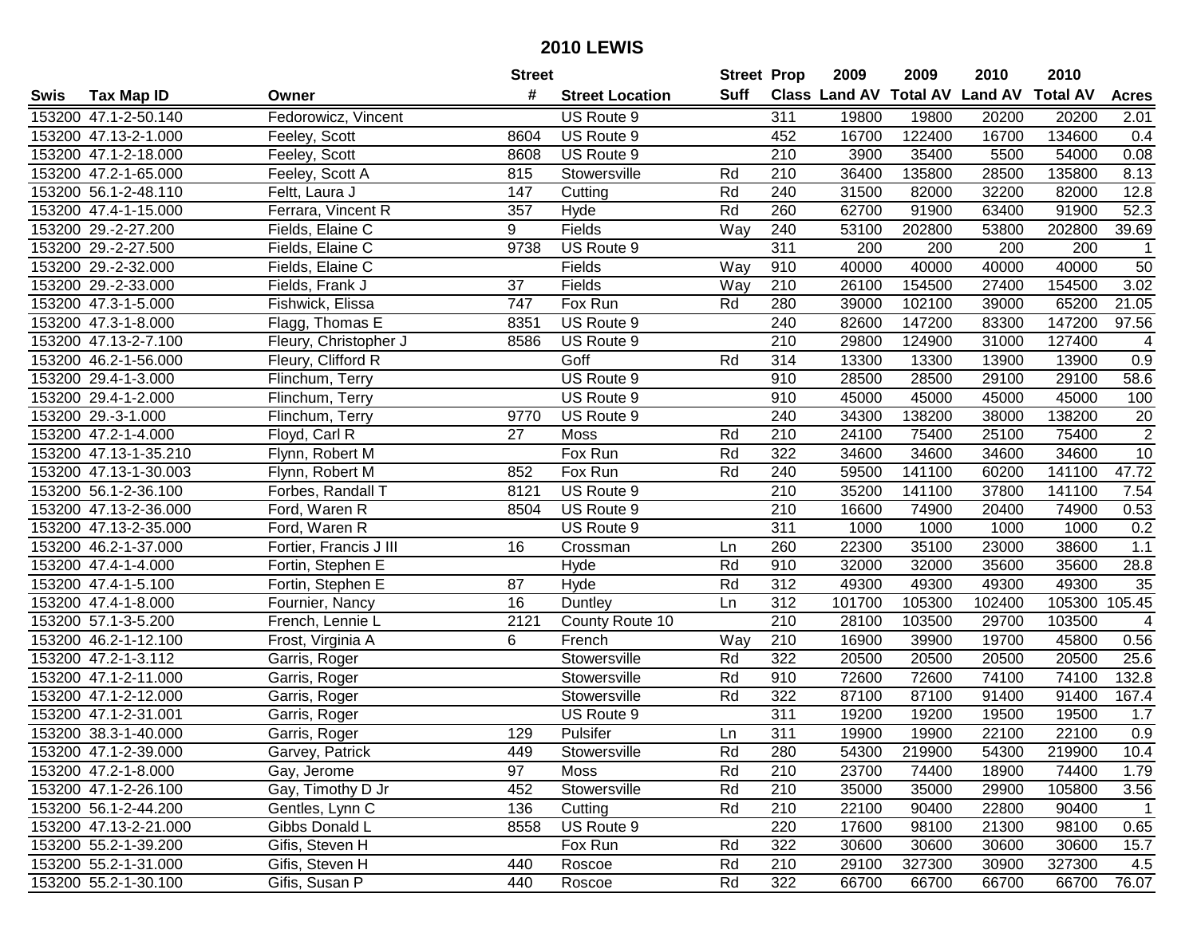# 2010 LEWIS

| Swis | Tax Map ID | Owner | Street # | Street Location | Street Suff | Prop Class | 2009 Land AV | 2009 Total AV | 2010 Land AV | 2010 Total AV | Acres |
|---|---|---|---|---|---|---|---|---|---|---|---|
| 153200 | 47.1-2-50.140 | Fedorowicz, Vincent | | US Route 9 | | 311 | 19800 | 19800 | 20200 | 20200 | 2.01 |
| 153200 | 47.13-2-1.000 | Feeley, Scott | 8604 | US Route 9 | | 452 | 16700 | 122400 | 16700 | 134600 | 0.4 |
| 153200 | 47.1-2-18.000 | Feeley, Scott | 8608 | US Route 9 | | 210 | 3900 | 35400 | 5500 | 54000 | 0.08 |
| 153200 | 47.2-1-65.000 | Feeley, Scott A | 815 | Stowersville | Rd | 210 | 36400 | 135800 | 28500 | 135800 | 8.13 |
| 153200 | 56.1-2-48.110 | Feltt, Laura J | 147 | Cutting | Rd | 240 | 31500 | 82000 | 32200 | 82000 | 12.8 |
| 153200 | 47.4-1-15.000 | Ferrara, Vincent R | 357 | Hyde | Rd | 260 | 62700 | 91900 | 63400 | 91900 | 52.3 |
| 153200 | 29.-2-27.200 | Fields, Elaine C | 9 | Fields | Way | 240 | 53100 | 202800 | 53800 | 202800 | 39.69 |
| 153200 | 29.-2-27.500 | Fields, Elaine C | 9738 | US Route 9 | | 311 | 200 | 200 | 200 | 200 | 1 |
| 153200 | 29.-2-32.000 | Fields, Elaine C | | Fields | Way | 910 | 40000 | 40000 | 40000 | 40000 | 50 |
| 153200 | 29.-2-33.000 | Fields, Frank J | 37 | Fields | Way | 210 | 26100 | 154500 | 27400 | 154500 | 3.02 |
| 153200 | 47.3-1-5.000 | Fishwick, Elissa | 747 | Fox Run | Rd | 280 | 39000 | 102100 | 39000 | 65200 | 21.05 |
| 153200 | 47.3-1-8.000 | Flagg, Thomas E | 8351 | US Route 9 | | 240 | 82600 | 147200 | 83300 | 147200 | 97.56 |
| 153200 | 47.13-2-7.100 | Fleury, Christopher J | 8586 | US Route 9 | | 210 | 29800 | 124900 | 31000 | 127400 | 4 |
| 153200 | 46.2-1-56.000 | Fleury, Clifford R | | Goff | Rd | 314 | 13300 | 13300 | 13900 | 13900 | 0.9 |
| 153200 | 29.4-1-3.000 | Flinchum, Terry | | US Route 9 | | 910 | 28500 | 28500 | 29100 | 29100 | 58.6 |
| 153200 | 29.4-1-2.000 | Flinchum, Terry | | US Route 9 | | 910 | 45000 | 45000 | 45000 | 45000 | 100 |
| 153200 | 29.-3-1.000 | Flinchum, Terry | 9770 | US Route 9 | | 240 | 34300 | 138200 | 38000 | 138200 | 20 |
| 153200 | 47.2-1-4.000 | Floyd, Carl R | 27 | Moss | Rd | 210 | 24100 | 75400 | 25100 | 75400 | 2 |
| 153200 | 47.13-1-35.210 | Flynn, Robert M | | Fox Run | Rd | 322 | 34600 | 34600 | 34600 | 34600 | 10 |
| 153200 | 47.13-1-30.003 | Flynn, Robert M | 852 | Fox Run | Rd | 240 | 59500 | 141100 | 60200 | 141100 | 47.72 |
| 153200 | 56.1-2-36.100 | Forbes, Randall T | 8121 | US Route 9 | | 210 | 35200 | 141100 | 37800 | 141100 | 7.54 |
| 153200 | 47.13-2-36.000 | Ford, Waren R | 8504 | US Route 9 | | 210 | 16600 | 74900 | 20400 | 74900 | 0.53 |
| 153200 | 47.13-2-35.000 | Ford, Waren R | | US Route 9 | | 311 | 1000 | 1000 | 1000 | 1000 | 0.2 |
| 153200 | 46.2-1-37.000 | Fortier, Francis J III | 16 | Crossman | Ln | 260 | 22300 | 35100 | 23000 | 38600 | 1.1 |
| 153200 | 47.4-1-4.000 | Fortin, Stephen E | | Hyde | Rd | 910 | 32000 | 32000 | 35600 | 35600 | 28.8 |
| 153200 | 47.4-1-5.100 | Fortin, Stephen E | 87 | Hyde | Rd | 312 | 49300 | 49300 | 49300 | 49300 | 35 |
| 153200 | 47.4-1-8.000 | Fournier, Nancy | 16 | Duntley | Ln | 312 | 101700 | 105300 | 102400 | 105300 | 105.45 |
| 153200 | 57.1-3-5.200 | French, Lennie L | 2121 | County Route 10 | | 210 | 28100 | 103500 | 29700 | 103500 | 4 |
| 153200 | 46.2-1-12.100 | Frost, Virginia A | 6 | French | Way | 210 | 16900 | 39900 | 19700 | 45800 | 0.56 |
| 153200 | 47.2-1-3.112 | Garris, Roger | | Stowersville | Rd | 322 | 20500 | 20500 | 20500 | 20500 | 25.6 |
| 153200 | 47.1-2-11.000 | Garris, Roger | | Stowersville | Rd | 910 | 72600 | 72600 | 74100 | 74100 | 132.8 |
| 153200 | 47.1-2-12.000 | Garris, Roger | | Stowersville | Rd | 322 | 87100 | 87100 | 91400 | 91400 | 167.4 |
| 153200 | 47.1-2-31.001 | Garris, Roger | | US Route 9 | | 311 | 19200 | 19200 | 19500 | 19500 | 1.7 |
| 153200 | 38.3-1-40.000 | Garris, Roger | 129 | Pulsifer | Ln | 311 | 19900 | 19900 | 22100 | 22100 | 0.9 |
| 153200 | 47.1-2-39.000 | Garvey, Patrick | 449 | Stowersville | Rd | 280 | 54300 | 219900 | 54300 | 219900 | 10.4 |
| 153200 | 47.2-1-8.000 | Gay, Jerome | 97 | Moss | Rd | 210 | 23700 | 74400 | 18900 | 74400 | 1.79 |
| 153200 | 47.1-2-26.100 | Gay, Timothy D Jr | 452 | Stowersville | Rd | 210 | 35000 | 35000 | 29900 | 105800 | 3.56 |
| 153200 | 56.1-2-44.200 | Gentles, Lynn C | 136 | Cutting | Rd | 210 | 22100 | 90400 | 22800 | 90400 | 1 |
| 153200 | 47.13-2-21.000 | Gibbs Donald L | 8558 | US Route 9 | | 220 | 17600 | 98100 | 21300 | 98100 | 0.65 |
| 153200 | 55.2-1-39.200 | Gifis, Steven H | | Fox Run | Rd | 322 | 30600 | 30600 | 30600 | 30600 | 15.7 |
| 153200 | 55.2-1-31.000 | Gifis, Steven H | 440 | Roscoe | Rd | 210 | 29100 | 327300 | 30900 | 327300 | 4.5 |
| 153200 | 55.2-1-30.100 | Gifis, Susan P | 440 | Roscoe | Rd | 322 | 66700 | 66700 | 66700 | 66700 | 76.07 |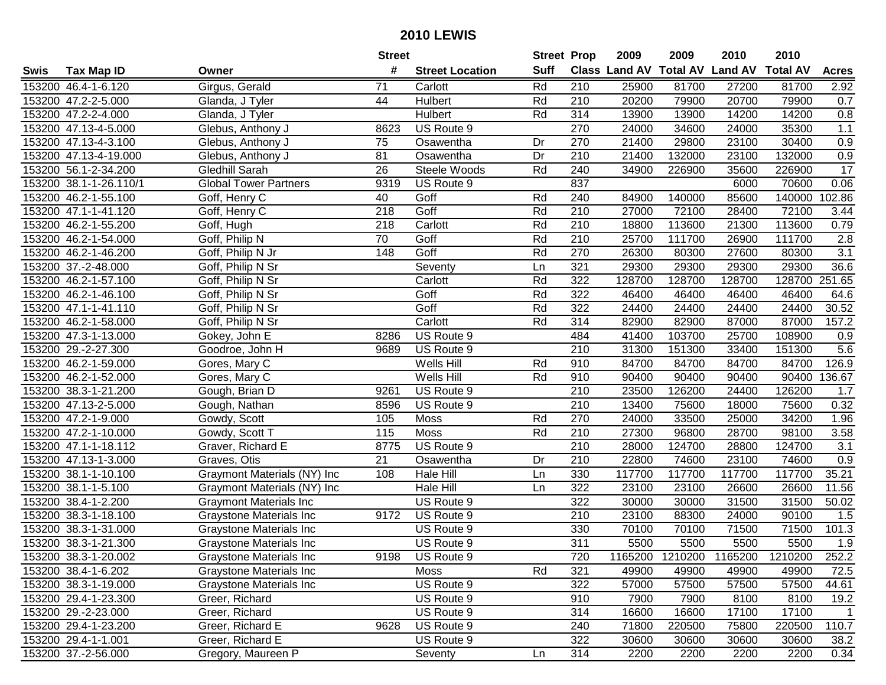# 2010 LEWIS

| Swis | Tax Map ID | Owner | Street # | Street Location | Street Suff | Prop Class | 2009 Land AV | 2009 Total AV | 2010 Land AV | 2010 Total AV | Acres |
|---|---|---|---|---|---|---|---|---|---|---|---|
| 153200 | 46.4-1-6.120 | Girgus, Gerald | 71 | Carlott | Rd | 210 | 25900 | 81700 | 27200 | 81700 | 2.92 |
| 153200 | 47.2-2-5.000 | Glanda, J Tyler | 44 | Hulbert | Rd | 210 | 20200 | 79900 | 20700 | 79900 | 0.7 |
| 153200 | 47.2-2-4.000 | Glanda, J Tyler | | Hulbert | Rd | 314 | 13900 | 13900 | 14200 | 14200 | 0.8 |
| 153200 | 47.13-4-5.000 | Glebus, Anthony J | 8623 | US Route 9 | | 270 | 24000 | 34600 | 24000 | 35300 | 1.1 |
| 153200 | 47.13-4-3.100 | Glebus, Anthony J | 75 | Osawentha | Dr | 270 | 21400 | 29800 | 23100 | 30400 | 0.9 |
| 153200 | 47.13-4-19.000 | Glebus, Anthony J | 81 | Osawentha | Dr | 210 | 21400 | 132000 | 23100 | 132000 | 0.9 |
| 153200 | 56.1-2-34.200 | Gledhill Sarah | 26 | Steele Woods | Rd | 240 | 34900 | 226900 | 35600 | 226900 | 17 |
| 153200 | 38.1-1-26.110/1 | Global Tower Partners | 9319 | US Route 9 | | 837 | | | 6000 | 70600 | 0.06 |
| 153200 | 46.2-1-55.100 | Goff, Henry C | 40 | Goff | Rd | 240 | 84900 | 140000 | 85600 | 140000 | 102.86 |
| 153200 | 47.1-1-41.120 | Goff, Henry C | 218 | Goff | Rd | 210 | 27000 | 72100 | 28400 | 72100 | 3.44 |
| 153200 | 46.2-1-55.200 | Goff, Hugh | 218 | Carlott | Rd | 210 | 18800 | 113600 | 21300 | 113600 | 0.79 |
| 153200 | 46.2-1-54.000 | Goff, Philip N | 70 | Goff | Rd | 210 | 25700 | 111700 | 26900 | 111700 | 2.8 |
| 153200 | 46.2-1-46.200 | Goff, Philip N Jr | 148 | Goff | Rd | 270 | 26300 | 80300 | 27600 | 80300 | 3.1 |
| 153200 | 37.-2-48.000 | Goff, Philip N Sr | | Seventy | Ln | 321 | 29300 | 29300 | 29300 | 29300 | 36.6 |
| 153200 | 46.2-1-57.100 | Goff, Philip N Sr | | Carlott | Rd | 322 | 128700 | 128700 | 128700 | 128700 | 251.65 |
| 153200 | 46.2-1-46.100 | Goff, Philip N Sr | | Goff | Rd | 322 | 46400 | 46400 | 46400 | 46400 | 64.6 |
| 153200 | 47.1-1-41.110 | Goff, Philip N Sr | | Goff | Rd | 322 | 24400 | 24400 | 24400 | 24400 | 30.52 |
| 153200 | 46.2-1-58.000 | Goff, Philip N Sr | | Carlott | Rd | 314 | 82900 | 82900 | 87000 | 87000 | 157.2 |
| 153200 | 47.3-1-13.000 | Gokey, John E | 8286 | US Route 9 | | 484 | 41400 | 103700 | 25700 | 108900 | 0.9 |
| 153200 | 29.-2-27.300 | Goodroe, John H | 9689 | US Route 9 | | 210 | 31300 | 151300 | 33400 | 151300 | 5.6 |
| 153200 | 46.2-1-59.000 | Gores, Mary C | | Wells Hill | Rd | 910 | 84700 | 84700 | 84700 | 84700 | 126.9 |
| 153200 | 46.2-1-52.000 | Gores, Mary C | | Wells Hill | Rd | 910 | 90400 | 90400 | 90400 | 90400 | 136.67 |
| 153200 | 38.3-1-21.200 | Gough, Brian D | 9261 | US Route 9 | | 210 | 23500 | 126200 | 24400 | 126200 | 1.7 |
| 153200 | 47.13-2-5.000 | Gough, Nathan | 8596 | US Route 9 | | 210 | 13400 | 75600 | 18000 | 75600 | 0.32 |
| 153200 | 47.2-1-9.000 | Gowdy, Scott | 105 | Moss | Rd | 270 | 24000 | 33500 | 25000 | 34200 | 1.96 |
| 153200 | 47.2-1-10.000 | Gowdy, Scott T | 115 | Moss | Rd | 210 | 27300 | 96800 | 28700 | 98100 | 3.58 |
| 153200 | 47.1-1-18.112 | Graver, Richard E | 8775 | US Route 9 | | 210 | 28000 | 124700 | 28800 | 124700 | 3.1 |
| 153200 | 47.13-1-3.000 | Graves, Otis | 21 | Osawentha | Dr | 210 | 22800 | 74600 | 23100 | 74600 | 0.9 |
| 153200 | 38.1-1-10.100 | Graymont Materials (NY) Inc | 108 | Hale Hill | Ln | 330 | 117700 | 117700 | 117700 | 117700 | 35.21 |
| 153200 | 38.1-1-5.100 | Graymont Materials (NY) Inc | | Hale Hill | Ln | 322 | 23100 | 23100 | 26600 | 26600 | 11.56 |
| 153200 | 38.4-1-2.200 | Graymont Materials Inc | | US Route 9 | | 322 | 30000 | 30000 | 31500 | 31500 | 50.02 |
| 153200 | 38.3-1-18.100 | Graystone Materials Inc | 9172 | US Route 9 | | 210 | 23100 | 88300 | 24000 | 90100 | 1.5 |
| 153200 | 38.3-1-31.000 | Graystone Materials Inc | | US Route 9 | | 330 | 70100 | 70100 | 71500 | 71500 | 101.3 |
| 153200 | 38.3-1-21.300 | Graystone Materials Inc | | US Route 9 | | 311 | 5500 | 5500 | 5500 | 5500 | 1.9 |
| 153200 | 38.3-1-20.002 | Graystone Materials Inc | 9198 | US Route 9 | | 720 | 1165200 | 1210200 | 1165200 | 1210200 | 252.2 |
| 153200 | 38.4-1-6.202 | Graystone Materials Inc | | Moss | Rd | 321 | 49900 | 49900 | 49900 | 49900 | 72.5 |
| 153200 | 38.3-1-19.000 | Graystone Materials Inc | | US Route 9 | | 322 | 57000 | 57500 | 57500 | 57500 | 44.61 |
| 153200 | 29.4-1-23.300 | Greer, Richard | | US Route 9 | | 910 | 7900 | 7900 | 8100 | 8100 | 19.2 |
| 153200 | 29.-2-23.000 | Greer, Richard | | US Route 9 | | 314 | 16600 | 16600 | 17100 | 17100 | 1 |
| 153200 | 29.4-1-23.200 | Greer, Richard E | 9628 | US Route 9 | | 240 | 71800 | 220500 | 75800 | 220500 | 110.7 |
| 153200 | 29.4-1-1.001 | Greer, Richard E | | US Route 9 | | 322 | 30600 | 30600 | 30600 | 30600 | 38.2 |
| 153200 | 37.-2-56.000 | Gregory, Maureen P | | Seventy | Ln | 314 | 2200 | 2200 | 2200 | 2200 | 0.34 |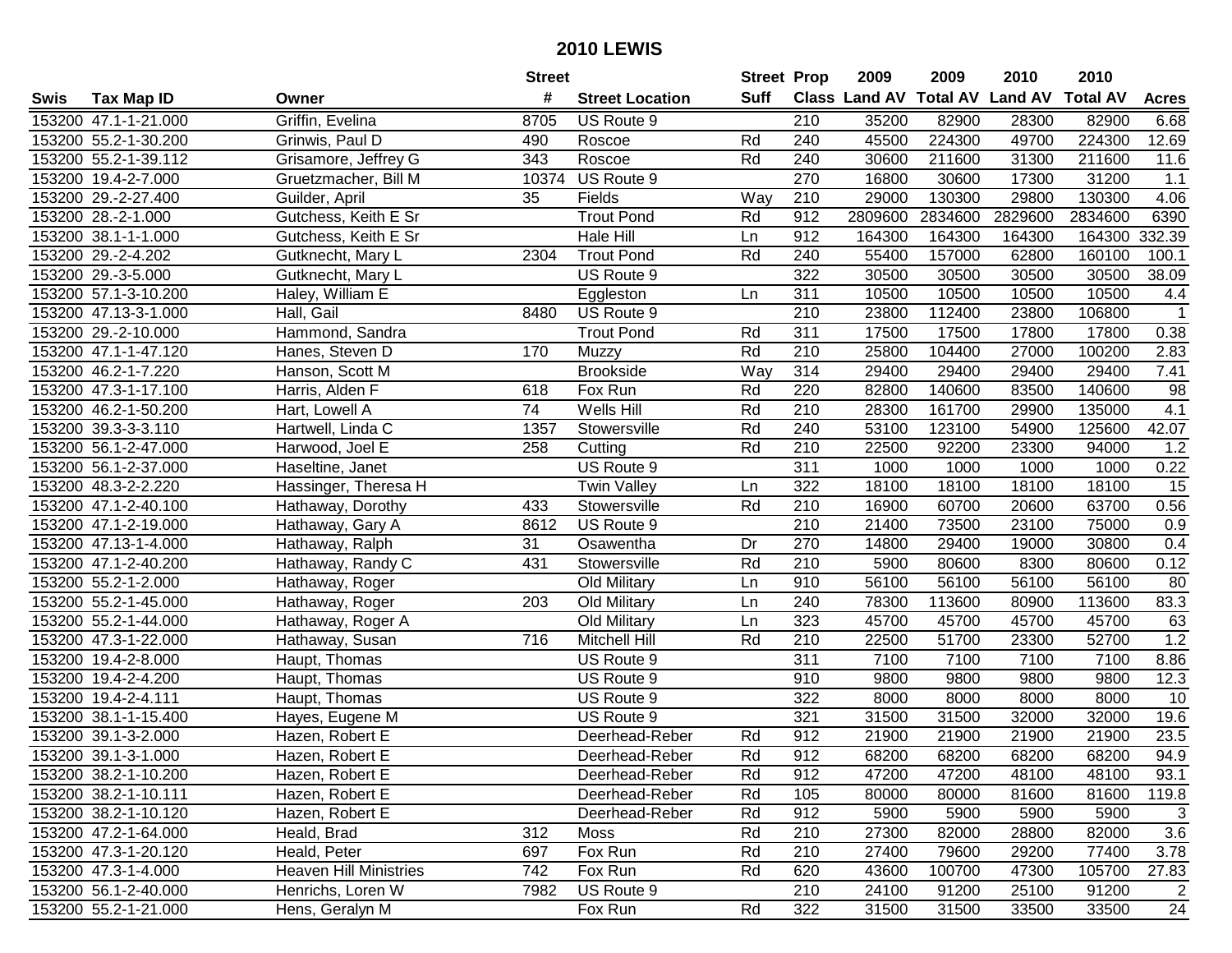# 2010 LEWIS

| Swis | Tax Map ID | Owner | Street # | Street Location | Street Suff | Prop Class | 2009 Land AV | 2009 Total AV | 2010 Land AV | 2010 Total AV | Acres |
|---|---|---|---|---|---|---|---|---|---|---|---|
| 153200 | 47.1-1-21.000 | Griffin, Evelina | 8705 | US Route 9 | | 210 | 35200 | 82900 | 28300 | 82900 | 6.68 |
| 153200 | 55.2-1-30.200 | Grinwis, Paul D | 490 | Roscoe | Rd | 240 | 45500 | 224300 | 49700 | 224300 | 12.69 |
| 153200 | 55.2-1-39.112 | Grisamore, Jeffrey G | 343 | Roscoe | Rd | 240 | 30600 | 211600 | 31300 | 211600 | 11.6 |
| 153200 | 19.4-2-7.000 | Gruetzmacher, Bill M | 10374 | US Route 9 | | 270 | 16800 | 30600 | 17300 | 31200 | 1.1 |
| 153200 | 29.-2-27.400 | Guilder, April | 35 | Fields | Way | 210 | 29000 | 130300 | 29800 | 130300 | 4.06 |
| 153200 | 28.-2-1.000 | Gutchess, Keith E Sr | | Trout Pond | Rd | 912 | 2809600 | 2834600 | 2829600 | 2834600 | 6390 |
| 153200 | 38.1-1-1.000 | Gutchess, Keith E Sr | | Hale Hill | Ln | 912 | 164300 | 164300 | 164300 | 164300 | 332.39 |
| 153200 | 29.-2-4.202 | Gutknecht, Mary L | 2304 | Trout Pond | Rd | 240 | 55400 | 157000 | 62800 | 160100 | 100.1 |
| 153200 | 29.-3-5.000 | Gutknecht, Mary L | | US Route 9 | | 322 | 30500 | 30500 | 30500 | 30500 | 38.09 |
| 153200 | 57.1-3-10.200 | Haley, William E | | Eggleston | Ln | 311 | 10500 | 10500 | 10500 | 10500 | 4.4 |
| 153200 | 47.13-3-1.000 | Hall, Gail | 8480 | US Route 9 | | 210 | 23800 | 112400 | 23800 | 106800 | 1 |
| 153200 | 29.-2-10.000 | Hammond, Sandra | | Trout Pond | Rd | 311 | 17500 | 17500 | 17800 | 17800 | 0.38 |
| 153200 | 47.1-1-47.120 | Hanes, Steven D | 170 | Muzzy | Rd | 210 | 25800 | 104400 | 27000 | 100200 | 2.83 |
| 153200 | 46.2-1-7.220 | Hanson, Scott M | | Brookside | Way | 314 | 29400 | 29400 | 29400 | 29400 | 7.41 |
| 153200 | 47.3-1-17.100 | Harris, Alden F | 618 | Fox Run | Rd | 220 | 82800 | 140600 | 83500 | 140600 | 98 |
| 153200 | 46.2-1-50.200 | Hart, Lowell A | 74 | Wells Hill | Rd | 210 | 28300 | 161700 | 29900 | 135000 | 4.1 |
| 153200 | 39.3-3-3.110 | Hartwell, Linda C | 1357 | Stowersville | Rd | 240 | 53100 | 123100 | 54900 | 125600 | 42.07 |
| 153200 | 56.1-2-47.000 | Harwood, Joel E | 258 | Cutting | Rd | 210 | 22500 | 92200 | 23300 | 94000 | 1.2 |
| 153200 | 56.1-2-37.000 | Haseltine, Janet | | US Route 9 | | 311 | 1000 | 1000 | 1000 | 1000 | 0.22 |
| 153200 | 48.3-2-2.220 | Hassinger, Theresa H | | Twin Valley | Ln | 322 | 18100 | 18100 | 18100 | 18100 | 15 |
| 153200 | 47.1-2-40.100 | Hathaway, Dorothy | 433 | Stowersville | Rd | 210 | 16900 | 60700 | 20600 | 63700 | 0.56 |
| 153200 | 47.1-2-19.000 | Hathaway, Gary A | 8612 | US Route 9 | | 210 | 21400 | 73500 | 23100 | 75000 | 0.9 |
| 153200 | 47.13-1-4.000 | Hathaway, Ralph | 31 | Osawentha | Dr | 270 | 14800 | 29400 | 19000 | 30800 | 0.4 |
| 153200 | 47.1-2-40.200 | Hathaway, Randy C | 431 | Stowersville | Rd | 210 | 5900 | 80600 | 8300 | 80600 | 0.12 |
| 153200 | 55.2-1-2.000 | Hathaway, Roger | | Old Military | Ln | 910 | 56100 | 56100 | 56100 | 56100 | 80 |
| 153200 | 55.2-1-45.000 | Hathaway, Roger | 203 | Old Military | Ln | 240 | 78300 | 113600 | 80900 | 113600 | 83.3 |
| 153200 | 55.2-1-44.000 | Hathaway, Roger A | | Old Military | Ln | 323 | 45700 | 45700 | 45700 | 45700 | 63 |
| 153200 | 47.3-1-22.000 | Hathaway, Susan | 716 | Mitchell Hill | Rd | 210 | 22500 | 51700 | 23300 | 52700 | 1.2 |
| 153200 | 19.4-2-8.000 | Haupt, Thomas | | US Route 9 | | 311 | 7100 | 7100 | 7100 | 7100 | 8.86 |
| 153200 | 19.4-2-4.200 | Haupt, Thomas | | US Route 9 | | 910 | 9800 | 9800 | 9800 | 9800 | 12.3 |
| 153200 | 19.4-2-4.111 | Haupt, Thomas | | US Route 9 | | 322 | 8000 | 8000 | 8000 | 8000 | 10 |
| 153200 | 38.1-1-15.400 | Hayes, Eugene M | | US Route 9 | | 321 | 31500 | 31500 | 32000 | 32000 | 19.6 |
| 153200 | 39.1-3-2.000 | Hazen, Robert E | | Deerhead-Reber | Rd | 912 | 21900 | 21900 | 21900 | 21900 | 23.5 |
| 153200 | 39.1-3-1.000 | Hazen, Robert E | | Deerhead-Reber | Rd | 912 | 68200 | 68200 | 68200 | 68200 | 94.9 |
| 153200 | 38.2-1-10.200 | Hazen, Robert E | | Deerhead-Reber | Rd | 912 | 47200 | 47200 | 48100 | 48100 | 93.1 |
| 153200 | 38.2-1-10.111 | Hazen, Robert E | | Deerhead-Reber | Rd | 105 | 80000 | 80000 | 81600 | 81600 | 119.8 |
| 153200 | 38.2-1-10.120 | Hazen, Robert E | | Deerhead-Reber | Rd | 912 | 5900 | 5900 | 5900 | 5900 | 3 |
| 153200 | 47.2-1-64.000 | Heald, Brad | 312 | Moss | Rd | 210 | 27300 | 82000 | 28800 | 82000 | 3.6 |
| 153200 | 47.3-1-20.120 | Heald, Peter | 697 | Fox Run | Rd | 210 | 27400 | 79600 | 29200 | 77400 | 3.78 |
| 153200 | 47.3-1-4.000 | Heaven Hill Ministries | 742 | Fox Run | Rd | 620 | 43600 | 100700 | 47300 | 105700 | 27.83 |
| 153200 | 56.1-2-40.000 | Henrichs, Loren W | 7982 | US Route 9 | | 210 | 24100 | 91200 | 25100 | 91200 | 2 |
| 153200 | 55.2-1-21.000 | Hens, Geralyn M | | Fox Run | Rd | 322 | 31500 | 31500 | 33500 | 33500 | 24 |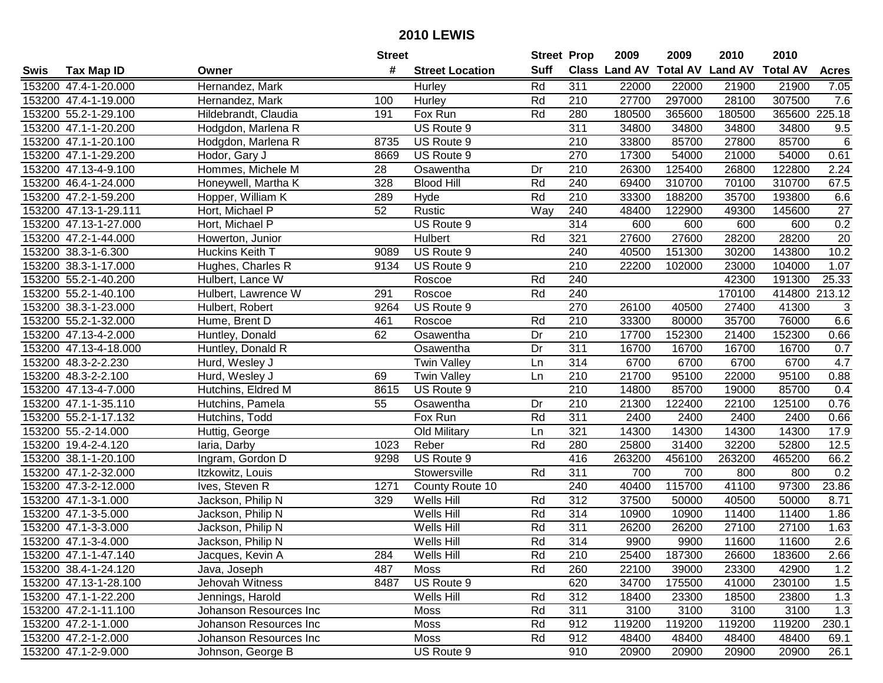# 2010 LEWIS

| Swis | Tax Map ID | Owner | Street # | Street Location | Street Suff | Prop Class | 2009 Land AV | 2009 Total AV | 2010 Land AV | 2010 Total AV | Acres |
|---|---|---|---|---|---|---|---|---|---|---|---|
| 153200 | 47.4-1-20.000 | Hernandez, Mark | | Hurley | Rd | 311 | 22000 | 22000 | 21900 | 21900 | 7.05 |
| 153200 | 47.4-1-19.000 | Hernandez, Mark | 100 | Hurley | Rd | 210 | 27700 | 297000 | 28100 | 307500 | 7.6 |
| 153200 | 55.2-1-29.100 | Hildebrandt, Claudia | 191 | Fox Run | Rd | 280 | 180500 | 365600 | 180500 | 365600 | 225.18 |
| 153200 | 47.1-1-20.200 | Hodgdon, Marlena R | | US Route 9 | | 311 | 34800 | 34800 | 34800 | 34800 | 9.5 |
| 153200 | 47.1-1-20.100 | Hodgdon, Marlena R | 8735 | US Route 9 | | 210 | 33800 | 85700 | 27800 | 85700 | 6 |
| 153200 | 47.1-1-29.200 | Hodor, Gary J | 8669 | US Route 9 | | 270 | 17300 | 54000 | 21000 | 54000 | 0.61 |
| 153200 | 47.13-4-9.100 | Hommes, Michele M | 28 | Osawentha | Dr | 210 | 26300 | 125400 | 26800 | 122800 | 2.24 |
| 153200 | 46.4-1-24.000 | Honeywell, Martha K | 328 | Blood Hill | Rd | 240 | 69400 | 310700 | 70100 | 310700 | 67.5 |
| 153200 | 47.2-1-59.200 | Hopper, William K | 289 | Hyde | Rd | 210 | 33300 | 188200 | 35700 | 193800 | 6.6 |
| 153200 | 47.13-1-29.111 | Hort, Michael P | 52 | Rustic | Way | 240 | 48400 | 122900 | 49300 | 145600 | 27 |
| 153200 | 47.13-1-27.000 | Hort, Michael P | | US Route 9 | | 314 | 600 | 600 | 600 | 600 | 0.2 |
| 153200 | 47.2-1-44.000 | Howerton, Junior | | Hulbert | Rd | 321 | 27600 | 27600 | 28200 | 28200 | 20 |
| 153200 | 38.3-1-6.300 | Huckins Keith T | 9089 | US Route 9 | | 240 | 40500 | 151300 | 30200 | 143800 | 10.2 |
| 153200 | 38.3-1-17.000 | Hughes, Charles R | 9134 | US Route 9 | | 210 | 22200 | 102000 | 23000 | 104000 | 1.07 |
| 153200 | 55.2-1-40.200 | Hulbert, Lance W | | Roscoe | Rd | 240 | | | 42300 | 191300 | 25.33 |
| 153200 | 55.2-1-40.100 | Hulbert, Lawrence W | 291 | Roscoe | Rd | 240 | | | 170100 | 414800 | 213.12 |
| 153200 | 38.3-1-23.000 | Hulbert, Robert | 9264 | US Route 9 | | 270 | 26100 | 40500 | 27400 | 41300 | 3 |
| 153200 | 55.2-1-32.000 | Hume, Brent D | 461 | Roscoe | Rd | 210 | 33300 | 80000 | 35700 | 76000 | 6.6 |
| 153200 | 47.13-4-2.000 | Huntley, Donald | 62 | Osawentha | Dr | 210 | 17700 | 152300 | 21400 | 152300 | 0.66 |
| 153200 | 47.13-4-18.000 | Huntley, Donald R | | Osawentha | Dr | 311 | 16700 | 16700 | 16700 | 16700 | 0.7 |
| 153200 | 48.3-2-2.230 | Hurd, Wesley J | | Twin Valley | Ln | 314 | 6700 | 6700 | 6700 | 6700 | 4.7 |
| 153200 | 48.3-2-2.100 | Hurd, Wesley J | 69 | Twin Valley | Ln | 210 | 21700 | 95100 | 22000 | 95100 | 0.88 |
| 153200 | 47.13-4-7.000 | Hutchins, Eldred M | 8615 | US Route 9 | | 210 | 14800 | 85700 | 19000 | 85700 | 0.4 |
| 153200 | 47.1-1-35.110 | Hutchins, Pamela | 55 | Osawentha | Dr | 210 | 21300 | 122400 | 22100 | 125100 | 0.76 |
| 153200 | 55.2-1-17.132 | Hutchins, Todd | | Fox Run | Rd | 311 | 2400 | 2400 | 2400 | 2400 | 0.66 |
| 153200 | 55.-2-14.000 | Huttig, George | | Old Military | Ln | 321 | 14300 | 14300 | 14300 | 14300 | 17.9 |
| 153200 | 19.4-2-4.120 | Iaria, Darby | 1023 | Reber | Rd | 280 | 25800 | 31400 | 32200 | 52800 | 12.5 |
| 153200 | 38.1-1-20.100 | Ingram, Gordon D | 9298 | US Route 9 | | 416 | 263200 | 456100 | 263200 | 465200 | 66.2 |
| 153200 | 47.1-2-32.000 | Itzkowitz, Louis | | Stowersville | Rd | 311 | 700 | 700 | 800 | 800 | 0.2 |
| 153200 | 47.3-2-12.000 | Ives, Steven R | 1271 | County Route 10 | | 240 | 40400 | 115700 | 41100 | 97300 | 23.86 |
| 153200 | 47.1-3-1.000 | Jackson, Philip N | 329 | Wells Hill | Rd | 312 | 37500 | 50000 | 40500 | 50000 | 8.71 |
| 153200 | 47.1-3-5.000 | Jackson, Philip N | | Wells Hill | Rd | 314 | 10900 | 10900 | 11400 | 11400 | 1.86 |
| 153200 | 47.1-3-3.000 | Jackson, Philip N | | Wells Hill | Rd | 311 | 26200 | 26200 | 27100 | 27100 | 1.63 |
| 153200 | 47.1-3-4.000 | Jackson, Philip N | | Wells Hill | Rd | 314 | 9900 | 9900 | 11600 | 11600 | 2.6 |
| 153200 | 47.1-1-47.140 | Jacques, Kevin A | 284 | Wells Hill | Rd | 210 | 25400 | 187300 | 26600 | 183600 | 2.66 |
| 153200 | 38.4-1-24.120 | Java, Joseph | 487 | Moss | Rd | 260 | 22100 | 39000 | 23300 | 42900 | 1.2 |
| 153200 | 47.13-1-28.100 | Jehovah Witness | 8487 | US Route 9 | | 620 | 34700 | 175500 | 41000 | 230100 | 1.5 |
| 153200 | 47.1-1-22.200 | Jennings, Harold | | Wells Hill | Rd | 312 | 18400 | 23300 | 18500 | 23800 | 1.3 |
| 153200 | 47.2-1-11.100 | Johanson Resources Inc | | Moss | Rd | 311 | 3100 | 3100 | 3100 | 3100 | 1.3 |
| 153200 | 47.2-1-1.000 | Johanson Resources Inc | | Moss | Rd | 912 | 119200 | 119200 | 119200 | 119200 | 230.1 |
| 153200 | 47.2-1-2.000 | Johanson Resources Inc | | Moss | Rd | 912 | 48400 | 48400 | 48400 | 48400 | 69.1 |
| 153200 | 47.1-2-9.000 | Johnson, George B | | US Route 9 | | 910 | 20900 | 20900 | 20900 | 20900 | 26.1 |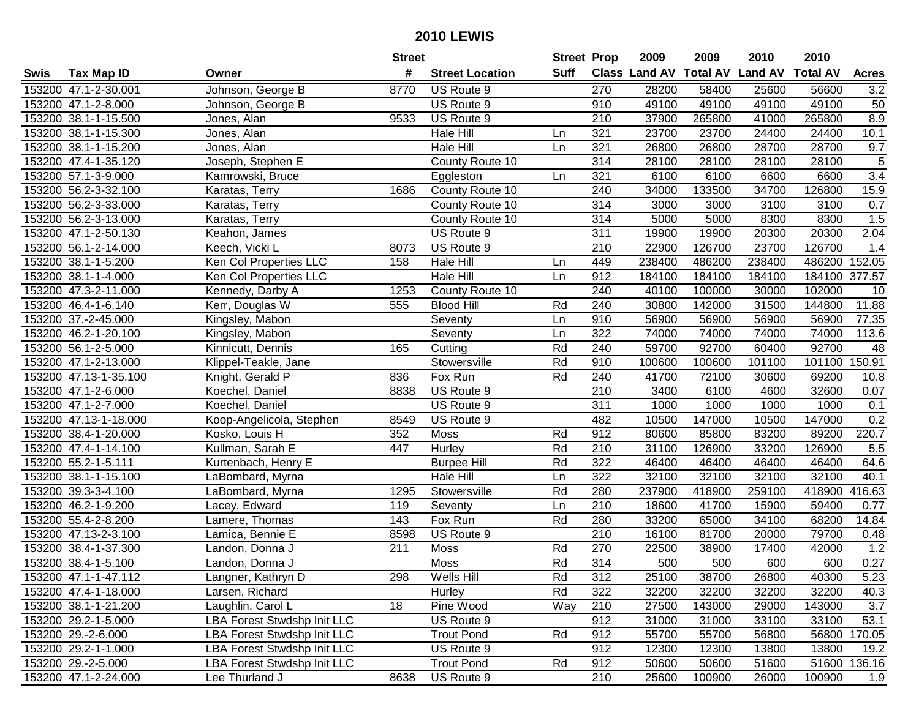# 2010 LEWIS

| Swis | Tax Map ID | Owner | Street # | Street Location | Street Suff | Prop Class | 2009 Land AV | 2009 Total AV | 2010 Land AV | 2010 Total AV | Acres |
|---|---|---|---|---|---|---|---|---|---|---|---|
| 153200 | 47.1-2-30.001 | Johnson, George B | 8770 | US Route 9 | | 270 | 28200 | 58400 | 25600 | 56600 | 3.2 |
| 153200 | 47.1-2-8.000 | Johnson, George B | | US Route 9 | | 910 | 49100 | 49100 | 49100 | 49100 | 50 |
| 153200 | 38.1-1-15.500 | Jones, Alan | 9533 | US Route 9 | | 210 | 37900 | 265800 | 41000 | 265800 | 8.9 |
| 153200 | 38.1-1-15.300 | Jones, Alan | | Hale Hill | Ln | 321 | 23700 | 23700 | 24400 | 24400 | 10.1 |
| 153200 | 38.1-1-15.200 | Jones, Alan | | Hale Hill | Ln | 321 | 26800 | 26800 | 28700 | 28700 | 9.7 |
| 153200 | 47.4-1-35.120 | Joseph, Stephen E | | County Route 10 | | 314 | 28100 | 28100 | 28100 | 28100 | 5 |
| 153200 | 57.1-3-9.000 | Kamrowski, Bruce | | Eggleston | Ln | 321 | 6100 | 6100 | 6600 | 6600 | 3.4 |
| 153200 | 56.2-3-32.100 | Karatas, Terry | 1686 | County Route 10 | | 240 | 34000 | 133500 | 34700 | 126800 | 15.9 |
| 153200 | 56.2-3-33.000 | Karatas, Terry | | County Route 10 | | 314 | 3000 | 3000 | 3100 | 3100 | 0.7 |
| 153200 | 56.2-3-13.000 | Karatas, Terry | | County Route 10 | | 314 | 5000 | 5000 | 8300 | 8300 | 1.5 |
| 153200 | 47.1-2-50.130 | Keahon, James | | US Route 9 | | 311 | 19900 | 19900 | 20300 | 20300 | 2.04 |
| 153200 | 56.1-2-14.000 | Keech, Vicki L | 8073 | US Route 9 | | 210 | 22900 | 126700 | 23700 | 126700 | 1.4 |
| 153200 | 38.1-1-5.200 | Ken Col Properties LLC | 158 | Hale Hill | Ln | 449 | 238400 | 486200 | 238400 | 486200 | 152.05 |
| 153200 | 38.1-1-4.000 | Ken Col Properties LLC | | Hale Hill | Ln | 912 | 184100 | 184100 | 184100 | 184100 | 377.57 |
| 153200 | 47.3-2-11.000 | Kennedy, Darby A | 1253 | County Route 10 | | 240 | 40100 | 100000 | 30000 | 102000 | 10 |
| 153200 | 46.4-1-6.140 | Kerr, Douglas W | 555 | Blood Hill | Rd | 240 | 30800 | 142000 | 31500 | 144800 | 11.88 |
| 153200 | 37.-2-45.000 | Kingsley, Mabon | | Seventy | Ln | 910 | 56900 | 56900 | 56900 | 56900 | 77.35 |
| 153200 | 46.2-1-20.100 | Kingsley, Mabon | | Seventy | Ln | 322 | 74000 | 74000 | 74000 | 74000 | 113.6 |
| 153200 | 56.1-2-5.000 | Kinnicutt, Dennis | 165 | Cutting | Rd | 240 | 59700 | 92700 | 60400 | 92700 | 48 |
| 153200 | 47.1-2-13.000 | Klippel-Teakle, Jane | | Stowersville | Rd | 910 | 100600 | 100600 | 101100 | 101100 | 150.91 |
| 153200 | 47.13-1-35.100 | Knight, Gerald P | 836 | Fox Run | Rd | 240 | 41700 | 72100 | 30600 | 69200 | 10.8 |
| 153200 | 47.1-2-6.000 | Koechel, Daniel | 8838 | US Route 9 | | 210 | 3400 | 6100 | 4600 | 32600 | 0.07 |
| 153200 | 47.1-2-7.000 | Koechel, Daniel | | US Route 9 | | 311 | 1000 | 1000 | 1000 | 1000 | 0.1 |
| 153200 | 47.13-1-18.000 | Koop-Angelicola, Stephen | 8549 | US Route 9 | | 482 | 10500 | 147000 | 10500 | 147000 | 0.2 |
| 153200 | 38.4-1-20.000 | Kosko, Louis H | 352 | Moss | Rd | 912 | 80600 | 85800 | 83200 | 89200 | 220.7 |
| 153200 | 47.4-1-14.100 | Kullman, Sarah E | 447 | Hurley | Rd | 210 | 31100 | 126900 | 33200 | 126900 | 5.5 |
| 153200 | 55.2-1-5.111 | Kurtenbach, Henry E | | Burpee Hill | Rd | 322 | 46400 | 46400 | 46400 | 46400 | 64.6 |
| 153200 | 38.1-1-15.100 | LaBombard, Myrna | | Hale Hill | Ln | 322 | 32100 | 32100 | 32100 | 32100 | 40.1 |
| 153200 | 39.3-3-4.100 | LaBombard, Myrna | 1295 | Stowersville | Rd | 280 | 237900 | 418900 | 259100 | 418900 | 416.63 |
| 153200 | 46.2-1-9.200 | Lacey, Edward | 119 | Seventy | Ln | 210 | 18600 | 41700 | 15900 | 59400 | 0.77 |
| 153200 | 55.4-2-8.200 | Lamere, Thomas | 143 | Fox Run | Rd | 280 | 33200 | 65000 | 34100 | 68200 | 14.84 |
| 153200 | 47.13-2-3.100 | Lamica, Bennie E | 8598 | US Route 9 | | 210 | 16100 | 81700 | 20000 | 79700 | 0.48 |
| 153200 | 38.4-1-37.300 | Landon, Donna J | 211 | Moss | Rd | 270 | 22500 | 38900 | 17400 | 42000 | 1.2 |
| 153200 | 38.4-1-5.100 | Landon, Donna J | | Moss | Rd | 314 | 500 | 500 | 600 | 600 | 0.27 |
| 153200 | 47.1-1-47.112 | Langner, Kathryn D | 298 | Wells Hill | Rd | 312 | 25100 | 38700 | 26800 | 40300 | 5.23 |
| 153200 | 47.4-1-18.000 | Larsen, Richard | | Hurley | Rd | 322 | 32200 | 32200 | 32200 | 32200 | 40.3 |
| 153200 | 38.1-1-21.200 | Laughlin, Carol L | 18 | Pine Wood | Way | 210 | 27500 | 143000 | 29000 | 143000 | 3.7 |
| 153200 | 29.2-1-5.000 | LBA Forest Stwdshp Init LLC | | US Route 9 | | 912 | 31000 | 31000 | 33100 | 33100 | 53.1 |
| 153200 | 29.-2-6.000 | LBA Forest Stwdshp Init LLC | | Trout Pond | Rd | 912 | 55700 | 55700 | 56800 | 56800 | 170.05 |
| 153200 | 29.2-1-1.000 | LBA Forest Stwdshp Init LLC | | US Route 9 | | 912 | 12300 | 12300 | 13800 | 13800 | 19.2 |
| 153200 | 29.-2-5.000 | LBA Forest Stwdshp Init LLC | | Trout Pond | Rd | 912 | 50600 | 50600 | 51600 | 51600 | 136.16 |
| 153200 | 47.1-2-24.000 | Lee Thurland J | 8638 | US Route 9 | | 210 | 25600 | 100900 | 26000 | 100900 | 1.9 |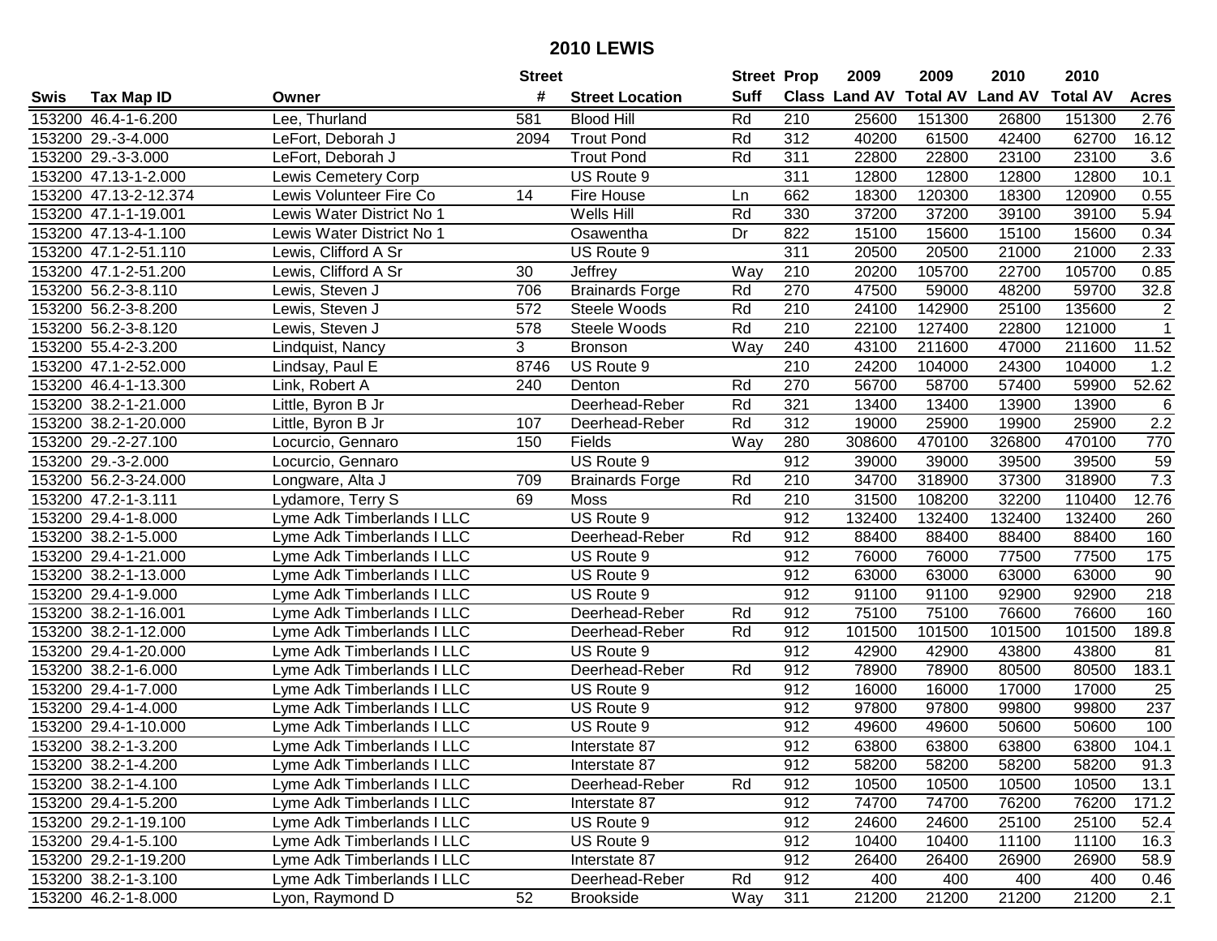## 2010 LEWIS

| Swis | Tax Map ID | Owner | Street # | Street Location | Street Suff | Prop Class | 2009 Land AV | 2009 Total AV | 2010 Land AV | 2010 Total AV | Acres |
|---|---|---|---|---|---|---|---|---|---|---|---|
| 153200 | 46.4-1-6.200 | Lee, Thurland | 581 | Blood Hill | Rd | 210 | 25600 | 151300 | 26800 | 151300 | 2.76 |
| 153200 | 29.-3-4.000 | LeFort, Deborah J | 2094 | Trout Pond | Rd | 312 | 40200 | 61500 | 42400 | 62700 | 16.12 |
| 153200 | 29.-3-3.000 | LeFort, Deborah J | | Trout Pond | Rd | 311 | 22800 | 22800 | 23100 | 23100 | 3.6 |
| 153200 | 47.13-1-2.000 | Lewis Cemetery Corp | | US Route 9 | | 311 | 12800 | 12800 | 12800 | 12800 | 10.1 |
| 153200 | 47.13-2-12.374 | Lewis Volunteer Fire Co | 14 | Fire House | Ln | 662 | 18300 | 120300 | 18300 | 120900 | 0.55 |
| 153200 | 47.1-1-19.001 | Lewis Water District No 1 | | Wells Hill | Rd | 330 | 37200 | 37200 | 39100 | 39100 | 5.94 |
| 153200 | 47.13-4-1.100 | Lewis Water District No 1 | | Osawentha | Dr | 822 | 15100 | 15600 | 15100 | 15600 | 0.34 |
| 153200 | 47.1-2-51.110 | Lewis, Clifford A Sr | | US Route 9 | | 311 | 20500 | 20500 | 21000 | 21000 | 2.33 |
| 153200 | 47.1-2-51.200 | Lewis, Clifford A Sr | 30 | Jeffrey | Way | 210 | 20200 | 105700 | 22700 | 105700 | 0.85 |
| 153200 | 56.2-3-8.110 | Lewis, Steven J | 706 | Brainards Forge | Rd | 270 | 47500 | 59000 | 48200 | 59700 | 32.8 |
| 153200 | 56.2-3-8.200 | Lewis, Steven J | 572 | Steele Woods | Rd | 210 | 24100 | 142900 | 25100 | 135600 | 2 |
| 153200 | 56.2-3-8.120 | Lewis, Steven J | 578 | Steele Woods | Rd | 210 | 22100 | 127400 | 22800 | 121000 | 1 |
| 153200 | 55.4-2-3.200 | Lindquist, Nancy | 3 | Bronson | Way | 240 | 43100 | 211600 | 47000 | 211600 | 11.52 |
| 153200 | 47.1-2-52.000 | Lindsay, Paul E | 8746 | US Route 9 | | 210 | 24200 | 104000 | 24300 | 104000 | 1.2 |
| 153200 | 46.4-1-13.300 | Link, Robert A | 240 | Denton | Rd | 270 | 56700 | 58700 | 57400 | 59900 | 52.62 |
| 153200 | 38.2-1-21.000 | Little, Byron B Jr | | Deerhead-Reber | Rd | 321 | 13400 | 13400 | 13900 | 13900 | 6 |
| 153200 | 38.2-1-20.000 | Little, Byron B Jr | 107 | Deerhead-Reber | Rd | 312 | 19000 | 25900 | 19900 | 25900 | 2.2 |
| 153200 | 29.-2-27.100 | Locurcio, Gennaro | 150 | Fields | Way | 280 | 308600 | 470100 | 326800 | 470100 | 770 |
| 153200 | 29.-3-2.000 | Locurcio, Gennaro | | US Route 9 | | 912 | 39000 | 39000 | 39500 | 39500 | 59 |
| 153200 | 56.2-3-24.000 | Longware, Alta J | 709 | Brainards Forge | Rd | 210 | 34700 | 318900 | 37300 | 318900 | 7.3 |
| 153200 | 47.2-1-3.111 | Lydamore, Terry S | 69 | Moss | Rd | 210 | 31500 | 108200 | 32200 | 110400 | 12.76 |
| 153200 | 29.4-1-8.000 | Lyme Adk Timberlands I LLC | | US Route 9 | | 912 | 132400 | 132400 | 132400 | 132400 | 260 |
| 153200 | 38.2-1-5.000 | Lyme Adk Timberlands I LLC | | Deerhead-Reber | Rd | 912 | 88400 | 88400 | 88400 | 88400 | 160 |
| 153200 | 29.4-1-21.000 | Lyme Adk Timberlands I LLC | | US Route 9 | | 912 | 76000 | 76000 | 77500 | 77500 | 175 |
| 153200 | 38.2-1-13.000 | Lyme Adk Timberlands I LLC | | US Route 9 | | 912 | 63000 | 63000 | 63000 | 63000 | 90 |
| 153200 | 29.4-1-9.000 | Lyme Adk Timberlands I LLC | | US Route 9 | | 912 | 91100 | 91100 | 92900 | 92900 | 218 |
| 153200 | 38.2-1-16.001 | Lyme Adk Timberlands I LLC | | Deerhead-Reber | Rd | 912 | 75100 | 75100 | 76600 | 76600 | 160 |
| 153200 | 38.2-1-12.000 | Lyme Adk Timberlands I LLC | | Deerhead-Reber | Rd | 912 | 101500 | 101500 | 101500 | 101500 | 189.8 |
| 153200 | 29.4-1-20.000 | Lyme Adk Timberlands I LLC | | US Route 9 | | 912 | 42900 | 42900 | 43800 | 43800 | 81 |
| 153200 | 38.2-1-6.000 | Lyme Adk Timberlands I LLC | | Deerhead-Reber | Rd | 912 | 78900 | 78900 | 80500 | 80500 | 183.1 |
| 153200 | 29.4-1-7.000 | Lyme Adk Timberlands I LLC | | US Route 9 | | 912 | 16000 | 16000 | 17000 | 17000 | 25 |
| 153200 | 29.4-1-4.000 | Lyme Adk Timberlands I LLC | | US Route 9 | | 912 | 97800 | 97800 | 99800 | 99800 | 237 |
| 153200 | 29.4-1-10.000 | Lyme Adk Timberlands I LLC | | US Route 9 | | 912 | 49600 | 49600 | 50600 | 50600 | 100 |
| 153200 | 38.2-1-3.200 | Lyme Adk Timberlands I LLC | | Interstate 87 | | 912 | 63800 | 63800 | 63800 | 63800 | 104.1 |
| 153200 | 38.2-1-4.200 | Lyme Adk Timberlands I LLC | | Interstate 87 | | 912 | 58200 | 58200 | 58200 | 58200 | 91.3 |
| 153200 | 38.2-1-4.100 | Lyme Adk Timberlands I LLC | | Deerhead-Reber | Rd | 912 | 10500 | 10500 | 10500 | 10500 | 13.1 |
| 153200 | 29.4-1-5.200 | Lyme Adk Timberlands I LLC | | Interstate 87 | | 912 | 74700 | 74700 | 76200 | 76200 | 171.2 |
| 153200 | 29.2-1-19.100 | Lyme Adk Timberlands I LLC | | US Route 9 | | 912 | 24600 | 24600 | 25100 | 25100 | 52.4 |
| 153200 | 29.4-1-5.100 | Lyme Adk Timberlands I LLC | | US Route 9 | | 912 | 10400 | 10400 | 11100 | 11100 | 16.3 |
| 153200 | 29.2-1-19.200 | Lyme Adk Timberlands I LLC | | Interstate 87 | | 912 | 26400 | 26400 | 26900 | 26900 | 58.9 |
| 153200 | 38.2-1-3.100 | Lyme Adk Timberlands I LLC | | Deerhead-Reber | Rd | 912 | 400 | 400 | 400 | 400 | 0.46 |
| 153200 | 46.2-1-8.000 | Lyon, Raymond D | 52 | Brookside | Way | 311 | 21200 | 21200 | 21200 | 21200 | 2.1 |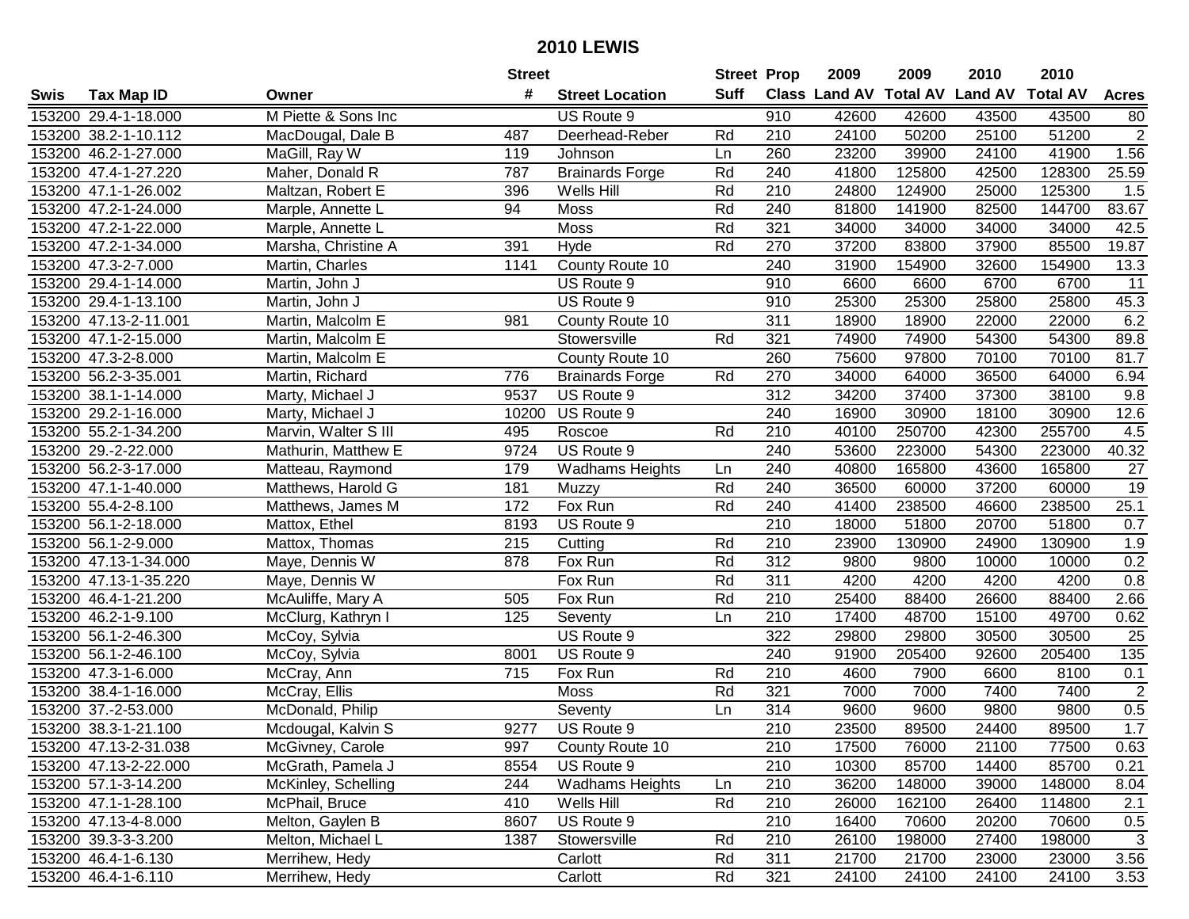# 2010 LEWIS

| Swis | Tax Map ID | Owner | Street # | Street Location | Street Suff | Prop Class | 2009 Land AV | 2009 Total AV | 2010 Land AV | 2010 Total AV | Acres |
|---|---|---|---|---|---|---|---|---|---|---|---|
| 153200 | 29.4-1-18.000 | M Piette & Sons Inc | | US Route 9 | | 910 | 42600 | 42600 | 43500 | 43500 | 80 |
| 153200 | 38.2-1-10.112 | MacDougal, Dale B | 487 | Deerhead-Reber | Rd | 210 | 24100 | 50200 | 25100 | 51200 | 2 |
| 153200 | 46.2-1-27.000 | MaGill, Ray W | 119 | Johnson | Ln | 260 | 23200 | 39900 | 24100 | 41900 | 1.56 |
| 153200 | 47.4-1-27.220 | Maher, Donald R | 787 | Brainards Forge | Rd | 240 | 41800 | 125800 | 42500 | 128300 | 25.59 |
| 153200 | 47.1-1-26.002 | Maltzan, Robert E | 396 | Wells Hill | Rd | 210 | 24800 | 124900 | 25000 | 125300 | 1.5 |
| 153200 | 47.2-1-24.000 | Marple, Annette L | 94 | Moss | Rd | 240 | 81800 | 141900 | 82500 | 144700 | 83.67 |
| 153200 | 47.2-1-22.000 | Marple, Annette L | | Moss | Rd | 321 | 34000 | 34000 | 34000 | 34000 | 42.5 |
| 153200 | 47.2-1-34.000 | Marsha, Christine A | 391 | Hyde | Rd | 270 | 37200 | 83800 | 37900 | 85500 | 19.87 |
| 153200 | 47.3-2-7.000 | Martin, Charles | 1141 | County Route 10 | | 240 | 31900 | 154900 | 32600 | 154900 | 13.3 |
| 153200 | 29.4-1-14.000 | Martin, John J | | US Route 9 | | 910 | 6600 | 6600 | 6700 | 6700 | 11 |
| 153200 | 29.4-1-13.100 | Martin, John J | | US Route 9 | | 910 | 25300 | 25300 | 25800 | 25800 | 45.3 |
| 153200 | 47.13-2-11.001 | Martin, Malcolm E | 981 | County Route 10 | | 311 | 18900 | 18900 | 22000 | 22000 | 6.2 |
| 153200 | 47.1-2-15.000 | Martin, Malcolm E | | Stowersville | Rd | 321 | 74900 | 74900 | 54300 | 54300 | 89.8 |
| 153200 | 47.3-2-8.000 | Martin, Malcolm E | | County Route 10 | | 260 | 75600 | 97800 | 70100 | 70100 | 81.7 |
| 153200 | 56.2-3-35.001 | Martin, Richard | 776 | Brainards Forge | Rd | 270 | 34000 | 64000 | 36500 | 64000 | 6.94 |
| 153200 | 38.1-1-14.000 | Marty, Michael J | 9537 | US Route 9 | | 312 | 34200 | 37400 | 37300 | 38100 | 9.8 |
| 153200 | 29.2-1-16.000 | Marty, Michael J | 10200 | US Route 9 | | 240 | 16900 | 30900 | 18100 | 30900 | 12.6 |
| 153200 | 55.2-1-34.200 | Marvin, Walter S III | 495 | Roscoe | Rd | 210 | 40100 | 250700 | 42300 | 255700 | 4.5 |
| 153200 | 29.-2-22.000 | Mathurin, Matthew E | 9724 | US Route 9 | | 240 | 53600 | 223000 | 54300 | 223000 | 40.32 |
| 153200 | 56.2-3-17.000 | Matteau, Raymond | 179 | Wadhams Heights | Ln | 240 | 40800 | 165800 | 43600 | 165800 | 27 |
| 153200 | 47.1-1-40.000 | Matthews, Harold G | 181 | Muzzy | Rd | 240 | 36500 | 60000 | 37200 | 60000 | 19 |
| 153200 | 55.4-2-8.100 | Matthews, James M | 172 | Fox Run | Rd | 240 | 41400 | 238500 | 46600 | 238500 | 25.1 |
| 153200 | 56.1-2-18.000 | Mattox, Ethel | 8193 | US Route 9 | | 210 | 18000 | 51800 | 20700 | 51800 | 0.7 |
| 153200 | 56.1-2-9.000 | Mattox, Thomas | 215 | Cutting | Rd | 210 | 23900 | 130900 | 24900 | 130900 | 1.9 |
| 153200 | 47.13-1-34.000 | Maye, Dennis W | 878 | Fox Run | Rd | 312 | 9800 | 9800 | 10000 | 10000 | 0.2 |
| 153200 | 47.13-1-35.220 | Maye, Dennis W | | Fox Run | Rd | 311 | 4200 | 4200 | 4200 | 4200 | 0.8 |
| 153200 | 46.4-1-21.200 | McAuliffe, Mary A | 505 | Fox Run | Rd | 210 | 25400 | 88400 | 26600 | 88400 | 2.66 |
| 153200 | 46.2-1-9.100 | McClurg, Kathryn I | 125 | Seventy | Ln | 210 | 17400 | 48700 | 15100 | 49700 | 0.62 |
| 153200 | 56.1-2-46.300 | McCoy, Sylvia | | US Route 9 | | 322 | 29800 | 29800 | 30500 | 30500 | 25 |
| 153200 | 56.1-2-46.100 | McCoy, Sylvia | 8001 | US Route 9 | | 240 | 91900 | 205400 | 92600 | 205400 | 135 |
| 153200 | 47.3-1-6.000 | McCray, Ann | 715 | Fox Run | Rd | 210 | 4600 | 7900 | 6600 | 8100 | 0.1 |
| 153200 | 38.4-1-16.000 | McCray, Ellis | | Moss | Rd | 321 | 7000 | 7000 | 7400 | 7400 | 2 |
| 153200 | 37.-2-53.000 | McDonald, Philip | | Seventy | Ln | 314 | 9600 | 9600 | 9800 | 9800 | 0.5 |
| 153200 | 38.3-1-21.100 | Mcdougal, Kalvin S | 9277 | US Route 9 | | 210 | 23500 | 89500 | 24400 | 89500 | 1.7 |
| 153200 | 47.13-2-31.038 | McGivney, Carole | 997 | County Route 10 | | 210 | 17500 | 76000 | 21100 | 77500 | 0.63 |
| 153200 | 47.13-2-22.000 | McGrath, Pamela J | 8554 | US Route 9 | | 210 | 10300 | 85700 | 14400 | 85700 | 0.21 |
| 153200 | 57.1-3-14.200 | McKinley, Schelling | 244 | Wadhams Heights | Ln | 210 | 36200 | 148000 | 39000 | 148000 | 8.04 |
| 153200 | 47.1-1-28.100 | McPhail, Bruce | 410 | Wells Hill | Rd | 210 | 26000 | 162100 | 26400 | 114800 | 2.1 |
| 153200 | 47.13-4-8.000 | Melton, Gaylen B | 8607 | US Route 9 | | 210 | 16400 | 70600 | 20200 | 70600 | 0.5 |
| 153200 | 39.3-3-3.200 | Melton, Michael L | 1387 | Stowersville | Rd | 210 | 26100 | 198000 | 27400 | 198000 | 3 |
| 153200 | 46.4-1-6.130 | Merrihew, Hedy | | Carlott | Rd | 311 | 21700 | 21700 | 23000 | 23000 | 3.56 |
| 153200 | 46.4-1-6.110 | Merrihew, Hedy | | Carlott | Rd | 321 | 24100 | 24100 | 24100 | 24100 | 3.53 |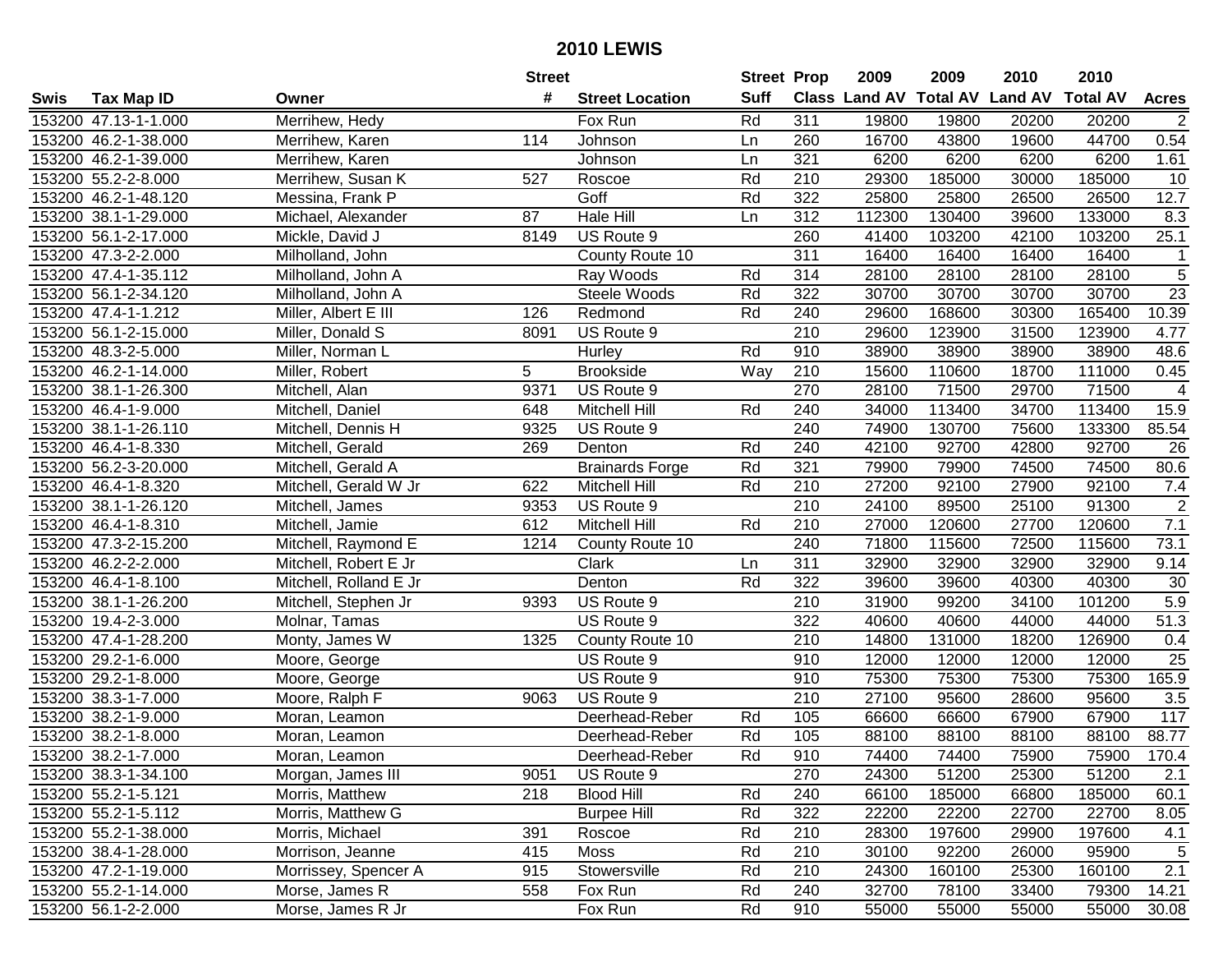# 2010 LEWIS

| Swis | Tax Map ID | Owner | Street # | Street Location | Street Suff | Prop Class | 2009 Land AV | 2009 Total AV | 2010 Land AV | 2010 Total AV | Acres |
|---|---|---|---|---|---|---|---|---|---|---|---|
| 153200 | 47.13-1-1.000 | Merrihew, Hedy | | Fox Run | Rd | 311 | 19800 | 19800 | 20200 | 20200 | 2 |
| 153200 | 46.2-1-38.000 | Merrihew, Karen | 114 | Johnson | Ln | 260 | 16700 | 43800 | 19600 | 44700 | 0.54 |
| 153200 | 46.2-1-39.000 | Merrihew, Karen | | Johnson | Ln | 321 | 6200 | 6200 | 6200 | 6200 | 1.61 |
| 153200 | 55.2-2-8.000 | Merrihew, Susan K | 527 | Roscoe | Rd | 210 | 29300 | 185000 | 30000 | 185000 | 10 |
| 153200 | 46.2-1-48.120 | Messina, Frank P | | Goff | Rd | 322 | 25800 | 25800 | 26500 | 26500 | 12.7 |
| 153200 | 38.1-1-29.000 | Michael, Alexander | 87 | Hale Hill | Ln | 312 | 112300 | 130400 | 39600 | 133000 | 8.3 |
| 153200 | 56.1-2-17.000 | Mickle, David J | 8149 | US Route 9 | | 260 | 41400 | 103200 | 42100 | 103200 | 25.1 |
| 153200 | 47.3-2-2.000 | Milholland, John | | County Route 10 | | 311 | 16400 | 16400 | 16400 | 16400 | 1 |
| 153200 | 47.4-1-35.112 | Milholland, John A | | Ray Woods | Rd | 314 | 28100 | 28100 | 28100 | 28100 | 5 |
| 153200 | 56.1-2-34.120 | Milholland, John A | | Steele Woods | Rd | 322 | 30700 | 30700 | 30700 | 30700 | 23 |
| 153200 | 47.4-1-1.212 | Miller, Albert E III | 126 | Redmond | Rd | 240 | 29600 | 168600 | 30300 | 165400 | 10.39 |
| 153200 | 56.1-2-15.000 | Miller, Donald S | 8091 | US Route 9 | | 210 | 29600 | 123900 | 31500 | 123900 | 4.77 |
| 153200 | 48.3-2-5.000 | Miller, Norman L | | Hurley | Rd | 910 | 38900 | 38900 | 38900 | 38900 | 48.6 |
| 153200 | 46.2-1-14.000 | Miller, Robert | 5 | Brookside | Way | 210 | 15600 | 110600 | 18700 | 111000 | 0.45 |
| 153200 | 38.1-1-26.300 | Mitchell, Alan | 9371 | US Route 9 | | 270 | 28100 | 71500 | 29700 | 71500 | 4 |
| 153200 | 46.4-1-9.000 | Mitchell, Daniel | 648 | Mitchell Hill | Rd | 240 | 34000 | 113400 | 34700 | 113400 | 15.9 |
| 153200 | 38.1-1-26.110 | Mitchell, Dennis H | 9325 | US Route 9 | | 240 | 74900 | 130700 | 75600 | 133300 | 85.54 |
| 153200 | 46.4-1-8.330 | Mitchell, Gerald | 269 | Denton | Rd | 240 | 42100 | 92700 | 42800 | 92700 | 26 |
| 153200 | 56.2-3-20.000 | Mitchell, Gerald A | | Brainards Forge | Rd | 321 | 79900 | 79900 | 74500 | 74500 | 80.6 |
| 153200 | 46.4-1-8.320 | Mitchell, Gerald W Jr | 622 | Mitchell Hill | Rd | 210 | 27200 | 92100 | 27900 | 92100 | 7.4 |
| 153200 | 38.1-1-26.120 | Mitchell, James | 9353 | US Route 9 | | 210 | 24100 | 89500 | 25100 | 91300 | 2 |
| 153200 | 46.4-1-8.310 | Mitchell, Jamie | 612 | Mitchell Hill | Rd | 210 | 27000 | 120600 | 27700 | 120600 | 7.1 |
| 153200 | 47.3-2-15.200 | Mitchell, Raymond E | 1214 | County Route 10 | | 240 | 71800 | 115600 | 72500 | 115600 | 73.1 |
| 153200 | 46.2-2-2.000 | Mitchell, Robert E Jr | | Clark | Ln | 311 | 32900 | 32900 | 32900 | 32900 | 9.14 |
| 153200 | 46.4-1-8.100 | Mitchell, Rolland E Jr | | Denton | Rd | 322 | 39600 | 39600 | 40300 | 40300 | 30 |
| 153200 | 38.1-1-26.200 | Mitchell, Stephen Jr | 9393 | US Route 9 | | 210 | 31900 | 99200 | 34100 | 101200 | 5.9 |
| 153200 | 19.4-2-3.000 | Molnar, Tamas | | US Route 9 | | 322 | 40600 | 40600 | 44000 | 44000 | 51.3 |
| 153200 | 47.4-1-28.200 | Monty, James W | 1325 | County Route 10 | | 210 | 14800 | 131000 | 18200 | 126900 | 0.4 |
| 153200 | 29.2-1-6.000 | Moore, George | | US Route 9 | | 910 | 12000 | 12000 | 12000 | 12000 | 25 |
| 153200 | 29.2-1-8.000 | Moore, George | | US Route 9 | | 910 | 75300 | 75300 | 75300 | 75300 | 165.9 |
| 153200 | 38.3-1-7.000 | Moore, Ralph F | 9063 | US Route 9 | | 210 | 27100 | 95600 | 28600 | 95600 | 3.5 |
| 153200 | 38.2-1-9.000 | Moran, Leamon | | Deerhead-Reber | Rd | 105 | 66600 | 66600 | 67900 | 67900 | 117 |
| 153200 | 38.2-1-8.000 | Moran, Leamon | | Deerhead-Reber | Rd | 105 | 88100 | 88100 | 88100 | 88100 | 88.77 |
| 153200 | 38.2-1-7.000 | Moran, Leamon | | Deerhead-Reber | Rd | 910 | 74400 | 74400 | 75900 | 75900 | 170.4 |
| 153200 | 38.3-1-34.100 | Morgan, James III | 9051 | US Route 9 | | 270 | 24300 | 51200 | 25300 | 51200 | 2.1 |
| 153200 | 55.2-1-5.121 | Morris, Matthew | 218 | Blood Hill | Rd | 240 | 66100 | 185000 | 66800 | 185000 | 60.1 |
| 153200 | 55.2-1-5.112 | Morris, Matthew G | | Burpee Hill | Rd | 322 | 22200 | 22200 | 22700 | 22700 | 8.05 |
| 153200 | 55.2-1-38.000 | Morris, Michael | 391 | Roscoe | Rd | 210 | 28300 | 197600 | 29900 | 197600 | 4.1 |
| 153200 | 38.4-1-28.000 | Morrison, Jeanne | 415 | Moss | Rd | 210 | 30100 | 92200 | 26000 | 95900 | 5 |
| 153200 | 47.2-1-19.000 | Morrissey, Spencer A | 915 | Stowersville | Rd | 210 | 24300 | 160100 | 25300 | 160100 | 2.1 |
| 153200 | 55.2-1-14.000 | Morse, James R | 558 | Fox Run | Rd | 240 | 32700 | 78100 | 33400 | 79300 | 14.21 |
| 153200 | 56.1-2-2.000 | Morse, James R Jr | | Fox Run | Rd | 910 | 55000 | 55000 | 55000 | 55000 | 30.08 |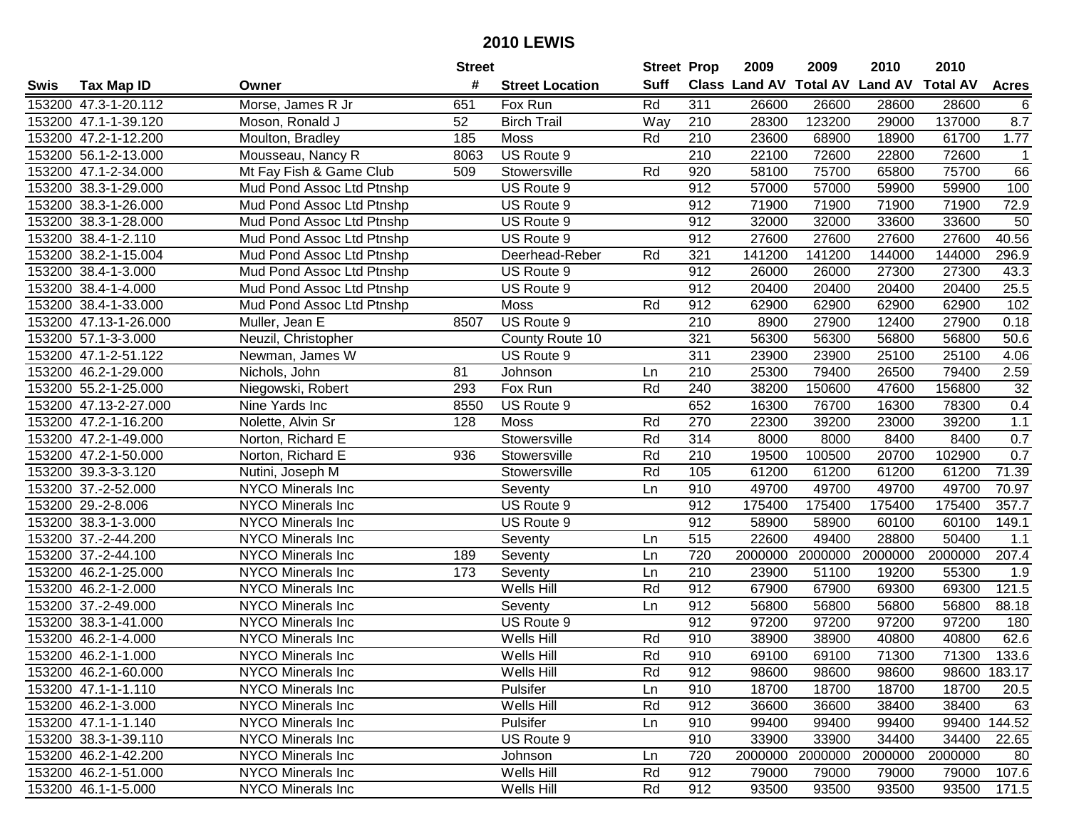# 2010 LEWIS

| Swis | Tax Map ID | Owner | Street # | Street Location | Street Suff | Prop Class | 2009 Land AV | 2009 Total AV | 2010 Land AV | 2010 Total AV | Acres |
|---|---|---|---|---|---|---|---|---|---|---|---|
| 153200 | 47.3-1-20.112 | Morse, James R Jr | 651 | Fox Run | Rd | 311 | 26600 | 26600 | 28600 | 28600 | 6 |
| 153200 | 47.1-1-39.120 | Moson, Ronald J | 52 | Birch Trail | Way | 210 | 28300 | 123200 | 29000 | 137000 | 8.7 |
| 153200 | 47.2-1-12.200 | Moulton, Bradley | 185 | Moss | Rd | 210 | 23600 | 68900 | 18900 | 61700 | 1.77 |
| 153200 | 56.1-2-13.000 | Mousseau, Nancy R | 8063 | US Route 9 | | 210 | 22100 | 72600 | 22800 | 72600 | 1 |
| 153200 | 47.1-2-34.000 | Mt Fay Fish & Game Club | 509 | Stowersville | Rd | 920 | 58100 | 75700 | 65800 | 75700 | 66 |
| 153200 | 38.3-1-29.000 | Mud Pond Assoc Ltd Ptnshp | | US Route 9 | | 912 | 57000 | 57000 | 59900 | 59900 | 100 |
| 153200 | 38.3-1-26.000 | Mud Pond Assoc Ltd Ptnshp | | US Route 9 | | 912 | 71900 | 71900 | 71900 | 71900 | 72.9 |
| 153200 | 38.3-1-28.000 | Mud Pond Assoc Ltd Ptnshp | | US Route 9 | | 912 | 32000 | 32000 | 33600 | 33600 | 50 |
| 153200 | 38.4-1-2.110 | Mud Pond Assoc Ltd Ptnshp | | US Route 9 | | 912 | 27600 | 27600 | 27600 | 27600 | 40.56 |
| 153200 | 38.2-1-15.004 | Mud Pond Assoc Ltd Ptnshp | | Deerhead-Reber | Rd | 321 | 141200 | 141200 | 144000 | 144000 | 296.9 |
| 153200 | 38.4-1-3.000 | Mud Pond Assoc Ltd Ptnshp | | US Route 9 | | 912 | 26000 | 26000 | 27300 | 27300 | 43.3 |
| 153200 | 38.4-1-4.000 | Mud Pond Assoc Ltd Ptnshp | | US Route 9 | | 912 | 20400 | 20400 | 20400 | 20400 | 25.5 |
| 153200 | 38.4-1-33.000 | Mud Pond Assoc Ltd Ptnshp | | Moss | Rd | 912 | 62900 | 62900 | 62900 | 62900 | 102 |
| 153200 | 47.13-1-26.000 | Muller, Jean E | 8507 | US Route 9 | | 210 | 8900 | 27900 | 12400 | 27900 | 0.18 |
| 153200 | 57.1-3-3.000 | Neuzil, Christopher | | County Route 10 | | 321 | 56300 | 56300 | 56800 | 56800 | 50.6 |
| 153200 | 47.1-2-51.122 | Newman, James W | | US Route 9 | | 311 | 23900 | 23900 | 25100 | 25100 | 4.06 |
| 153200 | 46.2-1-29.000 | Nichols, John | 81 | Johnson | Ln | 210 | 25300 | 79400 | 26500 | 79400 | 2.59 |
| 153200 | 55.2-1-25.000 | Niegowski, Robert | 293 | Fox Run | Rd | 240 | 38200 | 150600 | 47600 | 156800 | 32 |
| 153200 | 47.13-2-27.000 | Nine Yards Inc | 8550 | US Route 9 | | 652 | 16300 | 76700 | 16300 | 78300 | 0.4 |
| 153200 | 47.2-1-16.200 | Nolette, Alvin Sr | 128 | Moss | Rd | 270 | 22300 | 39200 | 23000 | 39200 | 1.1 |
| 153200 | 47.2-1-49.000 | Norton, Richard E | | Stowersville | Rd | 314 | 8000 | 8000 | 8400 | 8400 | 0.7 |
| 153200 | 47.2-1-50.000 | Norton, Richard E | 936 | Stowersville | Rd | 210 | 19500 | 100500 | 20700 | 102900 | 0.7 |
| 153200 | 39.3-3-3.120 | Nutini, Joseph M | | Stowersville | Rd | 105 | 61200 | 61200 | 61200 | 61200 | 71.39 |
| 153200 | 37.-2-52.000 | NYCO Minerals Inc | | Seventy | Ln | 910 | 49700 | 49700 | 49700 | 49700 | 70.97 |
| 153200 | 29.-2-8.006 | NYCO Minerals Inc | | US Route 9 | | 912 | 175400 | 175400 | 175400 | 175400 | 357.7 |
| 153200 | 38.3-1-3.000 | NYCO Minerals Inc | | US Route 9 | | 912 | 58900 | 58900 | 60100 | 60100 | 149.1 |
| 153200 | 37.-2-44.200 | NYCO Minerals Inc | | Seventy | Ln | 515 | 22600 | 49400 | 28800 | 50400 | 1.1 |
| 153200 | 37.-2-44.100 | NYCO Minerals Inc | 189 | Seventy | Ln | 720 | 2000000 | 2000000 | 2000000 | 2000000 | 207.4 |
| 153200 | 46.2-1-25.000 | NYCO Minerals Inc | 173 | Seventy | Ln | 210 | 23900 | 51100 | 19200 | 55300 | 1.9 |
| 153200 | 46.2-1-2.000 | NYCO Minerals Inc | | Wells Hill | Rd | 912 | 67900 | 67900 | 69300 | 69300 | 121.5 |
| 153200 | 37.-2-49.000 | NYCO Minerals Inc | | Seventy | Ln | 912 | 56800 | 56800 | 56800 | 56800 | 88.18 |
| 153200 | 38.3-1-41.000 | NYCO Minerals Inc | | US Route 9 | | 912 | 97200 | 97200 | 97200 | 97200 | 180 |
| 153200 | 46.2-1-4.000 | NYCO Minerals Inc | | Wells Hill | Rd | 910 | 38900 | 38900 | 40800 | 40800 | 62.6 |
| 153200 | 46.2-1-1.000 | NYCO Minerals Inc | | Wells Hill | Rd | 910 | 69100 | 69100 | 71300 | 71300 | 133.6 |
| 153200 | 46.2-1-60.000 | NYCO Minerals Inc | | Wells Hill | Rd | 912 | 98600 | 98600 | 98600 | 98600 | 183.17 |
| 153200 | 47.1-1-1.110 | NYCO Minerals Inc | | Pulsifer | Ln | 910 | 18700 | 18700 | 18700 | 18700 | 20.5 |
| 153200 | 46.2-1-3.000 | NYCO Minerals Inc | | Wells Hill | Rd | 912 | 36600 | 36600 | 38400 | 38400 | 63 |
| 153200 | 47.1-1-1.140 | NYCO Minerals Inc | | Pulsifer | Ln | 910 | 99400 | 99400 | 99400 | 99400 | 144.52 |
| 153200 | 38.3-1-39.110 | NYCO Minerals Inc | | US Route 9 | | 910 | 33900 | 33900 | 34400 | 34400 | 22.65 |
| 153200 | 46.2-1-42.200 | NYCO Minerals Inc | | Johnson | Ln | 720 | 2000000 | 2000000 | 2000000 | 2000000 | 80 |
| 153200 | 46.2-1-51.000 | NYCO Minerals Inc | | Wells Hill | Rd | 912 | 79000 | 79000 | 79000 | 79000 | 107.6 |
| 153200 | 46.1-1-5.000 | NYCO Minerals Inc | | Wells Hill | Rd | 912 | 93500 | 93500 | 93500 | 93500 | 171.5 |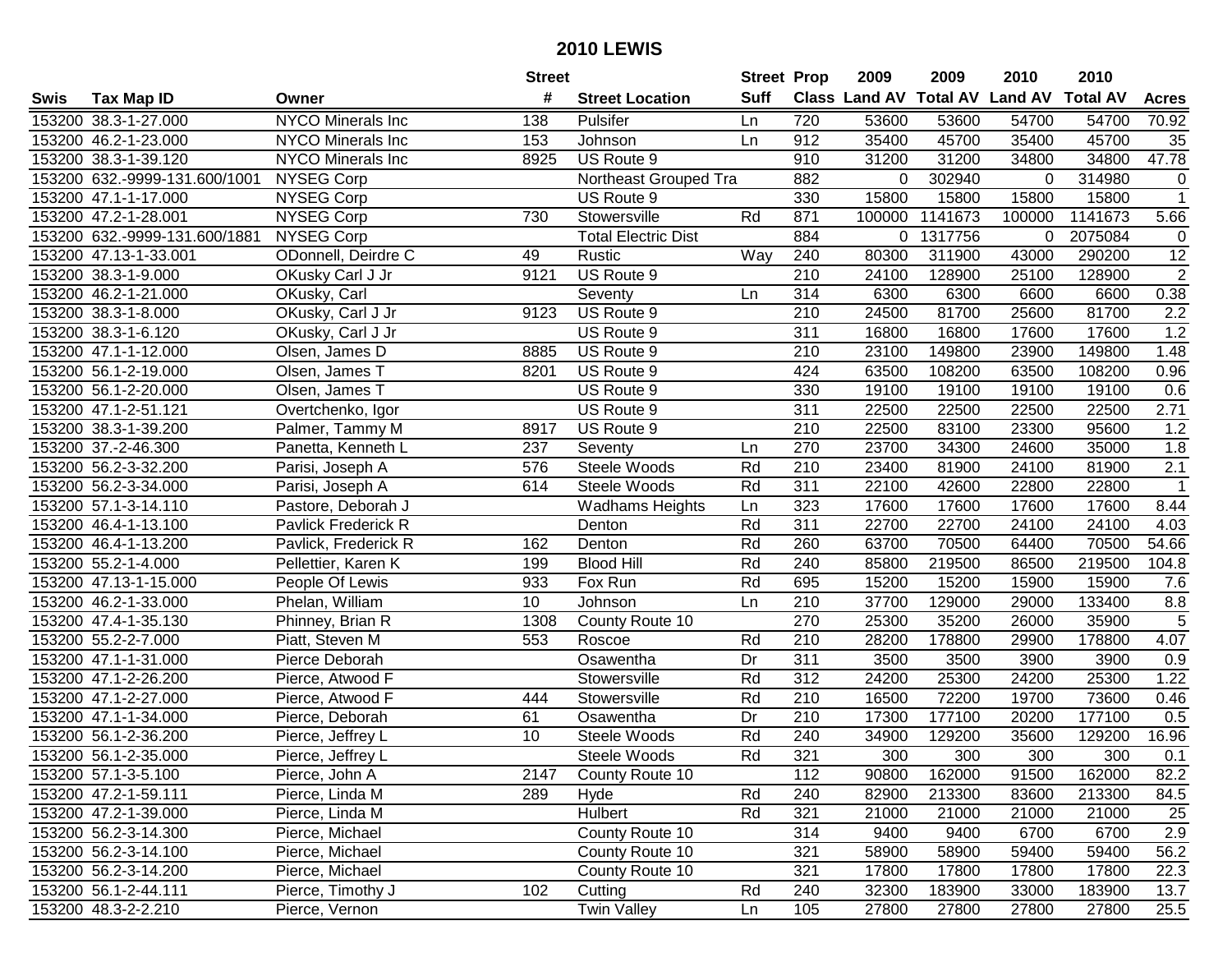# 2010 LEWIS

| Swis | Tax Map ID | Owner | Street # | Street Location | Street Suff | Prop Class | 2009 Land AV | 2009 Total AV | 2010 Land AV | 2010 Total AV | Acres |
|---|---|---|---|---|---|---|---|---|---|---|---|
| 153200 | 38.3-1-27.000 | NYCO Minerals Inc | 138 | Pulsifer | Ln | 720 | 53600 | 53600 | 54700 | 54700 | 70.92 |
| 153200 | 46.2-1-23.000 | NYCO Minerals Inc | 153 | Johnson | Ln | 912 | 35400 | 45700 | 35400 | 45700 | 35 |
| 153200 | 38.3-1-39.120 | NYCO Minerals Inc | 8925 | US Route 9 | | 910 | 31200 | 31200 | 34800 | 34800 | 47.78 |
| 153200 | 632.-9999-131.600/1001 | NYSEG Corp | | Northeast Grouped Tra | | 882 | 0 | 302940 | 0 | 314980 | 0 |
| 153200 | 47.1-1-17.000 | NYSEG Corp | | US Route 9 | | 330 | 15800 | 15800 | 15800 | 15800 | 1 |
| 153200 | 47.2-1-28.001 | NYSEG Corp | 730 | Stowersville | Rd | 871 | 100000 | 1141673 | 100000 | 1141673 | 5.66 |
| 153200 | 632.-9999-131.600/1881 | NYSEG Corp | | Total Electric Dist | | 884 | 0 | 1317756 | 0 | 2075084 | 0 |
| 153200 | 47.13-1-33.001 | ODonnell, Deirdre C | 49 | Rustic | Way | 240 | 80300 | 311900 | 43000 | 290200 | 12 |
| 153200 | 38.3-1-9.000 | OKusky Carl J Jr | 9121 | US Route 9 | | 210 | 24100 | 128900 | 25100 | 128900 | 2 |
| 153200 | 46.2-1-21.000 | OKusky, Carl | | Seventy | Ln | 314 | 6300 | 6300 | 6600 | 6600 | 0.38 |
| 153200 | 38.3-1-8.000 | OKusky, Carl J Jr | 9123 | US Route 9 | | 210 | 24500 | 81700 | 25600 | 81700 | 2.2 |
| 153200 | 38.3-1-6.120 | OKusky, Carl J Jr | | US Route 9 | | 311 | 16800 | 16800 | 17600 | 17600 | 1.2 |
| 153200 | 47.1-1-12.000 | Olsen, James D | 8885 | US Route 9 | | 210 | 23100 | 149800 | 23900 | 149800 | 1.48 |
| 153200 | 56.1-2-19.000 | Olsen, James T | 8201 | US Route 9 | | 424 | 63500 | 108200 | 63500 | 108200 | 0.96 |
| 153200 | 56.1-2-20.000 | Olsen, James T | | US Route 9 | | 330 | 19100 | 19100 | 19100 | 19100 | 0.6 |
| 153200 | 47.1-2-51.121 | Overtchenko, Igor | | US Route 9 | | 311 | 22500 | 22500 | 22500 | 22500 | 2.71 |
| 153200 | 38.3-1-39.200 | Palmer, Tammy M | 8917 | US Route 9 | | 210 | 22500 | 83100 | 23300 | 95600 | 1.2 |
| 153200 | 37.-2-46.300 | Panetta, Kenneth L | 237 | Seventy | Ln | 270 | 23700 | 34300 | 24600 | 35000 | 1.8 |
| 153200 | 56.2-3-32.200 | Parisi, Joseph A | 576 | Steele Woods | Rd | 210 | 23400 | 81900 | 24100 | 81900 | 2.1 |
| 153200 | 56.2-3-34.000 | Parisi, Joseph A | 614 | Steele Woods | Rd | 311 | 22100 | 42600 | 22800 | 22800 | 1 |
| 153200 | 57.1-3-14.110 | Pastore, Deborah J | | Wadhams Heights | Ln | 323 | 17600 | 17600 | 17600 | 17600 | 8.44 |
| 153200 | 46.4-1-13.100 | Pavlick Frederick R | | Denton | Rd | 311 | 22700 | 22700 | 24100 | 24100 | 4.03 |
| 153200 | 46.4-1-13.200 | Pavlick, Frederick R | 162 | Denton | Rd | 260 | 63700 | 70500 | 64400 | 70500 | 54.66 |
| 153200 | 55.2-1-4.000 | Pellettier, Karen K | 199 | Blood Hill | Rd | 240 | 85800 | 219500 | 86500 | 219500 | 104.8 |
| 153200 | 47.13-1-15.000 | People Of Lewis | 933 | Fox Run | Rd | 695 | 15200 | 15200 | 15900 | 15900 | 7.6 |
| 153200 | 46.2-1-33.000 | Phelan, William | 10 | Johnson | Ln | 210 | 37700 | 129000 | 29000 | 133400 | 8.8 |
| 153200 | 47.4-1-35.130 | Phinney, Brian R | 1308 | County Route 10 | | 270 | 25300 | 35200 | 26000 | 35900 | 5 |
| 153200 | 55.2-2-7.000 | Piatt, Steven M | 553 | Roscoe | Rd | 210 | 28200 | 178800 | 29900 | 178800 | 4.07 |
| 153200 | 47.1-1-31.000 | Pierce Deborah | | Osawentha | Dr | 311 | 3500 | 3500 | 3900 | 3900 | 0.9 |
| 153200 | 47.1-2-26.200 | Pierce, Atwood F | | Stowersville | Rd | 312 | 24200 | 25300 | 24200 | 25300 | 1.22 |
| 153200 | 47.1-2-27.000 | Pierce, Atwood F | 444 | Stowersville | Rd | 210 | 16500 | 72200 | 19700 | 73600 | 0.46 |
| 153200 | 47.1-1-34.000 | Pierce, Deborah | 61 | Osawentha | Dr | 210 | 17300 | 177100 | 20200 | 177100 | 0.5 |
| 153200 | 56.1-2-36.200 | Pierce, Jeffrey L | 10 | Steele Woods | Rd | 240 | 34900 | 129200 | 35600 | 129200 | 16.96 |
| 153200 | 56.1-2-35.000 | Pierce, Jeffrey L | | Steele Woods | Rd | 321 | 300 | 300 | 300 | 300 | 0.1 |
| 153200 | 57.1-3-5.100 | Pierce, John A | 2147 | County Route 10 | | 112 | 90800 | 162000 | 91500 | 162000 | 82.2 |
| 153200 | 47.2-1-59.111 | Pierce, Linda M | 289 | Hyde | Rd | 240 | 82900 | 213300 | 83600 | 213300 | 84.5 |
| 153200 | 47.2-1-39.000 | Pierce, Linda M | | Hulbert | Rd | 321 | 21000 | 21000 | 21000 | 21000 | 25 |
| 153200 | 56.2-3-14.300 | Pierce, Michael | | County Route 10 | | 314 | 9400 | 9400 | 6700 | 6700 | 2.9 |
| 153200 | 56.2-3-14.100 | Pierce, Michael | | County Route 10 | | 321 | 58900 | 58900 | 59400 | 59400 | 56.2 |
| 153200 | 56.2-3-14.200 | Pierce, Michael | | County Route 10 | | 321 | 17800 | 17800 | 17800 | 17800 | 22.3 |
| 153200 | 56.1-2-44.111 | Pierce, Timothy J | 102 | Cutting | Rd | 240 | 32300 | 183900 | 33000 | 183900 | 13.7 |
| 153200 | 48.3-2-2.210 | Pierce, Vernon | | Twin Valley | Ln | 105 | 27800 | 27800 | 27800 | 27800 | 25.5 |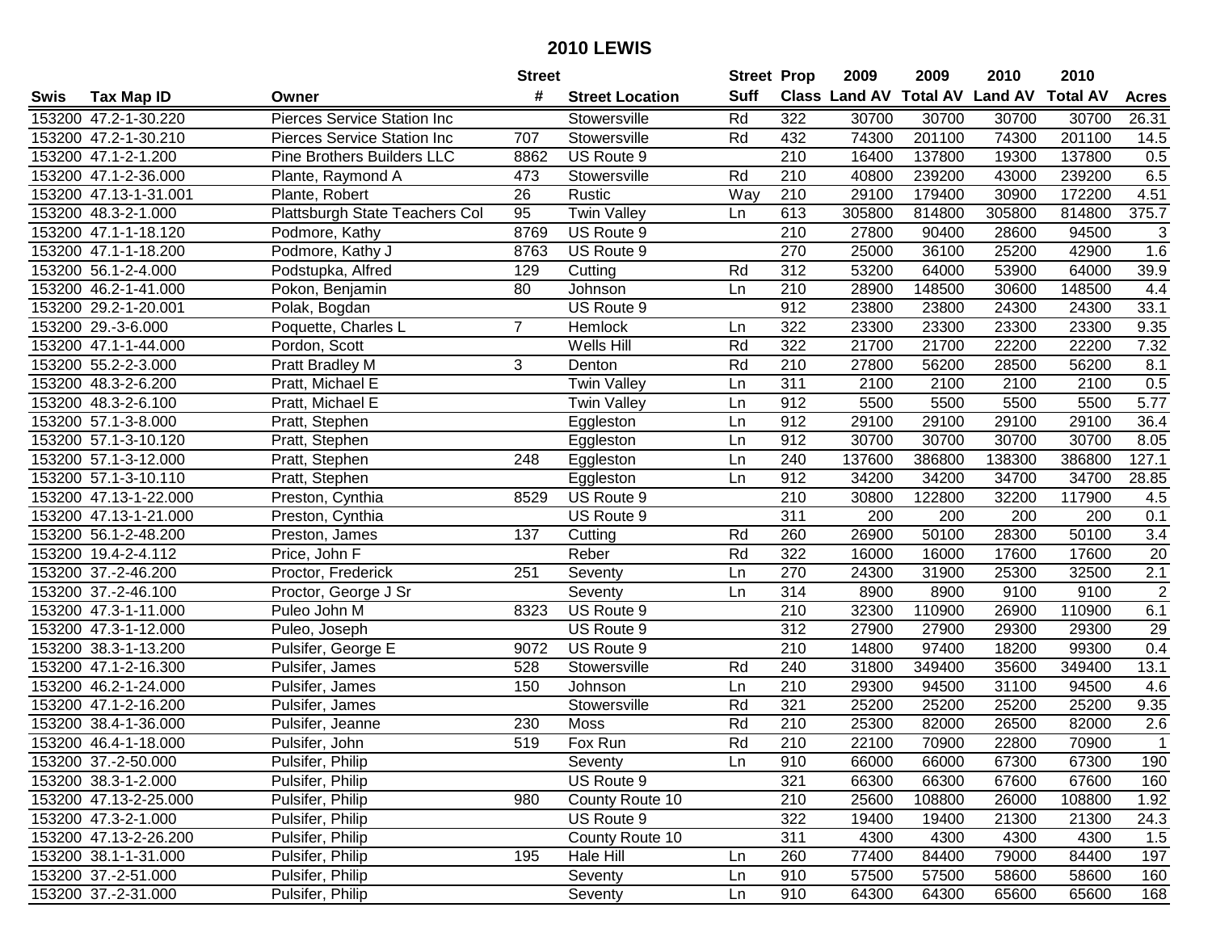# 2010 LEWIS

| Swis | Tax Map ID | Owner | Street # | Street Location | Street Suff | Prop Class | 2009 Land AV | 2009 Total AV | 2010 Land AV | 2010 Total AV | Acres |
|---|---|---|---|---|---|---|---|---|---|---|---|
| 153200 | 47.2-1-30.220 | Pierces Service Station Inc | | Stowersville | Rd | 322 | 30700 | 30700 | 30700 | 30700 | 26.31 |
| 153200 | 47.2-1-30.210 | Pierces Service Station Inc | 707 | Stowersville | Rd | 432 | 74300 | 201100 | 74300 | 201100 | 14.5 |
| 153200 | 47.1-2-1.200 | Pine Brothers Builders LLC | 8862 | US Route 9 | | 210 | 16400 | 137800 | 19300 | 137800 | 0.5 |
| 153200 | 47.1-2-36.000 | Plante, Raymond A | 473 | Stowersville | Rd | 210 | 40800 | 239200 | 43000 | 239200 | 6.5 |
| 153200 | 47.13-1-31.001 | Plante, Robert | 26 | Rustic | Way | 210 | 29100 | 179400 | 30900 | 172200 | 4.51 |
| 153200 | 48.3-2-1.000 | Plattsburgh State Teachers Col | 95 | Twin Valley | Ln | 613 | 305800 | 814800 | 305800 | 814800 | 375.7 |
| 153200 | 47.1-1-18.120 | Podmore, Kathy | 8769 | US Route 9 | | 210 | 27800 | 90400 | 28600 | 94500 | 3 |
| 153200 | 47.1-1-18.200 | Podmore, Kathy J | 8763 | US Route 9 | | 270 | 25000 | 36100 | 25200 | 42900 | 1.6 |
| 153200 | 56.1-2-4.000 | Podstupka, Alfred | 129 | Cutting | Rd | 312 | 53200 | 64000 | 53900 | 64000 | 39.9 |
| 153200 | 46.2-1-41.000 | Pokon, Benjamin | 80 | Johnson | Ln | 210 | 28900 | 148500 | 30600 | 148500 | 4.4 |
| 153200 | 29.2-1-20.001 | Polak, Bogdan | | US Route 9 | | 912 | 23800 | 23800 | 24300 | 24300 | 33.1 |
| 153200 | 29.-3-6.000 | Poquette, Charles L | 7 | Hemlock | Ln | 322 | 23300 | 23300 | 23300 | 23300 | 9.35 |
| 153200 | 47.1-1-44.000 | Pordon, Scott | | Wells Hill | Rd | 322 | 21700 | 21700 | 22200 | 22200 | 7.32 |
| 153200 | 55.2-2-3.000 | Pratt Bradley M | 3 | Denton | Rd | 210 | 27800 | 56200 | 28500 | 56200 | 8.1 |
| 153200 | 48.3-2-6.200 | Pratt, Michael E | | Twin Valley | Ln | 311 | 2100 | 2100 | 2100 | 2100 | 0.5 |
| 153200 | 48.3-2-6.100 | Pratt, Michael E | | Twin Valley | Ln | 912 | 5500 | 5500 | 5500 | 5500 | 5.77 |
| 153200 | 57.1-3-8.000 | Pratt, Stephen | | Eggleston | Ln | 912 | 29100 | 29100 | 29100 | 29100 | 36.4 |
| 153200 | 57.1-3-10.120 | Pratt, Stephen | | Eggleston | Ln | 912 | 30700 | 30700 | 30700 | 30700 | 8.05 |
| 153200 | 57.1-3-12.000 | Pratt, Stephen | 248 | Eggleston | Ln | 240 | 137600 | 386800 | 138300 | 386800 | 127.1 |
| 153200 | 57.1-3-10.110 | Pratt, Stephen | | Eggleston | Ln | 912 | 34200 | 34200 | 34700 | 34700 | 28.85 |
| 153200 | 47.13-1-22.000 | Preston, Cynthia | 8529 | US Route 9 | | 210 | 30800 | 122800 | 32200 | 117900 | 4.5 |
| 153200 | 47.13-1-21.000 | Preston, Cynthia | | US Route 9 | | 311 | 200 | 200 | 200 | 200 | 0.1 |
| 153200 | 56.1-2-48.200 | Preston, James | 137 | Cutting | Rd | 260 | 26900 | 50100 | 28300 | 50100 | 3.4 |
| 153200 | 19.4-2-4.112 | Price, John F | | Reber | Rd | 322 | 16000 | 16000 | 17600 | 17600 | 20 |
| 153200 | 37.-2-46.200 | Proctor, Frederick | 251 | Seventy | Ln | 270 | 24300 | 31900 | 25300 | 32500 | 2.1 |
| 153200 | 37.-2-46.100 | Proctor, George J Sr | | Seventy | Ln | 314 | 8900 | 8900 | 9100 | 9100 | 2 |
| 153200 | 47.3-1-11.000 | Puleo John M | 8323 | US Route 9 | | 210 | 32300 | 110900 | 26900 | 110900 | 6.1 |
| 153200 | 47.3-1-12.000 | Puleo, Joseph | | US Route 9 | | 312 | 27900 | 27900 | 29300 | 29300 | 29 |
| 153200 | 38.3-1-13.200 | Pulsifer, George E | 9072 | US Route 9 | | 210 | 14800 | 97400 | 18200 | 99300 | 0.4 |
| 153200 | 47.1-2-16.300 | Pulsifer, James | 528 | Stowersville | Rd | 240 | 31800 | 349400 | 35600 | 349400 | 13.1 |
| 153200 | 46.2-1-24.000 | Pulsifer, James | 150 | Johnson | Ln | 210 | 29300 | 94500 | 31100 | 94500 | 4.6 |
| 153200 | 47.1-2-16.200 | Pulsifer, James | | Stowersville | Rd | 321 | 25200 | 25200 | 25200 | 25200 | 9.35 |
| 153200 | 38.4-1-36.000 | Pulsifer, Jeanne | 230 | Moss | Rd | 210 | 25300 | 82000 | 26500 | 82000 | 2.6 |
| 153200 | 46.4-1-18.000 | Pulsifer, John | 519 | Fox Run | Rd | 210 | 22100 | 70900 | 22800 | 70900 | 1 |
| 153200 | 37.-2-50.000 | Pulsifer, Philip | | Seventy | Ln | 910 | 66000 | 66000 | 67300 | 67300 | 190 |
| 153200 | 38.3-1-2.000 | Pulsifer, Philip | | US Route 9 | | 321 | 66300 | 66300 | 67600 | 67600 | 160 |
| 153200 | 47.13-2-25.000 | Pulsifer, Philip | 980 | County Route 10 | | 210 | 25600 | 108800 | 26000 | 108800 | 1.92 |
| 153200 | 47.3-2-1.000 | Pulsifer, Philip | | US Route 9 | | 322 | 19400 | 19400 | 21300 | 21300 | 24.3 |
| 153200 | 47.13-2-26.200 | Pulsifer, Philip | | County Route 10 | | 311 | 4300 | 4300 | 4300 | 4300 | 1.5 |
| 153200 | 38.1-1-31.000 | Pulsifer, Philip | 195 | Hale Hill | Ln | 260 | 77400 | 84400 | 79000 | 84400 | 197 |
| 153200 | 37.-2-51.000 | Pulsifer, Philip | | Seventy | Ln | 910 | 57500 | 57500 | 58600 | 58600 | 160 |
| 153200 | 37.-2-31.000 | Pulsifer, Philip | | Seventy | Ln | 910 | 64300 | 64300 | 65600 | 65600 | 168 |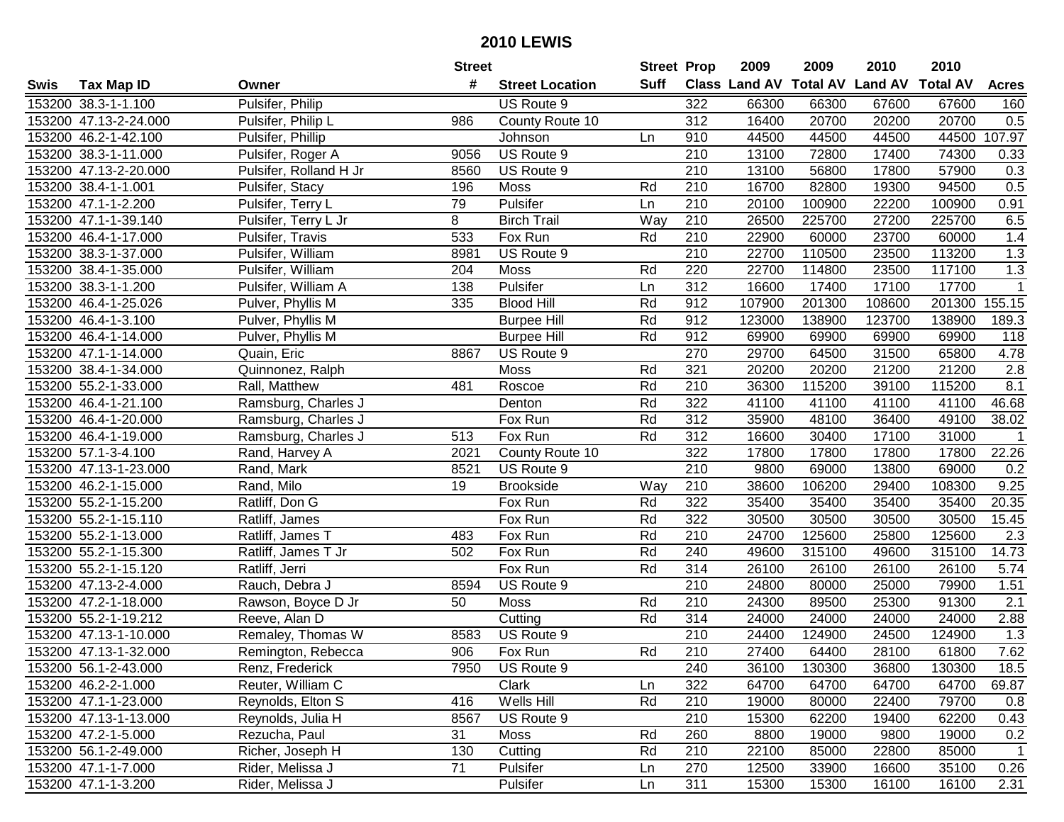# 2010 LEWIS

| Swis | Tax Map ID | Owner | Street # | Street Location | Street Suff | Prop Class | 2009 Land AV | 2009 Total AV | 2010 Land AV | 2010 Total AV | Acres |
|---|---|---|---|---|---|---|---|---|---|---|---|
| 153200 | 38.3-1-1.100 | Pulsifer, Philip | | US Route 9 | | 322 | 66300 | 66300 | 67600 | 67600 | 160 |
| 153200 | 47.13-2-24.000 | Pulsifer, Philip L | 986 | County Route 10 | | 312 | 16400 | 20700 | 20200 | 20700 | 0.5 |
| 153200 | 46.2-1-42.100 | Pulsifer, Phillip | | Johnson | Ln | 910 | 44500 | 44500 | 44500 | 44500 | 107.97 |
| 153200 | 38.3-1-11.000 | Pulsifer, Roger A | 9056 | US Route 9 | | 210 | 13100 | 72800 | 17400 | 74300 | 0.33 |
| 153200 | 47.13-2-20.000 | Pulsifer, Rolland H Jr | 8560 | US Route 9 | | 210 | 13100 | 56800 | 17800 | 57900 | 0.3 |
| 153200 | 38.4-1-1.001 | Pulsifer, Stacy | 196 | Moss | Rd | 210 | 16700 | 82800 | 19300 | 94500 | 0.5 |
| 153200 | 47.1-1-2.200 | Pulsifer, Terry L | 79 | Pulsifer | Ln | 210 | 20100 | 100900 | 22200 | 100900 | 0.91 |
| 153200 | 47.1-1-39.140 | Pulsifer, Terry L Jr | 8 | Birch Trail | Way | 210 | 26500 | 225700 | 27200 | 225700 | 6.5 |
| 153200 | 46.4-1-17.000 | Pulsifer, Travis | 533 | Fox Run | Rd | 210 | 22900 | 60000 | 23700 | 60000 | 1.4 |
| 153200 | 38.3-1-37.000 | Pulsifer, William | 8981 | US Route 9 | | 210 | 22700 | 110500 | 23500 | 113200 | 1.3 |
| 153200 | 38.4-1-35.000 | Pulsifer, William | 204 | Moss | Rd | 220 | 22700 | 114800 | 23500 | 117100 | 1.3 |
| 153200 | 38.3-1-1.200 | Pulsifer, William A | 138 | Pulsifer | Ln | 312 | 16600 | 17400 | 17100 | 17700 | 1 |
| 153200 | 46.4-1-25.026 | Pulver, Phyllis M | 335 | Blood Hill | Rd | 912 | 107900 | 201300 | 108600 | 201300 | 155.15 |
| 153200 | 46.4-1-3.100 | Pulver, Phyllis M | | Burpee Hill | Rd | 912 | 123000 | 138900 | 123700 | 138900 | 189.3 |
| 153200 | 46.4-1-14.000 | Pulver, Phyllis M | | Burpee Hill | Rd | 912 | 69900 | 69900 | 69900 | 69900 | 118 |
| 153200 | 47.1-1-14.000 | Quain, Eric | 8867 | US Route 9 | | 270 | 29700 | 64500 | 31500 | 65800 | 4.78 |
| 153200 | 38.4-1-34.000 | Quinnonez, Ralph | | Moss | Rd | 321 | 20200 | 20200 | 21200 | 21200 | 2.8 |
| 153200 | 55.2-1-33.000 | Rall, Matthew | 481 | Roscoe | Rd | 210 | 36300 | 115200 | 39100 | 115200 | 8.1 |
| 153200 | 46.4-1-21.100 | Ramsburg, Charles J | | Denton | Rd | 322 | 41100 | 41100 | 41100 | 41100 | 46.68 |
| 153200 | 46.4-1-20.000 | Ramsburg, Charles J | | Fox Run | Rd | 312 | 35900 | 48100 | 36400 | 49100 | 38.02 |
| 153200 | 46.4-1-19.000 | Ramsburg, Charles J | 513 | Fox Run | Rd | 312 | 16600 | 30400 | 17100 | 31000 | 1 |
| 153200 | 57.1-3-4.100 | Rand, Harvey A | 2021 | County Route 10 | | 322 | 17800 | 17800 | 17800 | 17800 | 22.26 |
| 153200 | 47.13-1-23.000 | Rand, Mark | 8521 | US Route 9 | | 210 | 9800 | 69000 | 13800 | 69000 | 0.2 |
| 153200 | 46.2-1-15.000 | Rand, Milo | 19 | Brookside | Way | 210 | 38600 | 106200 | 29400 | 108300 | 9.25 |
| 153200 | 55.2-1-15.200 | Ratliff, Don G | | Fox Run | Rd | 322 | 35400 | 35400 | 35400 | 35400 | 20.35 |
| 153200 | 55.2-1-15.110 | Ratliff, James | | Fox Run | Rd | 322 | 30500 | 30500 | 30500 | 30500 | 15.45 |
| 153200 | 55.2-1-13.000 | Ratliff, James T | 483 | Fox Run | Rd | 210 | 24700 | 125600 | 25800 | 125600 | 2.3 |
| 153200 | 55.2-1-15.300 | Ratliff, James T Jr | 502 | Fox Run | Rd | 240 | 49600 | 315100 | 49600 | 315100 | 14.73 |
| 153200 | 55.2-1-15.120 | Ratliff, Jerri | | Fox Run | Rd | 314 | 26100 | 26100 | 26100 | 26100 | 5.74 |
| 153200 | 47.13-2-4.000 | Rauch, Debra J | 8594 | US Route 9 | | 210 | 24800 | 80000 | 25000 | 79900 | 1.51 |
| 153200 | 47.2-1-18.000 | Rawson, Boyce D Jr | 50 | Moss | Rd | 210 | 24300 | 89500 | 25300 | 91300 | 2.1 |
| 153200 | 55.2-1-19.212 | Reeve, Alan D | | Cutting | Rd | 314 | 24000 | 24000 | 24000 | 24000 | 2.88 |
| 153200 | 47.13-1-10.000 | Remaley, Thomas W | 8583 | US Route 9 | | 210 | 24400 | 124900 | 24500 | 124900 | 1.3 |
| 153200 | 47.13-1-32.000 | Remington, Rebecca | 906 | Fox Run | Rd | 210 | 27400 | 64400 | 28100 | 61800 | 7.62 |
| 153200 | 56.1-2-43.000 | Renz, Frederick | 7950 | US Route 9 | | 240 | 36100 | 130300 | 36800 | 130300 | 18.5 |
| 153200 | 46.2-2-1.000 | Reuter, William C | | Clark | Ln | 322 | 64700 | 64700 | 64700 | 64700 | 69.87 |
| 153200 | 47.1-1-23.000 | Reynolds, Elton S | 416 | Wells Hill | Rd | 210 | 19000 | 80000 | 22400 | 79700 | 0.8 |
| 153200 | 47.13-1-13.000 | Reynolds, Julia H | 8567 | US Route 9 | | 210 | 15300 | 62200 | 19400 | 62200 | 0.43 |
| 153200 | 47.2-1-5.000 | Rezucha, Paul | 31 | Moss | Rd | 260 | 8800 | 19000 | 9800 | 19000 | 0.2 |
| 153200 | 56.1-2-49.000 | Richer, Joseph H | 130 | Cutting | Rd | 210 | 22100 | 85000 | 22800 | 85000 | 1 |
| 153200 | 47.1-1-7.000 | Rider, Melissa J | 71 | Pulsifer | Ln | 270 | 12500 | 33900 | 16600 | 35100 | 0.26 |
| 153200 | 47.1-1-3.200 | Rider, Melissa J | | Pulsifer | Ln | 311 | 15300 | 15300 | 16100 | 16100 | 2.31 |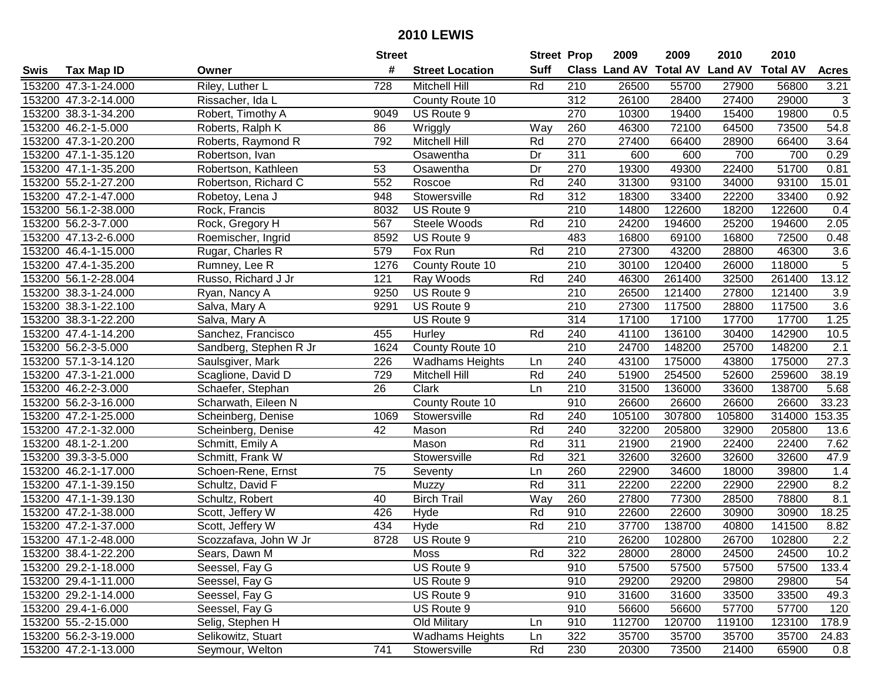# 2010 LEWIS

| Swis | Tax Map ID | Owner | Street # | Street Location | Street Suff | Prop Class | 2009 Land AV | 2009 Total AV | 2010 Land AV | 2010 Total AV | Acres |
|---|---|---|---|---|---|---|---|---|---|---|---|
| 153200 | 47.3-1-24.000 | Riley, Luther L | 728 | Mitchell Hill | Rd | 210 | 26500 | 55700 | 27900 | 56800 | 3.21 |
| 153200 | 47.3-2-14.000 | Rissacher, Ida L | | County Route 10 | | 312 | 26100 | 28400 | 27400 | 29000 | 3 |
| 153200 | 38.3-1-34.200 | Robert, Timothy A | 9049 | US Route 9 | | 270 | 10300 | 19400 | 15400 | 19800 | 0.5 |
| 153200 | 46.2-1-5.000 | Roberts, Ralph K | 86 | Wriggly | Way | 260 | 46300 | 72100 | 64500 | 73500 | 54.8 |
| 153200 | 47.3-1-20.200 | Roberts, Raymond R | 792 | Mitchell Hill | Rd | 270 | 27400 | 66400 | 28900 | 66400 | 3.64 |
| 153200 | 47.1-1-35.120 | Robertson, Ivan | | Osawentha | Dr | 311 | 600 | 600 | 700 | 700 | 0.29 |
| 153200 | 47.1-1-35.200 | Robertson, Kathleen | 53 | Osawentha | Dr | 270 | 19300 | 49300 | 22400 | 51700 | 0.81 |
| 153200 | 55.2-1-27.200 | Robertson, Richard C | 552 | Roscoe | Rd | 240 | 31300 | 93100 | 34000 | 93100 | 15.01 |
| 153200 | 47.2-1-47.000 | Robetoy, Lena J | 948 | Stowersville | Rd | 312 | 18300 | 33400 | 22200 | 33400 | 0.92 |
| 153200 | 56.1-2-38.000 | Rock, Francis | 8032 | US Route 9 | | 210 | 14800 | 122600 | 18200 | 122600 | 0.4 |
| 153200 | 56.2-3-7.000 | Rock, Gregory H | 567 | Steele Woods | Rd | 210 | 24200 | 194600 | 25200 | 194600 | 2.05 |
| 153200 | 47.13-2-6.000 | Roemischer, Ingrid | 8592 | US Route 9 | | 483 | 16800 | 69100 | 16800 | 72500 | 0.48 |
| 153200 | 46.4-1-15.000 | Rugar, Charles R | 579 | Fox Run | Rd | 210 | 27300 | 43200 | 28800 | 46300 | 3.6 |
| 153200 | 47.4-1-35.200 | Rumney, Lee R | 1276 | County Route 10 | | 210 | 30100 | 120400 | 26000 | 118000 | 5 |
| 153200 | 56.1-2-28.004 | Russo, Richard J Jr | 121 | Ray Woods | Rd | 240 | 46300 | 261400 | 32500 | 261400 | 13.12 |
| 153200 | 38.3-1-24.000 | Ryan, Nancy A | 9250 | US Route 9 | | 210 | 26500 | 121400 | 27800 | 121400 | 3.9 |
| 153200 | 38.3-1-22.100 | Salva, Mary A | 9291 | US Route 9 | | 210 | 27300 | 117500 | 28800 | 117500 | 3.6 |
| 153200 | 38.3-1-22.200 | Salva, Mary A | | US Route 9 | | 314 | 17100 | 17100 | 17700 | 17700 | 1.25 |
| 153200 | 47.4-1-14.200 | Sanchez, Francisco | 455 | Hurley | Rd | 240 | 41100 | 136100 | 30400 | 142900 | 10.5 |
| 153200 | 56.2-3-5.000 | Sandberg, Stephen R Jr | 1624 | County Route 10 | | 210 | 24700 | 148200 | 25700 | 148200 | 2.1 |
| 153200 | 57.1-3-14.120 | Saulsgiver, Mark | 226 | Wadhams Heights | Ln | 240 | 43100 | 175000 | 43800 | 175000 | 27.3 |
| 153200 | 47.3-1-21.000 | Scaglione, David D | 729 | Mitchell Hill | Rd | 240 | 51900 | 254500 | 52600 | 259600 | 38.19 |
| 153200 | 46.2-2-3.000 | Schaefer, Stephan | 26 | Clark | Ln | 210 | 31500 | 136000 | 33600 | 138700 | 5.68 |
| 153200 | 56.2-3-16.000 | Scharwath, Eileen N | | County Route 10 | | 910 | 26600 | 26600 | 26600 | 26600 | 33.23 |
| 153200 | 47.2-1-25.000 | Scheinberg, Denise | 1069 | Stowersville | Rd | 240 | 105100 | 307800 | 105800 | 314000 | 153.35 |
| 153200 | 47.2-1-32.000 | Scheinberg, Denise | 42 | Mason | Rd | 240 | 32200 | 205800 | 32900 | 205800 | 13.6 |
| 153200 | 48.1-2-1.200 | Schmitt, Emily A | | Mason | Rd | 311 | 21900 | 21900 | 22400 | 22400 | 7.62 |
| 153200 | 39.3-3-5.000 | Schmitt, Frank W | | Stowersville | Rd | 321 | 32600 | 32600 | 32600 | 32600 | 47.9 |
| 153200 | 46.2-1-17.000 | Schoen-Rene, Ernst | 75 | Seventy | Ln | 260 | 22900 | 34600 | 18000 | 39800 | 1.4 |
| 153200 | 47.1-1-39.150 | Schultz, David F | | Muzzy | Rd | 311 | 22200 | 22200 | 22900 | 22900 | 8.2 |
| 153200 | 47.1-1-39.130 | Schultz, Robert | 40 | Birch Trail | Way | 260 | 27800 | 77300 | 28500 | 78800 | 8.1 |
| 153200 | 47.2-1-38.000 | Scott, Jeffery W | 426 | Hyde | Rd | 910 | 22600 | 22600 | 30900 | 30900 | 18.25 |
| 153200 | 47.2-1-37.000 | Scott, Jeffery W | 434 | Hyde | Rd | 210 | 37700 | 138700 | 40800 | 141500 | 8.82 |
| 153200 | 47.1-2-48.000 | Scozzafava, John W Jr | 8728 | US Route 9 | | 210 | 26200 | 102800 | 26700 | 102800 | 2.2 |
| 153200 | 38.4-1-22.200 | Sears, Dawn M | | Moss | Rd | 322 | 28000 | 28000 | 24500 | 24500 | 10.2 |
| 153200 | 29.2-1-18.000 | Seessel, Fay G | | US Route 9 | | 910 | 57500 | 57500 | 57500 | 57500 | 133.4 |
| 153200 | 29.4-1-11.000 | Seessel, Fay G | | US Route 9 | | 910 | 29200 | 29200 | 29800 | 29800 | 54 |
| 153200 | 29.2-1-14.000 | Seessel, Fay G | | US Route 9 | | 910 | 31600 | 31600 | 33500 | 33500 | 49.3 |
| 153200 | 29.4-1-6.000 | Seessel, Fay G | | US Route 9 | | 910 | 56600 | 56600 | 57700 | 57700 | 120 |
| 153200 | 55.-2-15.000 | Selig, Stephen H | | Old Military | Ln | 910 | 112700 | 120700 | 119100 | 123100 | 178.9 |
| 153200 | 56.2-3-19.000 | Selikowitz, Stuart | | Wadhams Heights | Ln | 322 | 35700 | 35700 | 35700 | 35700 | 24.83 |
| 153200 | 47.2-1-13.000 | Seymour, Welton | 741 | Stowersville | Rd | 230 | 20300 | 73500 | 21400 | 65900 | 0.8 |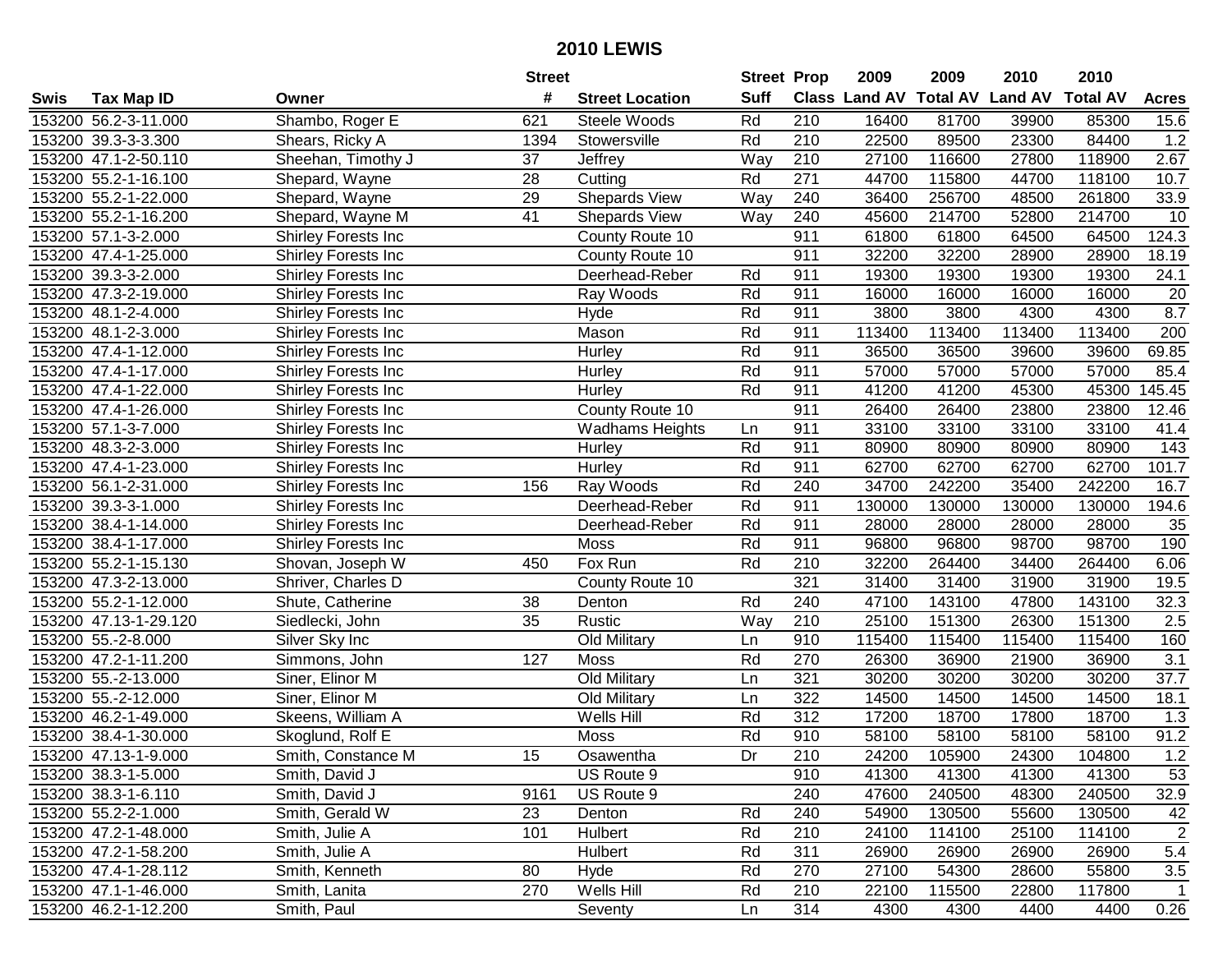# 2010 LEWIS

| Swis | Tax Map ID | Owner | Street # | Street Location | Street Suff | Prop Class | 2009 Land AV | 2009 Total AV | 2010 Land AV | 2010 Total AV | Acres |
|---|---|---|---|---|---|---|---|---|---|---|---|
| 153200 | 56.2-3-11.000 | Shambo, Roger E | 621 | Steele Woods | Rd | 210 | 16400 | 81700 | 39900 | 85300 | 15.6 |
| 153200 | 39.3-3-3.300 | Shears, Ricky A | 1394 | Stowersville | Rd | 210 | 22500 | 89500 | 23300 | 84400 | 1.2 |
| 153200 | 47.1-2-50.110 | Sheehan, Timothy J | 37 | Jeffrey | Way | 210 | 27100 | 116600 | 27800 | 118900 | 2.67 |
| 153200 | 55.2-1-16.100 | Shepard, Wayne | 28 | Cutting | Rd | 271 | 44700 | 115800 | 44700 | 118100 | 10.7 |
| 153200 | 55.2-1-22.000 | Shepard, Wayne | 29 | Shepards View | Way | 240 | 36400 | 256700 | 48500 | 261800 | 33.9 |
| 153200 | 55.2-1-16.200 | Shepard, Wayne M | 41 | Shepards View | Way | 240 | 45600 | 214700 | 52800 | 214700 | 10 |
| 153200 | 57.1-3-2.000 | Shirley Forests Inc | | County Route 10 | | 911 | 61800 | 61800 | 64500 | 64500 | 124.3 |
| 153200 | 47.4-1-25.000 | Shirley Forests Inc | | County Route 10 | | 911 | 32200 | 32200 | 28900 | 28900 | 18.19 |
| 153200 | 39.3-3-2.000 | Shirley Forests Inc | | Deerhead-Reber | Rd | 911 | 19300 | 19300 | 19300 | 19300 | 24.1 |
| 153200 | 47.3-2-19.000 | Shirley Forests Inc | | Ray Woods | Rd | 911 | 16000 | 16000 | 16000 | 16000 | 20 |
| 153200 | 48.1-2-4.000 | Shirley Forests Inc | | Hyde | Rd | 911 | 3800 | 3800 | 4300 | 4300 | 8.7 |
| 153200 | 48.1-2-3.000 | Shirley Forests Inc | | Mason | Rd | 911 | 113400 | 113400 | 113400 | 113400 | 200 |
| 153200 | 47.4-1-12.000 | Shirley Forests Inc | | Hurley | Rd | 911 | 36500 | 36500 | 39600 | 39600 | 69.85 |
| 153200 | 47.4-1-17.000 | Shirley Forests Inc | | Hurley | Rd | 911 | 57000 | 57000 | 57000 | 57000 | 85.4 |
| 153200 | 47.4-1-22.000 | Shirley Forests Inc | | Hurley | Rd | 911 | 41200 | 41200 | 45300 | 45300 | 145.45 |
| 153200 | 47.4-1-26.000 | Shirley Forests Inc | | County Route 10 | | 911 | 26400 | 26400 | 23800 | 23800 | 12.46 |
| 153200 | 57.1-3-7.000 | Shirley Forests Inc | | Wadhams Heights | Ln | 911 | 33100 | 33100 | 33100 | 33100 | 41.4 |
| 153200 | 48.3-2-3.000 | Shirley Forests Inc | | Hurley | Rd | 911 | 80900 | 80900 | 80900 | 80900 | 143 |
| 153200 | 47.4-1-23.000 | Shirley Forests Inc | | Hurley | Rd | 911 | 62700 | 62700 | 62700 | 62700 | 101.7 |
| 153200 | 56.1-2-31.000 | Shirley Forests Inc | 156 | Ray Woods | Rd | 240 | 34700 | 242200 | 35400 | 242200 | 16.7 |
| 153200 | 39.3-3-1.000 | Shirley Forests Inc | | Deerhead-Reber | Rd | 911 | 130000 | 130000 | 130000 | 130000 | 194.6 |
| 153200 | 38.4-1-14.000 | Shirley Forests Inc | | Deerhead-Reber | Rd | 911 | 28000 | 28000 | 28000 | 28000 | 35 |
| 153200 | 38.4-1-17.000 | Shirley Forests Inc | | Moss | Rd | 911 | 96800 | 96800 | 98700 | 98700 | 190 |
| 153200 | 55.2-1-15.130 | Shovan, Joseph W | 450 | Fox Run | Rd | 210 | 32200 | 264400 | 34400 | 264400 | 6.06 |
| 153200 | 47.3-2-13.000 | Shriver, Charles D | | County Route 10 | | 321 | 31400 | 31400 | 31900 | 31900 | 19.5 |
| 153200 | 55.2-1-12.000 | Shute, Catherine | 38 | Denton | Rd | 240 | 47100 | 143100 | 47800 | 143100 | 32.3 |
| 153200 | 47.13-1-29.120 | Siedlecki, John | 35 | Rustic | Way | 210 | 25100 | 151300 | 26300 | 151300 | 2.5 |
| 153200 | 55.-2-8.000 | Silver Sky Inc | | Old Military | Ln | 910 | 115400 | 115400 | 115400 | 115400 | 160 |
| 153200 | 47.2-1-11.200 | Simmons, John | 127 | Moss | Rd | 270 | 26300 | 36900 | 21900 | 36900 | 3.1 |
| 153200 | 55.-2-13.000 | Siner, Elinor M | | Old Military | Ln | 321 | 30200 | 30200 | 30200 | 30200 | 37.7 |
| 153200 | 55.-2-12.000 | Siner, Elinor M | | Old Military | Ln | 322 | 14500 | 14500 | 14500 | 14500 | 18.1 |
| 153200 | 46.2-1-49.000 | Skeens, William A | | Wells Hill | Rd | 312 | 17200 | 18700 | 17800 | 18700 | 1.3 |
| 153200 | 38.4-1-30.000 | Skoglund, Rolf E | | Moss | Rd | 910 | 58100 | 58100 | 58100 | 58100 | 91.2 |
| 153200 | 47.13-1-9.000 | Smith, Constance M | 15 | Osawentha | Dr | 210 | 24200 | 105900 | 24300 | 104800 | 1.2 |
| 153200 | 38.3-1-5.000 | Smith, David J | | US Route 9 | | 910 | 41300 | 41300 | 41300 | 41300 | 53 |
| 153200 | 38.3-1-6.110 | Smith, David J | 9161 | US Route 9 | | 240 | 47600 | 240500 | 48300 | 240500 | 32.9 |
| 153200 | 55.2-2-1.000 | Smith, Gerald W | 23 | Denton | Rd | 240 | 54900 | 130500 | 55600 | 130500 | 42 |
| 153200 | 47.2-1-48.000 | Smith, Julie A | 101 | Hulbert | Rd | 210 | 24100 | 114100 | 25100 | 114100 | 2 |
| 153200 | 47.2-1-58.200 | Smith, Julie A | | Hulbert | Rd | 311 | 26900 | 26900 | 26900 | 26900 | 5.4 |
| 153200 | 47.4-1-28.112 | Smith, Kenneth | 80 | Hyde | Rd | 270 | 27100 | 54300 | 28600 | 55800 | 3.5 |
| 153200 | 47.1-1-46.000 | Smith, Lanita | 270 | Wells Hill | Rd | 210 | 22100 | 115500 | 22800 | 117800 | 1 |
| 153200 | 46.2-1-12.200 | Smith, Paul | | Seventy | Ln | 314 | 4300 | 4300 | 4400 | 4400 | 0.26 |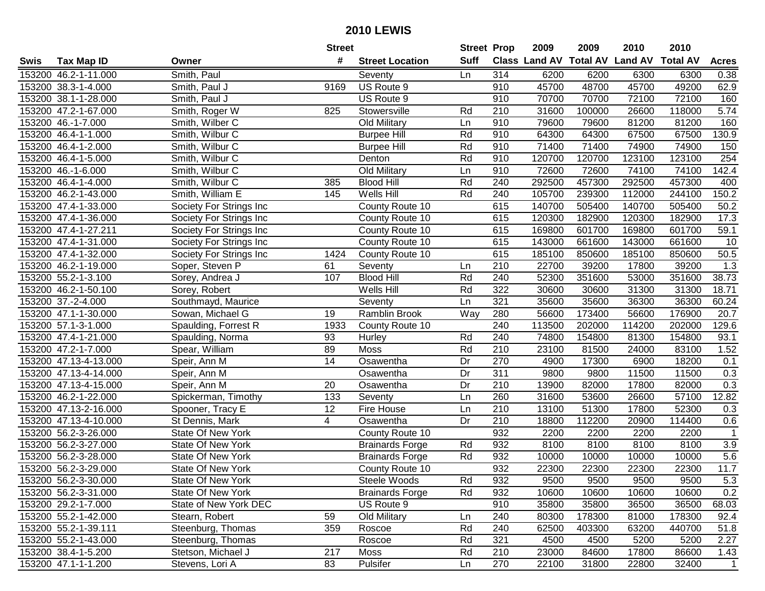# 2010 LEWIS

| Swis | Tax Map ID | Owner | Street # | Street Location | Street Suff | Prop Class | 2009 Land AV | 2009 Total AV | 2010 Land AV | 2010 Total AV | Acres |
|---|---|---|---|---|---|---|---|---|---|---|---|
| 153200 | 46.2-1-11.000 | Smith, Paul | | Seventy | Ln | 314 | 6200 | 6200 | 6300 | 6300 | 0.38 |
| 153200 | 38.3-1-4.000 | Smith, Paul J | 9169 | US Route 9 | | 910 | 45700 | 48700 | 45700 | 49200 | 62.9 |
| 153200 | 38.1-1-28.000 | Smith, Paul J | | US Route 9 | | 910 | 70700 | 70700 | 72100 | 72100 | 160 |
| 153200 | 47.2-1-67.000 | Smith, Roger W | 825 | Stowersville | Rd | 210 | 31600 | 100000 | 26600 | 118000 | 5.74 |
| 153200 | 46.-1-7.000 | Smith, Wilber C | | Old Military | Ln | 910 | 79600 | 79600 | 81200 | 81200 | 160 |
| 153200 | 46.4-1-1.000 | Smith, Wilbur C | | Burpee Hill | Rd | 910 | 64300 | 64300 | 67500 | 67500 | 130.9 |
| 153200 | 46.4-1-2.000 | Smith, Wilbur C | | Burpee Hill | Rd | 910 | 71400 | 71400 | 74900 | 74900 | 150 |
| 153200 | 46.4-1-5.000 | Smith, Wilbur C | | Denton | Rd | 910 | 120700 | 120700 | 123100 | 123100 | 254 |
| 153200 | 46.-1-6.000 | Smith, Wilbur C | | Old Military | Ln | 910 | 72600 | 72600 | 74100 | 74100 | 142.4 |
| 153200 | 46.4-1-4.000 | Smith, Wilbur C | 385 | Blood Hill | Rd | 240 | 292500 | 457300 | 292500 | 457300 | 400 |
| 153200 | 46.2-1-43.000 | Smith, William E | 145 | Wells Hill | Rd | 240 | 105700 | 239300 | 112000 | 244100 | 150.2 |
| 153200 | 47.4-1-33.000 | Society For Strings Inc | | County Route 10 | | 615 | 140700 | 505400 | 140700 | 505400 | 50.2 |
| 153200 | 47.4-1-36.000 | Society For Strings Inc | | County Route 10 | | 615 | 120300 | 182900 | 120300 | 182900 | 17.3 |
| 153200 | 47.4-1-27.211 | Society For Strings Inc | | County Route 10 | | 615 | 169800 | 601700 | 169800 | 601700 | 59.1 |
| 153200 | 47.4-1-31.000 | Society For Strings Inc | | County Route 10 | | 615 | 143000 | 661600 | 143000 | 661600 | 10 |
| 153200 | 47.4-1-32.000 | Society For Strings Inc | 1424 | County Route 10 | | 615 | 185100 | 850600 | 185100 | 850600 | 50.5 |
| 153200 | 46.2-1-19.000 | Soper, Steven P | 61 | Seventy | Ln | 210 | 22700 | 39200 | 17800 | 39200 | 1.3 |
| 153200 | 55.2-1-3.100 | Sorey, Andrea J | 107 | Blood Hill | Rd | 240 | 52300 | 351600 | 53000 | 351600 | 38.73 |
| 153200 | 46.2-1-50.100 | Sorey, Robert | | Wells Hill | Rd | 322 | 30600 | 30600 | 31300 | 31300 | 18.71 |
| 153200 | 37.-2-4.000 | Southmayd, Maurice | | Seventy | Ln | 321 | 35600 | 35600 | 36300 | 36300 | 60.24 |
| 153200 | 47.1-1-30.000 | Sowan, Michael G | 19 | Ramblin Brook | Way | 280 | 56600 | 173400 | 56600 | 176900 | 20.7 |
| 153200 | 57.1-3-1.000 | Spaulding, Forrest R | 1933 | County Route 10 | | 240 | 113500 | 202000 | 114200 | 202000 | 129.6 |
| 153200 | 47.4-1-21.000 | Spaulding, Norma | 93 | Hurley | Rd | 240 | 74800 | 154800 | 81300 | 154800 | 93.1 |
| 153200 | 47.2-1-7.000 | Spear, William | 89 | Moss | Rd | 210 | 23100 | 81500 | 24000 | 83100 | 1.52 |
| 153200 | 47.13-4-13.000 | Speir, Ann M | 14 | Osawentha | Dr | 270 | 4900 | 17300 | 6900 | 18200 | 0.1 |
| 153200 | 47.13-4-14.000 | Speir, Ann M | | Osawentha | Dr | 311 | 9800 | 9800 | 11500 | 11500 | 0.3 |
| 153200 | 47.13-4-15.000 | Speir, Ann M | 20 | Osawentha | Dr | 210 | 13900 | 82000 | 17800 | 82000 | 0.3 |
| 153200 | 46.2-1-22.000 | Spickerman, Timothy | 133 | Seventy | Ln | 260 | 31600 | 53600 | 26600 | 57100 | 12.82 |
| 153200 | 47.13-2-16.000 | Spooner, Tracy E | 12 | Fire House | Ln | 210 | 13100 | 51300 | 17800 | 52300 | 0.3 |
| 153200 | 47.13-4-10.000 | St Dennis, Mark | 4 | Osawentha | Dr | 210 | 18800 | 112200 | 20900 | 114400 | 0.6 |
| 153200 | 56.2-3-26.000 | State Of New York | | County Route 10 | | 932 | 2200 | 2200 | 2200 | 2200 | 1 |
| 153200 | 56.2-3-27.000 | State Of New York | | Brainards Forge | Rd | 932 | 8100 | 8100 | 8100 | 8100 | 3.9 |
| 153200 | 56.2-3-28.000 | State Of New York | | Brainards Forge | Rd | 932 | 10000 | 10000 | 10000 | 10000 | 5.6 |
| 153200 | 56.2-3-29.000 | State Of New York | | County Route 10 | | 932 | 22300 | 22300 | 22300 | 22300 | 11.7 |
| 153200 | 56.2-3-30.000 | State Of New York | | Steele Woods | Rd | 932 | 9500 | 9500 | 9500 | 9500 | 5.3 |
| 153200 | 56.2-3-31.000 | State Of New York | | Brainards Forge | Rd | 932 | 10600 | 10600 | 10600 | 10600 | 0.2 |
| 153200 | 29.2-1-7.000 | State of New York DEC | | US Route 9 | | 910 | 35800 | 35800 | 36500 | 36500 | 68.03 |
| 153200 | 55.2-1-42.000 | Stearn, Robert | 59 | Old Military | Ln | 240 | 80300 | 178300 | 81000 | 178300 | 92.4 |
| 153200 | 55.2-1-39.111 | Steenburg, Thomas | 359 | Roscoe | Rd | 240 | 62500 | 403300 | 63200 | 440700 | 51.8 |
| 153200 | 55.2-1-43.000 | Steenburg, Thomas | | Roscoe | Rd | 321 | 4500 | 4500 | 5200 | 5200 | 2.27 |
| 153200 | 38.4-1-5.200 | Stetson, Michael J | 217 | Moss | Rd | 210 | 23000 | 84600 | 17800 | 86600 | 1.43 |
| 153200 | 47.1-1-1.200 | Stevens, Lori A | 83 | Pulsifer | Ln | 270 | 22100 | 31800 | 22800 | 32400 | 1 |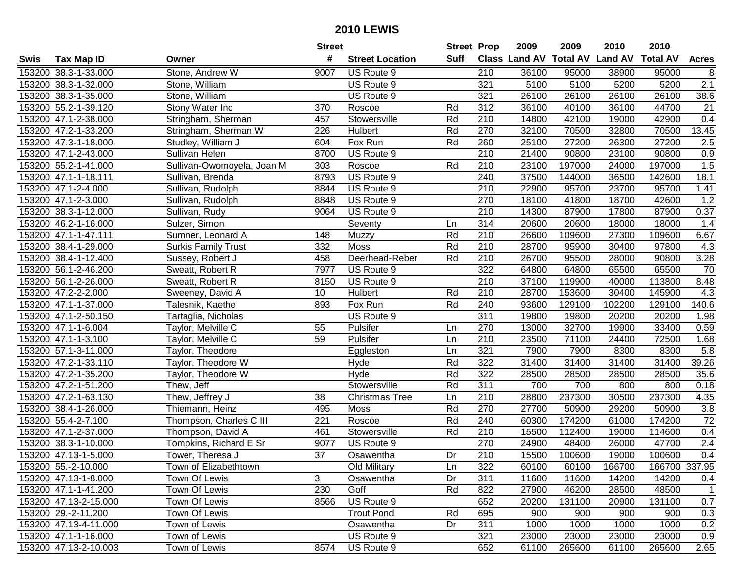# 2010 LEWIS

| Swis | Tax Map ID | Owner | Street # | Street Location | Street Suff | Prop Class | 2009 Land AV | 2009 Total AV | 2010 Land AV | 2010 Total AV | Acres |
|---|---|---|---|---|---|---|---|---|---|---|---|
| 153200 | 38.3-1-33.000 | Stone, Andrew W | 9007 | US Route 9 | | 210 | 36100 | 95000 | 38900 | 95000 | 8 |
| 153200 | 38.3-1-32.000 | Stone, William | | US Route 9 | | 321 | 5100 | 5100 | 5200 | 5200 | 2.1 |
| 153200 | 38.3-1-35.000 | Stone, William | | US Route 9 | | 321 | 26100 | 26100 | 26100 | 26100 | 38.6 |
| 153200 | 55.2-1-39.120 | Stony Water Inc | 370 | Roscoe | Rd | 312 | 36100 | 40100 | 36100 | 44700 | 21 |
| 153200 | 47.1-2-38.000 | Stringham, Sherman | 457 | Stowersville | Rd | 210 | 14800 | 42100 | 19000 | 42900 | 0.4 |
| 153200 | 47.2-1-33.200 | Stringham, Sherman W | 226 | Hulbert | Rd | 270 | 32100 | 70500 | 32800 | 70500 | 13.45 |
| 153200 | 47.3-1-18.000 | Studley, William J | 604 | Fox Run | Rd | 260 | 25100 | 27200 | 26300 | 27200 | 2.5 |
| 153200 | 47.1-2-43.000 | Sullivan Helen | 8700 | US Route 9 | | 210 | 21400 | 90800 | 23100 | 90800 | 0.9 |
| 153200 | 55.2-1-41.000 | Sullivan-Owomoyela, Joan M | 303 | Roscoe | Rd | 210 | 23100 | 197000 | 24000 | 197000 | 1.5 |
| 153200 | 47.1-1-18.111 | Sullivan, Brenda | 8793 | US Route 9 | | 240 | 37500 | 144000 | 36500 | 142600 | 18.1 |
| 153200 | 47.1-2-4.000 | Sullivan, Rudolph | 8844 | US Route 9 | | 210 | 22900 | 95700 | 23700 | 95700 | 1.41 |
| 153200 | 47.1-2-3.000 | Sullivan, Rudolph | 8848 | US Route 9 | | 270 | 18100 | 41800 | 18700 | 42600 | 1.2 |
| 153200 | 38.3-1-12.000 | Sullivan, Rudy | 9064 | US Route 9 | | 210 | 14300 | 87900 | 17800 | 87900 | 0.37 |
| 153200 | 46.2-1-16.000 | Sulzer, Simon | | Seventy | Ln | 314 | 20600 | 20600 | 18000 | 18000 | 1.4 |
| 153200 | 47.1-1-47.111 | Sumner, Leonard A | 148 | Muzzy | Rd | 210 | 26600 | 109600 | 27300 | 109600 | 6.67 |
| 153200 | 38.4-1-29.000 | Surkis Family Trust | 332 | Moss | Rd | 210 | 28700 | 95900 | 30400 | 97800 | 4.3 |
| 153200 | 38.4-1-12.400 | Sussey, Robert J | 458 | Deerhead-Reber | Rd | 210 | 26700 | 95500 | 28000 | 90800 | 3.28 |
| 153200 | 56.1-2-46.200 | Sweatt, Robert R | 7977 | US Route 9 | | 322 | 64800 | 64800 | 65500 | 65500 | 70 |
| 153200 | 56.1-2-26.000 | Sweatt, Robert R | 8150 | US Route 9 | | 210 | 37100 | 119900 | 40000 | 113800 | 8.48 |
| 153200 | 47.2-2-2.000 | Sweeney, David A | 10 | Hulbert | Rd | 210 | 28700 | 153600 | 30400 | 145900 | 4.3 |
| 153200 | 47.1-1-37.000 | Talesnik, Kaethe | 893 | Fox Run | Rd | 240 | 93600 | 129100 | 102200 | 129100 | 140.6 |
| 153200 | 47.1-2-50.150 | Tartaglia, Nicholas | | US Route 9 | | 311 | 19800 | 19800 | 20200 | 20200 | 1.98 |
| 153200 | 47.1-1-6.004 | Taylor, Melville C | 55 | Pulsifer | Ln | 270 | 13000 | 32700 | 19900 | 33400 | 0.59 |
| 153200 | 47.1-1-3.100 | Taylor, Melville C | 59 | Pulsifer | Ln | 210 | 23500 | 71100 | 24400 | 72500 | 1.68 |
| 153200 | 57.1-3-11.000 | Taylor, Theodore | | Eggleston | Ln | 321 | 7900 | 7900 | 8300 | 8300 | 5.8 |
| 153200 | 47.2-1-33.110 | Taylor, Theodore W | | Hyde | Rd | 322 | 31400 | 31400 | 31400 | 31400 | 39.26 |
| 153200 | 47.2-1-35.200 | Taylor, Theodore W | | Hyde | Rd | 322 | 28500 | 28500 | 28500 | 28500 | 35.6 |
| 153200 | 47.2-1-51.200 | Thew, Jeff | | Stowersville | Rd | 311 | 700 | 700 | 800 | 800 | 0.18 |
| 153200 | 47.2-1-63.130 | Thew, Jeffrey J | 38 | Christmas Tree | Ln | 210 | 28800 | 237300 | 30500 | 237300 | 4.35 |
| 153200 | 38.4-1-26.000 | Thiemann, Heinz | 495 | Moss | Rd | 270 | 27700 | 50900 | 29200 | 50900 | 3.8 |
| 153200 | 55.4-2-7.100 | Thompson, Charles C III | 221 | Roscoe | Rd | 240 | 60300 | 174200 | 61000 | 174200 | 72 |
| 153200 | 47.1-2-37.000 | Thompson, David A | 461 | Stowersville | Rd | 210 | 15500 | 112400 | 19000 | 114600 | 0.4 |
| 153200 | 38.3-1-10.000 | Tompkins, Richard E Sr | 9077 | US Route 9 | | 270 | 24900 | 48400 | 26000 | 47700 | 2.4 |
| 153200 | 47.13-1-5.000 | Tower, Theresa J | 37 | Osawentha | Dr | 210 | 15500 | 100600 | 19000 | 100600 | 0.4 |
| 153200 | 55.-2-10.000 | Town of Elizabethtown | | Old Military | Ln | 322 | 60100 | 60100 | 166700 | 166700 | 337.95 |
| 153200 | 47.13-1-8.000 | Town Of Lewis | 3 | Osawentha | Dr | 311 | 11600 | 11600 | 14200 | 14200 | 0.4 |
| 153200 | 47.1-1-41.200 | Town Of Lewis | 230 | Goff | Rd | 822 | 27900 | 46200 | 28500 | 48500 | 1 |
| 153200 | 47.13-2-15.000 | Town Of Lewis | 8566 | US Route 9 | | 652 | 20200 | 131100 | 20900 | 131100 | 0.7 |
| 153200 | 29.-2-11.200 | Town Of Lewis | | Trout Pond | Rd | 695 | 900 | 900 | 900 | 900 | 0.3 |
| 153200 | 47.13-4-11.000 | Town of Lewis | | Osawentha | Dr | 311 | 1000 | 1000 | 1000 | 1000 | 0.2 |
| 153200 | 47.1-1-16.000 | Town of Lewis | | US Route 9 | | 321 | 23000 | 23000 | 23000 | 23000 | 0.9 |
| 153200 | 47.13-2-10.003 | Town of Lewis | 8574 | US Route 9 | | 652 | 61100 | 265600 | 61100 | 265600 | 2.65 |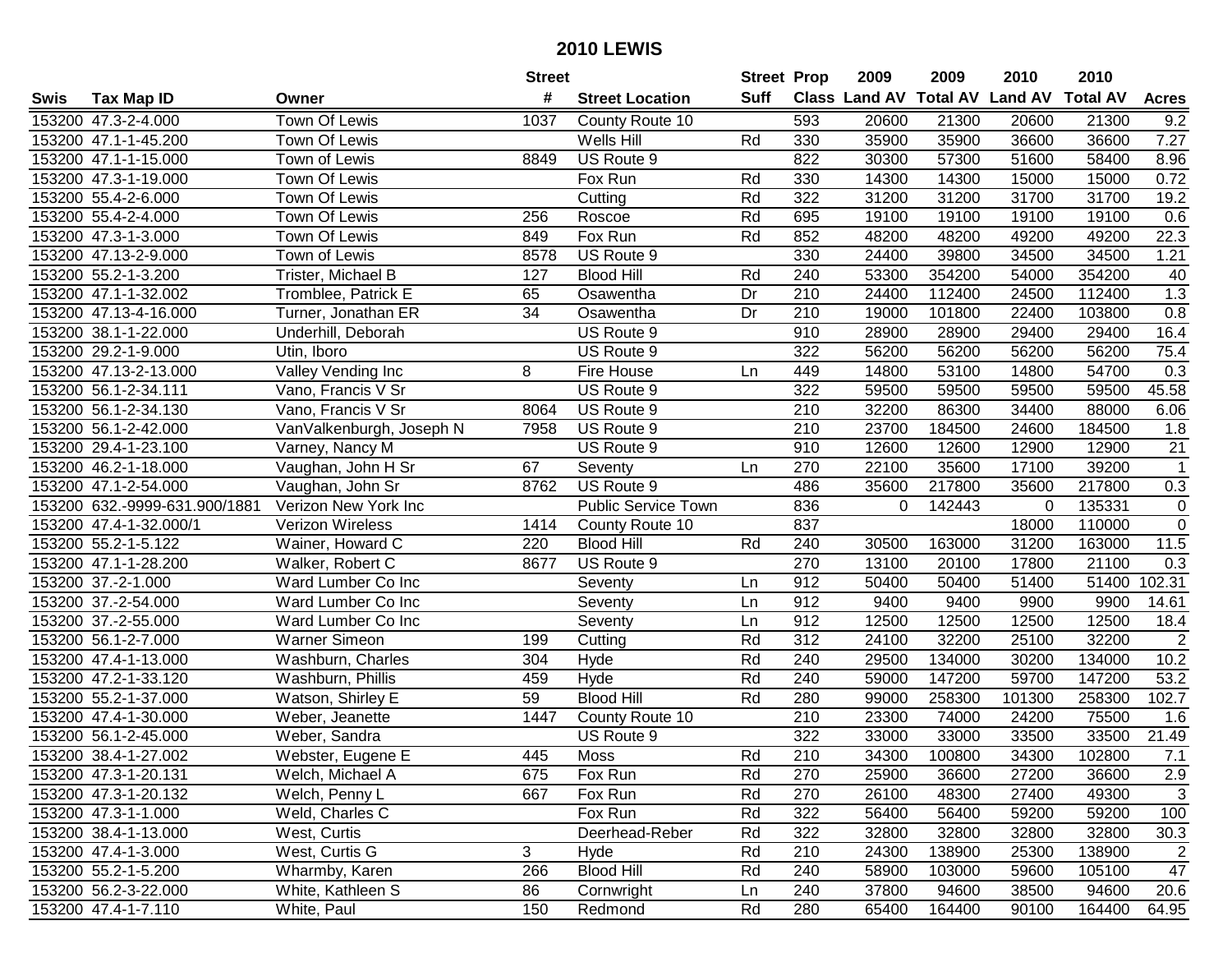# 2010 LEWIS

| Swis | Tax Map ID | Owner | Street # | Street Location | Street Suff | Prop Class | 2009 Land AV | 2009 Total AV | 2010 Land AV | 2010 Total AV | Acres |
|---|---|---|---|---|---|---|---|---|---|---|---|
| 153200 | 47.3-2-4.000 | Town Of Lewis | 1037 | County Route 10 | | 593 | 20600 | 21300 | 20600 | 21300 | 9.2 |
| 153200 | 47.1-1-45.200 | Town Of Lewis | | Wells Hill | Rd | 330 | 35900 | 35900 | 36600 | 36600 | 7.27 |
| 153200 | 47.1-1-15.000 | Town of Lewis | 8849 | US Route 9 | | 822 | 30300 | 57300 | 51600 | 58400 | 8.96 |
| 153200 | 47.3-1-19.000 | Town Of Lewis | | Fox Run | Rd | 330 | 14300 | 14300 | 15000 | 15000 | 0.72 |
| 153200 | 55.4-2-6.000 | Town Of Lewis | | Cutting | Rd | 322 | 31200 | 31200 | 31700 | 31700 | 19.2 |
| 153200 | 55.4-2-4.000 | Town Of Lewis | 256 | Roscoe | Rd | 695 | 19100 | 19100 | 19100 | 19100 | 0.6 |
| 153200 | 47.3-1-3.000 | Town Of Lewis | 849 | Fox Run | Rd | 852 | 48200 | 48200 | 49200 | 49200 | 22.3 |
| 153200 | 47.13-2-9.000 | Town of Lewis | 8578 | US Route 9 | | 330 | 24400 | 39800 | 34500 | 34500 | 1.21 |
| 153200 | 55.2-1-3.200 | Trister, Michael B | 127 | Blood Hill | Rd | 240 | 53300 | 354200 | 54000 | 354200 | 40 |
| 153200 | 47.1-1-32.002 | Tromblee, Patrick E | 65 | Osawentha | Dr | 210 | 24400 | 112400 | 24500 | 112400 | 1.3 |
| 153200 | 47.13-4-16.000 | Turner, Jonathan ER | 34 | Osawentha | Dr | 210 | 19000 | 101800 | 22400 | 103800 | 0.8 |
| 153200 | 38.1-1-22.000 | Underhill, Deborah | | US Route 9 | | 910 | 28900 | 28900 | 29400 | 29400 | 16.4 |
| 153200 | 29.2-1-9.000 | Utin, Iboro | | US Route 9 | | 322 | 56200 | 56200 | 56200 | 56200 | 75.4 |
| 153200 | 47.13-2-13.000 | Valley Vending Inc | 8 | Fire House | Ln | 449 | 14800 | 53100 | 14800 | 54700 | 0.3 |
| 153200 | 56.1-2-34.111 | Vano, Francis V Sr | | US Route 9 | | 322 | 59500 | 59500 | 59500 | 59500 | 45.58 |
| 153200 | 56.1-2-34.130 | Vano, Francis V Sr | 8064 | US Route 9 | | 210 | 32200 | 86300 | 34400 | 88000 | 6.06 |
| 153200 | 56.1-2-42.000 | VanValkenburgh, Joseph N | 7958 | US Route 9 | | 210 | 23700 | 184500 | 24600 | 184500 | 1.8 |
| 153200 | 29.4-1-23.100 | Varney, Nancy M | | US Route 9 | | 910 | 12600 | 12600 | 12900 | 12900 | 21 |
| 153200 | 46.2-1-18.000 | Vaughan, John H Sr | 67 | Seventy | Ln | 270 | 22100 | 35600 | 17100 | 39200 | 1 |
| 153200 | 47.1-2-54.000 | Vaughan, John Sr | 8762 | US Route 9 | | 486 | 35600 | 217800 | 35600 | 217800 | 0.3 |
| 153200 | 632.-9999-631.900/1881 | Verizon New York Inc | | Public Service Town | | 836 | 0 | 142443 | 0 | 135331 | 0 |
| 153200 | 47.4-1-32.000/1 | Verizon Wireless | 1414 | County Route 10 | | 837 | | | 18000 | 110000 | 0 |
| 153200 | 55.2-1-5.122 | Wainer, Howard C | 220 | Blood Hill | Rd | 240 | 30500 | 163000 | 31200 | 163000 | 11.5 |
| 153200 | 47.1-1-28.200 | Walker, Robert C | 8677 | US Route 9 | | 270 | 13100 | 20100 | 17800 | 21100 | 0.3 |
| 153200 | 37.-2-1.000 | Ward Lumber Co Inc | | Seventy | Ln | 912 | 50400 | 50400 | 51400 | 51400 | 102.31 |
| 153200 | 37.-2-54.000 | Ward Lumber Co Inc | | Seventy | Ln | 912 | 9400 | 9400 | 9900 | 9900 | 14.61 |
| 153200 | 37.-2-55.000 | Ward Lumber Co Inc | | Seventy | Ln | 912 | 12500 | 12500 | 12500 | 12500 | 18.4 |
| 153200 | 56.1-2-7.000 | Warner Simeon | 199 | Cutting | Rd | 312 | 24100 | 32200 | 25100 | 32200 | 2 |
| 153200 | 47.4-1-13.000 | Washburn, Charles | 304 | Hyde | Rd | 240 | 29500 | 134000 | 30200 | 134000 | 10.2 |
| 153200 | 47.2-1-33.120 | Washburn, Phillis | 459 | Hyde | Rd | 240 | 59000 | 147200 | 59700 | 147200 | 53.2 |
| 153200 | 55.2-1-37.000 | Watson, Shirley E | 59 | Blood Hill | Rd | 280 | 99000 | 258300 | 101300 | 258300 | 102.7 |
| 153200 | 47.4-1-30.000 | Weber, Jeanette | 1447 | County Route 10 | | 210 | 23300 | 74000 | 24200 | 75500 | 1.6 |
| 153200 | 56.1-2-45.000 | Weber, Sandra | | US Route 9 | | 322 | 33000 | 33000 | 33500 | 33500 | 21.49 |
| 153200 | 38.4-1-27.002 | Webster, Eugene E | 445 | Moss | Rd | 210 | 34300 | 100800 | 34300 | 102800 | 7.1 |
| 153200 | 47.3-1-20.131 | Welch, Michael A | 675 | Fox Run | Rd | 270 | 25900 | 36600 | 27200 | 36600 | 2.9 |
| 153200 | 47.3-1-20.132 | Welch, Penny L | 667 | Fox Run | Rd | 270 | 26100 | 48300 | 27400 | 49300 | 3 |
| 153200 | 47.3-1-1.000 | Weld, Charles C | | Fox Run | Rd | 322 | 56400 | 56400 | 59200 | 59200 | 100 |
| 153200 | 38.4-1-13.000 | West, Curtis | | Deerhead-Reber | Rd | 322 | 32800 | 32800 | 32800 | 32800 | 30.3 |
| 153200 | 47.4-1-3.000 | West, Curtis G | 3 | Hyde | Rd | 210 | 24300 | 138900 | 25300 | 138900 | 2 |
| 153200 | 55.2-1-5.200 | Wharmby, Karen | 266 | Blood Hill | Rd | 240 | 58900 | 103000 | 59600 | 105100 | 47 |
| 153200 | 56.2-3-22.000 | White, Kathleen S | 86 | Cornwright | Ln | 240 | 37800 | 94600 | 38500 | 94600 | 20.6 |
| 153200 | 47.4-1-7.110 | White, Paul | 150 | Redmond | Rd | 280 | 65400 | 164400 | 90100 | 164400 | 64.95 |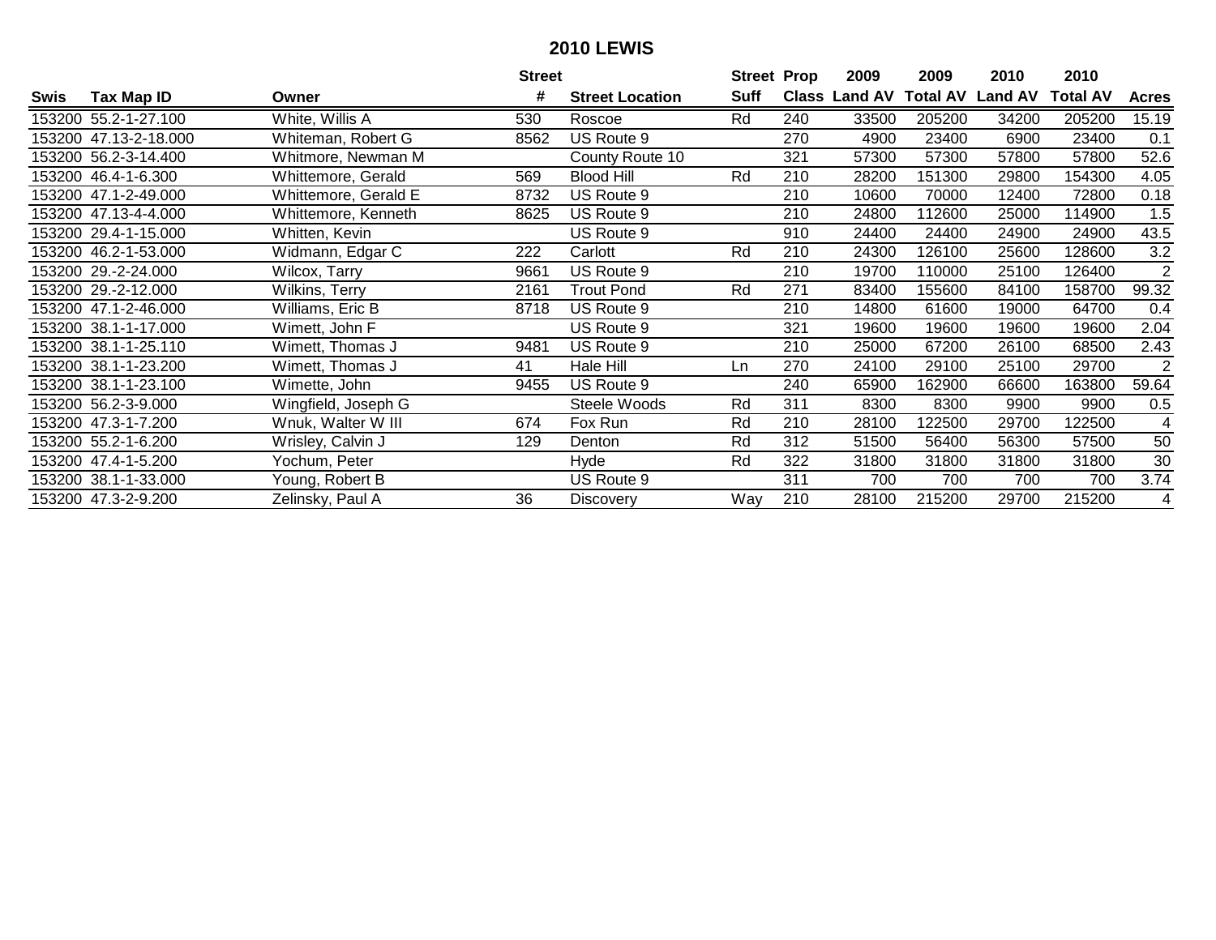# 2010 LEWIS

| Swis | Tax Map ID | Owner | Street # | Street Location | Street Suff | Prop Class | 2009 Land AV | 2009 Total AV | 2010 Land AV | 2010 Total AV | Acres |
|---|---|---|---|---|---|---|---|---|---|---|---|
| 153200 | 55.2-1-27.100 | White, Willis A | 530 | Roscoe | Rd | 240 | 33500 | 205200 | 34200 | 205200 | 15.19 |
| 153200 | 47.13-2-18.000 | Whiteman, Robert G | 8562 | US Route 9 | | 270 | 4900 | 23400 | 6900 | 23400 | 0.1 |
| 153200 | 56.2-3-14.400 | Whitmore, Newman M | | County Route 10 | | 321 | 57300 | 57300 | 57800 | 57800 | 52.6 |
| 153200 | 46.4-1-6.300 | Whittemore, Gerald | 569 | Blood Hill | Rd | 210 | 28200 | 151300 | 29800 | 154300 | 4.05 |
| 153200 | 47.1-2-49.000 | Whittemore, Gerald E | 8732 | US Route 9 | | 210 | 10600 | 70000 | 12400 | 72800 | 0.18 |
| 153200 | 47.13-4-4.000 | Whittemore, Kenneth | 8625 | US Route 9 | | 210 | 24800 | 112600 | 25000 | 114900 | 1.5 |
| 153200 | 29.4-1-15.000 | Whitten, Kevin | | US Route 9 | | 910 | 24400 | 24400 | 24900 | 24900 | 43.5 |
| 153200 | 46.2-1-53.000 | Widmann, Edgar C | 222 | Carlott | Rd | 210 | 24300 | 126100 | 25600 | 128600 | 3.2 |
| 153200 | 29.-2-24.000 | Wilcox, Tarry | 9661 | US Route 9 | | 210 | 19700 | 110000 | 25100 | 126400 | 2 |
| 153200 | 29.-2-12.000 | Wilkins, Terry | 2161 | Trout Pond | Rd | 271 | 83400 | 155600 | 84100 | 158700 | 99.32 |
| 153200 | 47.1-2-46.000 | Williams, Eric B | 8718 | US Route 9 | | 210 | 14800 | 61600 | 19000 | 64700 | 0.4 |
| 153200 | 38.1-1-17.000 | Wimett, John F | | US Route 9 | | 321 | 19600 | 19600 | 19600 | 19600 | 2.04 |
| 153200 | 38.1-1-25.110 | Wimett, Thomas J | 9481 | US Route 9 | | 210 | 25000 | 67200 | 26100 | 68500 | 2.43 |
| 153200 | 38.1-1-23.200 | Wimett, Thomas J | 41 | Hale Hill | Ln | 270 | 24100 | 29100 | 25100 | 29700 | 2 |
| 153200 | 38.1-1-23.100 | Wimette, John | 9455 | US Route 9 | | 240 | 65900 | 162900 | 66600 | 163800 | 59.64 |
| 153200 | 56.2-3-9.000 | Wingfield, Joseph G | | Steele Woods | Rd | 311 | 8300 | 8300 | 9900 | 9900 | 0.5 |
| 153200 | 47.3-1-7.200 | Wnuk, Walter W III | 674 | Fox Run | Rd | 210 | 28100 | 122500 | 29700 | 122500 | 4 |
| 153200 | 55.2-1-6.200 | Wrisley, Calvin J | 129 | Denton | Rd | 312 | 51500 | 56400 | 56300 | 57500 | 50 |
| 153200 | 47.4-1-5.200 | Yochum, Peter | | Hyde | Rd | 322 | 31800 | 31800 | 31800 | 31800 | 30 |
| 153200 | 38.1-1-33.000 | Young, Robert B | | US Route 9 | | 311 | 700 | 700 | 700 | 700 | 3.74 |
| 153200 | 47.3-2-9.200 | Zelinsky, Paul A | 36 | Discovery | Way | 210 | 28100 | 215200 | 29700 | 215200 | 4 |